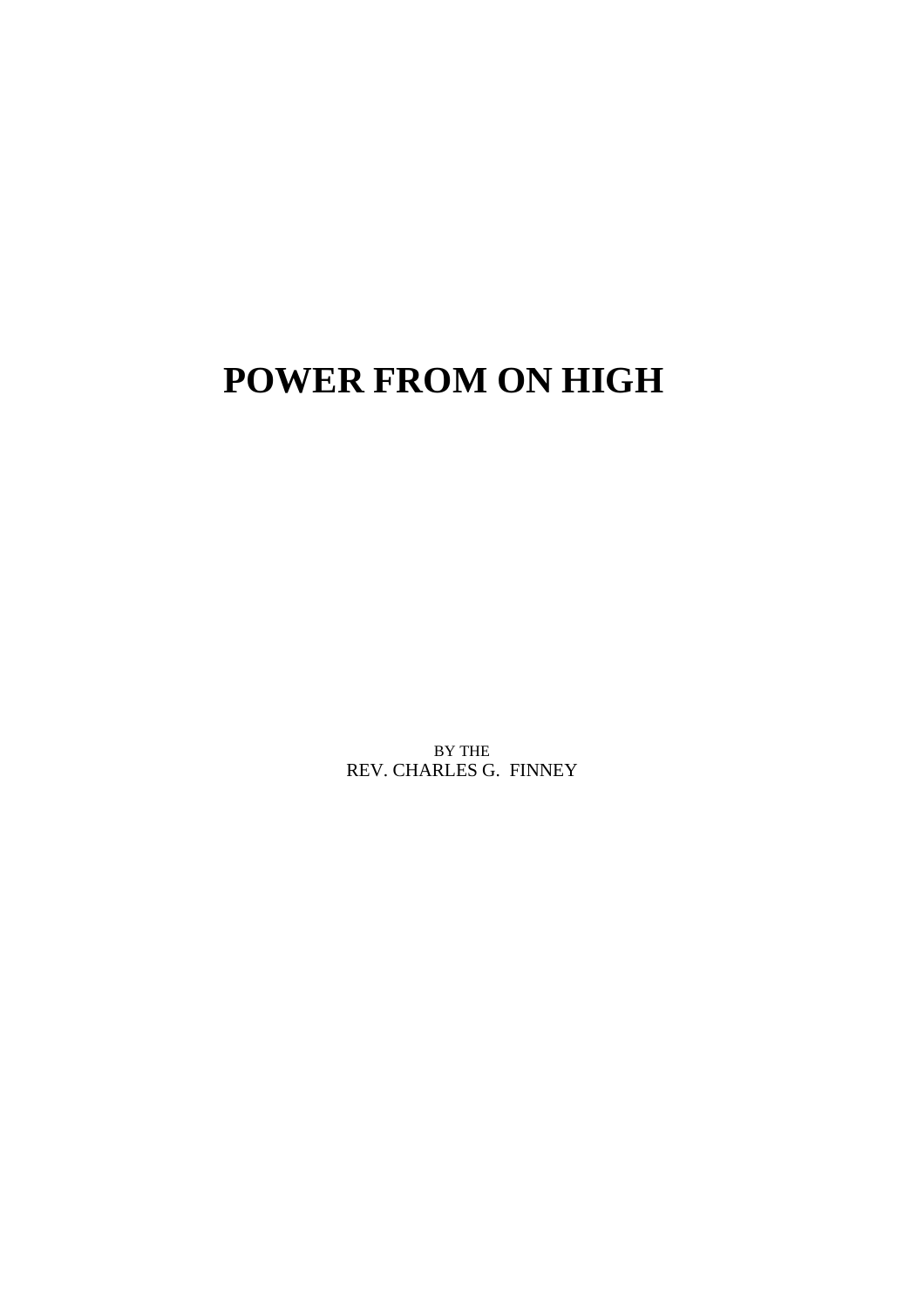# POWER FROM ON HIGH

BY THE
REV. CHARLES G. FINNEY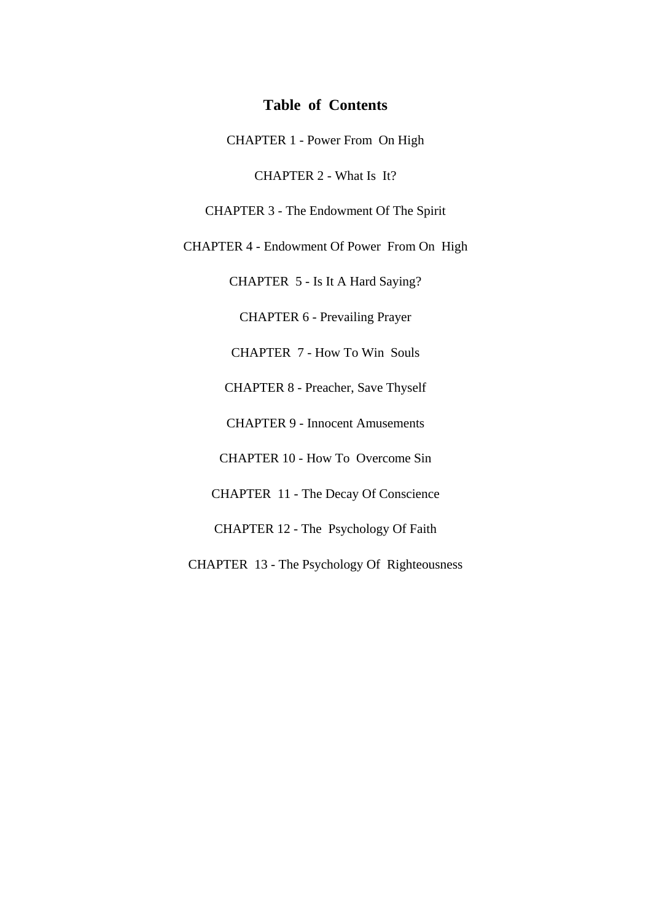## Table of Contents

CHAPTER 1 - Power From On High

CHAPTER 2 - What Is It?

CHAPTER 3 - The Endowment Of The Spirit

CHAPTER 4 - Endowment Of Power From On High

CHAPTER 5 - Is It A Hard Saying?

CHAPTER 6 - Prevailing Prayer

CHAPTER 7 - How To Win Souls

CHAPTER 8 - Preacher, Save Thyself

CHAPTER 9 - Innocent Amusements

CHAPTER 10 - How To Overcome Sin

CHAPTER 11 - The Decay Of Conscience

CHAPTER 12 - The Psychology Of Faith

CHAPTER 13 - The Psychology Of Righteousness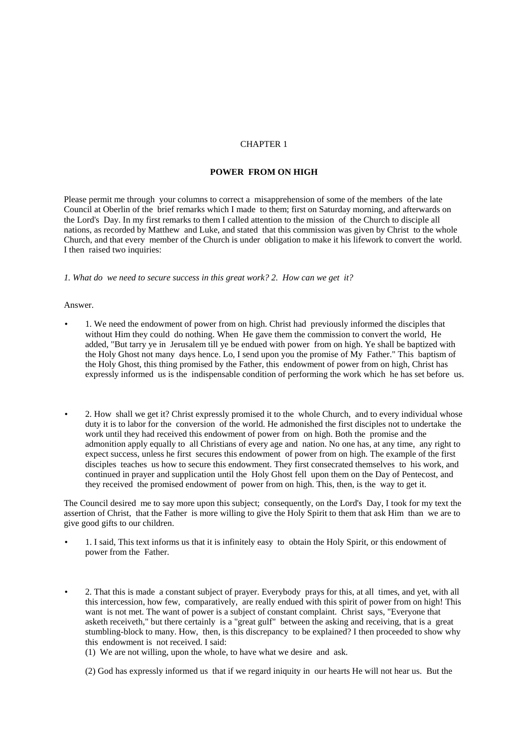# CHAPTER 1

## POWER FROM ON HIGH

Please permit me through your columns to correct a misapprehension of some of the members of the late Council at Oberlin of the brief remarks which I made to them; first on Saturday morning, and afterwards on the Lord's Day. In my first remarks to them I called attention to the mission of the Church to disciple all nations, as recorded by Matthew and Luke, and stated that this commission was given by Christ to the whole Church, and that every member of the Church is under obligation to make it his lifework to convert the world. I then raised two inquiries:

*1. What do we need to secure success in this great work? 2. How can we get it?*

Answer.

- 1. We need the endowment of power from on high. Christ had previously informed the disciples that without Him they could do nothing. When He gave them the commission to convert the world, He added, "But tarry ye in Jerusalem till ye be endued with power from on high. Ye shall be baptized with the Holy Ghost not many days hence. Lo, I send upon you the promise of My Father." This baptism of the Holy Ghost, this thing promised by the Father, this endowment of power from on high, Christ has expressly informed us is the indispensable condition of performing the work which he has set before us.

- 2. How shall we get it? Christ expressly promised it to the whole Church, and to every individual whose duty it is to labor for the conversion of the world. He admonished the first disciples not to undertake the work until they had received this endowment of power from on high. Both the promise and the admonition apply equally to all Christians of every age and nation. No one has, at any time, any right to expect success, unless he first secures this endowment of power from on high. The example of the first disciples teaches us how to secure this endowment. They first consecrated themselves to his work, and continued in prayer and supplication until the Holy Ghost fell upon them on the Day of Pentecost, and they received the promised endowment of power from on high. This, then, is the way to get it.

The Council desired me to say more upon this subject; consequently, on the Lord's Day, I took for my text the assertion of Christ, that the Father is more willing to give the Holy Spirit to them that ask Him than we are to give good gifts to our children.

- 1. I said, This text informs us that it is infinitely easy to obtain the Holy Spirit, or this endowment of power from the Father.

- 2. That this is made a constant subject of prayer. Everybody prays for this, at all times, and yet, with all this intercession, how few, comparatively, are really endued with this spirit of power from on high! This want is not met. The want of power is a subject of constant complaint. Christ says, "Everyone that asketh receiveth," but there certainly is a "great gulf" between the asking and receiving, that is a great stumbling-block to many. How, then, is this discrepancy to be explained? I then proceeded to show why this endowment is not received. I said:

  (1) We are not willing, upon the whole, to have what we desire and ask.

  (2) God has expressly informed us that if we regard iniquity in our hearts He will not hear us. But the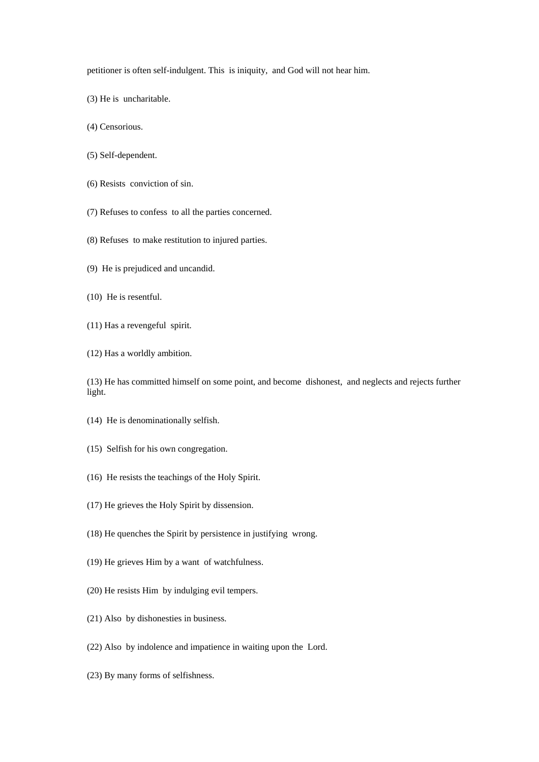petitioner is often self-indulgent. This is iniquity, and God will not hear him.

(3) He is uncharitable.

(4) Censorious.

(5) Self-dependent.

(6) Resists conviction of sin.

(7) Refuses to confess to all the parties concerned.

(8) Refuses to make restitution to injured parties.

(9) He is prejudiced and uncandid.

(10) He is resentful.

(11) Has a revengeful spirit.

(12) Has a worldly ambition.

(13) He has committed himself on some point, and become dishonest, and neglects and rejects further light.

(14) He is denominationally selfish.

(15) Selfish for his own congregation.

(16) He resists the teachings of the Holy Spirit.

(17) He grieves the Holy Spirit by dissension.

(18) He quenches the Spirit by persistence in justifying wrong.

(19) He grieves Him by a want of watchfulness.

(20) He resists Him by indulging evil tempers.

(21) Also by dishonesties in business.

(22) Also by indolence and impatience in waiting upon the Lord.

(23) By many forms of selfishness.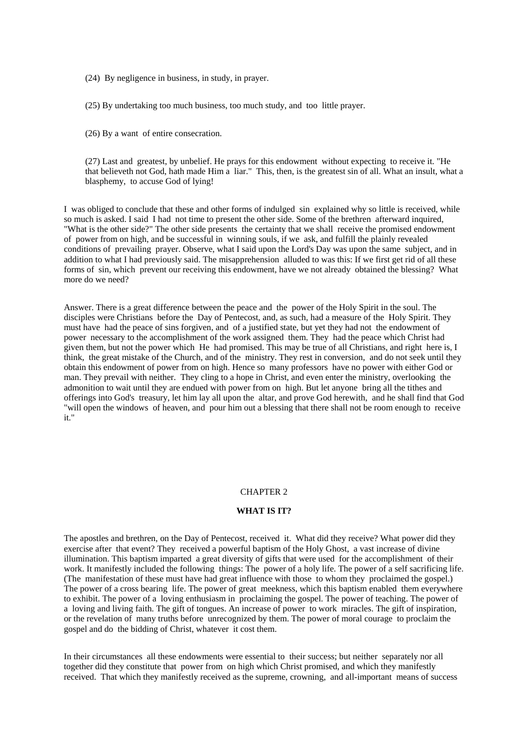(24) By negligence in business, in study, in prayer.

(25) By undertaking too much business, too much study, and too little prayer.

(26) By a want of entire consecration.

(27) Last and greatest, by unbelief. He prays for this endowment without expecting to receive it. "He that believeth not God, hath made Him a liar." This, then, is the greatest sin of all. What an insult, what a blasphemy, to accuse God of lying!

I was obliged to conclude that these and other forms of indulged sin explained why so little is received, while so much is asked. I said I had not time to present the other side. Some of the brethren afterward inquired, "What is the other side?" The other side presents the certainty that we shall receive the promised endowment of power from on high, and be successful in winning souls, if we ask, and fulfill the plainly revealed conditions of prevailing prayer. Observe, what I said upon the Lord's Day was upon the same subject, and in addition to what I had previously said. The misapprehension alluded to was this: If we first get rid of all these forms of sin, which prevent our receiving this endowment, have we not already obtained the blessing? What more do we need?

Answer. There is a great difference between the peace and the power of the Holy Spirit in the soul. The disciples were Christians before the Day of Pentecost, and, as such, had a measure of the Holy Spirit. They must have had the peace of sins forgiven, and of a justified state, but yet they had not the endowment of power necessary to the accomplishment of the work assigned them. They had the peace which Christ had given them, but not the power which He had promised. This may be true of all Christians, and right here is, I think, the great mistake of the Church, and of the ministry. They rest in conversion, and do not seek until they obtain this endowment of power from on high. Hence so many professors have no power with either God or man. They prevail with neither. They cling to a hope in Christ, and even enter the ministry, overlooking the admonition to wait until they are endued with power from on high. But let anyone bring all the tithes and offerings into God's treasury, let him lay all upon the altar, and prove God herewith, and he shall find that God "will open the windows of heaven, and pour him out a blessing that there shall not be room enough to receive it."

## CHAPTER 2

### WHAT IS IT?

The apostles and brethren, on the Day of Pentecost, received it. What did they receive? What power did they exercise after that event? They received a powerful baptism of the Holy Ghost, a vast increase of divine illumination. This baptism imparted a great diversity of gifts that were used for the accomplishment of their work. It manifestly included the following things: The power of a holy life. The power of a self sacrificing life. (The manifestation of these must have had great influence with those to whom they proclaimed the gospel.) The power of a cross bearing life. The power of great meekness, which this baptism enabled them everywhere to exhibit. The power of a loving enthusiasm in proclaiming the gospel. The power of teaching. The power of a loving and living faith. The gift of tongues. An increase of power to work miracles. The gift of inspiration, or the revelation of many truths before unrecognized by them. The power of moral courage to proclaim the gospel and do the bidding of Christ, whatever it cost them.

In their circumstances all these endowments were essential to their success; but neither separately nor all together did they constitute that power from on high which Christ promised, and which they manifestly received. That which they manifestly received as the supreme, crowning, and all-important means of success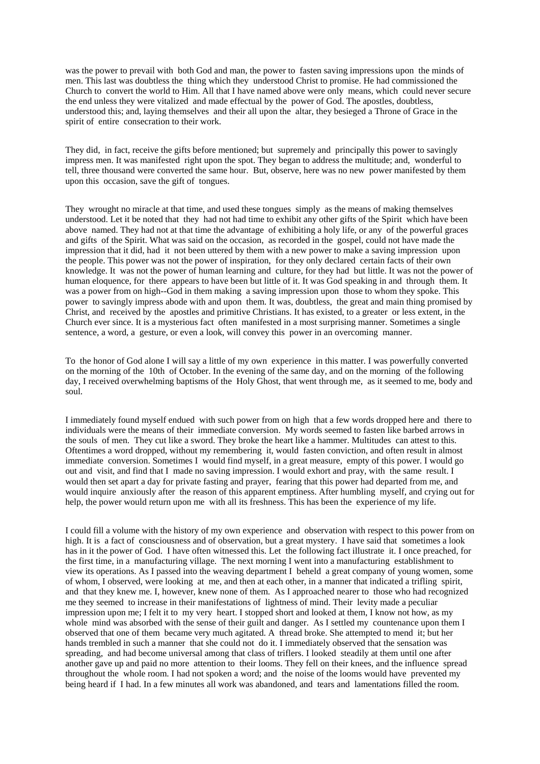was the power to prevail with both God and man, the power to fasten saving impressions upon the minds of men. This last was doubtless the thing which they understood Christ to promise. He had commissioned the Church to convert the world to Him. All that I have named above were only means, which could never secure the end unless they were vitalized and made effectual by the power of God. The apostles, doubtless, understood this; and, laying themselves and their all upon the altar, they besieged a Throne of Grace in the spirit of entire consecration to their work.

They did, in fact, receive the gifts before mentioned; but supremely and principally this power to savingly impress men. It was manifested right upon the spot. They began to address the multitude; and, wonderful to tell, three thousand were converted the same hour. But, observe, here was no new power manifested by them upon this occasion, save the gift of tongues.

They wrought no miracle at that time, and used these tongues simply as the means of making themselves understood. Let it be noted that they had not had time to exhibit any other gifts of the Spirit which have been above named. They had not at that time the advantage of exhibiting a holy life, or any of the powerful graces and gifts of the Spirit. What was said on the occasion, as recorded in the gospel, could not have made the impression that it did, had it not been uttered by them with a new power to make a saving impression upon the people. This power was not the power of inspiration, for they only declared certain facts of their own knowledge. It was not the power of human learning and culture, for they had but little. It was not the power of human eloquence, for there appears to have been but little of it. It was God speaking in and through them. It was a power from on high--God in them making a saving impression upon those to whom they spoke. This power to savingly impress abode with and upon them. It was, doubtless, the great and main thing promised by Christ, and received by the apostles and primitive Christians. It has existed, to a greater or less extent, in the Church ever since. It is a mysterious fact often manifested in a most surprising manner. Sometimes a single sentence, a word, a gesture, or even a look, will convey this power in an overcoming manner.

To the honor of God alone I will say a little of my own experience in this matter. I was powerfully converted on the morning of the 10th of October. In the evening of the same day, and on the morning of the following day, I received overwhelming baptisms of the Holy Ghost, that went through me, as it seemed to me, body and soul.

I immediately found myself endued with such power from on high that a few words dropped here and there to individuals were the means of their immediate conversion. My words seemed to fasten like barbed arrows in the souls of men. They cut like a sword. They broke the heart like a hammer. Multitudes can attest to this. Oftentimes a word dropped, without my remembering it, would fasten conviction, and often result in almost immediate conversion. Sometimes I would find myself, in a great measure, empty of this power. I would go out and visit, and find that I made no saving impression. I would exhort and pray, with the same result. I would then set apart a day for private fasting and prayer, fearing that this power had departed from me, and would inquire anxiously after the reason of this apparent emptiness. After humbling myself, and crying out for help, the power would return upon me with all its freshness. This has been the experience of my life.

I could fill a volume with the history of my own experience and observation with respect to this power from on high. It is a fact of consciousness and of observation, but a great mystery. I have said that sometimes a look has in it the power of God. I have often witnessed this. Let the following fact illustrate it. I once preached, for the first time, in a manufacturing village. The next morning I went into a manufacturing establishment to view its operations. As I passed into the weaving department I beheld a great company of young women, some of whom, I observed, were looking at me, and then at each other, in a manner that indicated a trifling spirit, and that they knew me. I, however, knew none of them. As I approached nearer to those who had recognized me they seemed to increase in their manifestations of lightness of mind. Their levity made a peculiar impression upon me; I felt it to my very heart. I stopped short and looked at them, I know not how, as my whole mind was absorbed with the sense of their guilt and danger. As I settled my countenance upon them I observed that one of them became very much agitated. A thread broke. She attempted to mend it; but her hands trembled in such a manner that she could not do it. I immediately observed that the sensation was spreading, and had become universal among that class of triflers. I looked steadily at them until one after another gave up and paid no more attention to their looms. They fell on their knees, and the influence spread throughout the whole room. I had not spoken a word; and the noise of the looms would have prevented my being heard if I had. In a few minutes all work was abandoned, and tears and lamentations filled the room.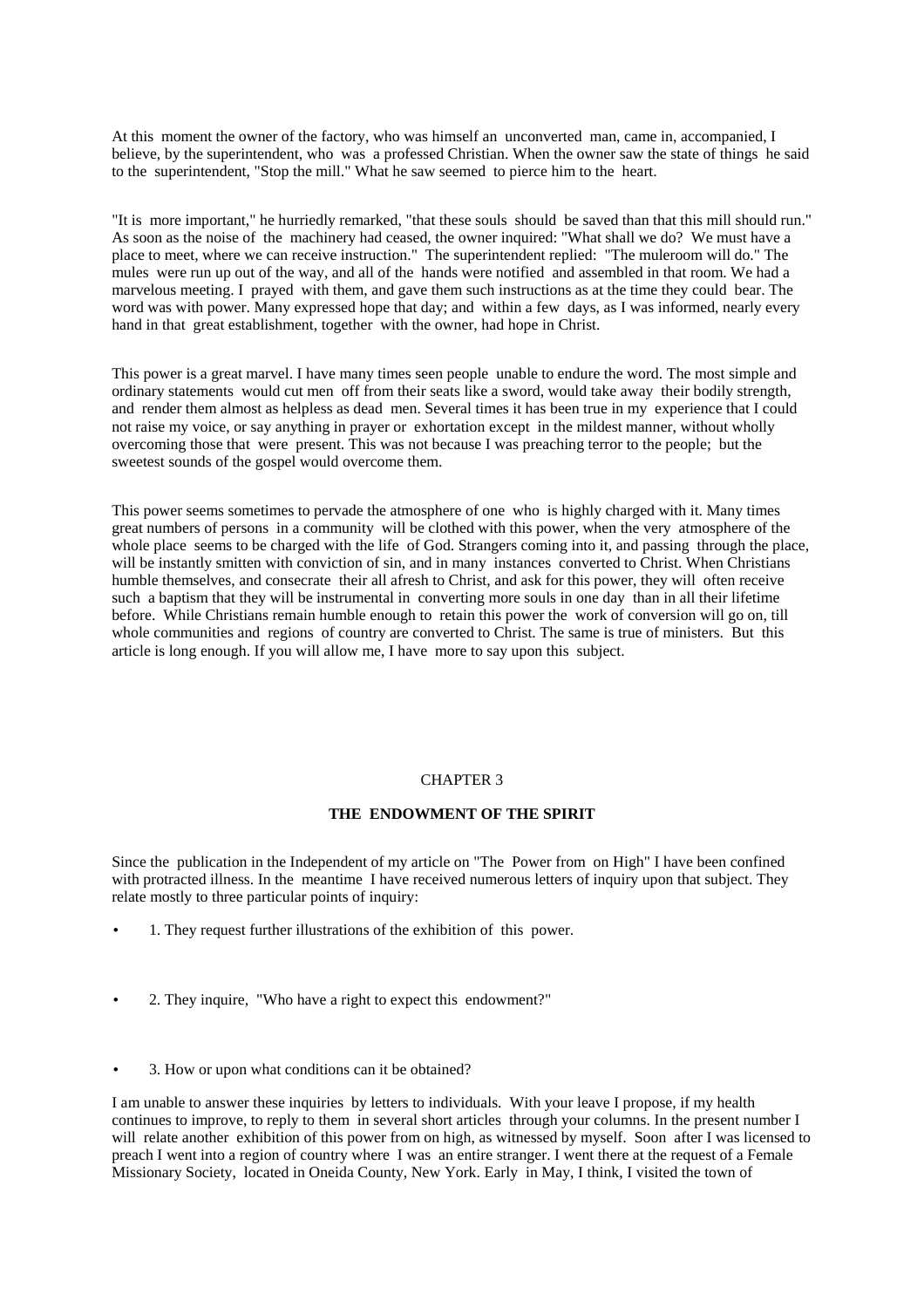At this moment the owner of the factory, who was himself an unconverted man, came in, accompanied, I believe, by the superintendent, who was a professed Christian. When the owner saw the state of things he said to the superintendent, "Stop the mill." What he saw seemed to pierce him to the heart.

"It is more important," he hurriedly remarked, "that these souls should be saved than that this mill should run." As soon as the noise of the machinery had ceased, the owner inquired: "What shall we do? We must have a place to meet, where we can receive instruction." The superintendent replied: "The muleroom will do." The mules were run up out of the way, and all of the hands were notified and assembled in that room. We had a marvelous meeting. I prayed with them, and gave them such instructions as at the time they could bear. The word was with power. Many expressed hope that day; and within a few days, as I was informed, nearly every hand in that great establishment, together with the owner, had hope in Christ.

This power is a great marvel. I have many times seen people unable to endure the word. The most simple and ordinary statements would cut men off from their seats like a sword, would take away their bodily strength, and render them almost as helpless as dead men. Several times it has been true in my experience that I could not raise my voice, or say anything in prayer or exhortation except in the mildest manner, without wholly overcoming those that were present. This was not because I was preaching terror to the people; but the sweetest sounds of the gospel would overcome them.

This power seems sometimes to pervade the atmosphere of one who is highly charged with it. Many times great numbers of persons in a community will be clothed with this power, when the very atmosphere of the whole place seems to be charged with the life of God. Strangers coming into it, and passing through the place, will be instantly smitten with conviction of sin, and in many instances converted to Christ. When Christians humble themselves, and consecrate their all afresh to Christ, and ask for this power, they will often receive such a baptism that they will be instrumental in converting more souls in one day than in all their lifetime before. While Christians remain humble enough to retain this power the work of conversion will go on, till whole communities and regions of country are converted to Christ. The same is true of ministers. But this article is long enough. If you will allow me, I have more to say upon this subject.

## CHAPTER 3

### THE ENDOWMENT OF THE SPIRIT

Since the publication in the Independent of my article on "The Power from on High" I have been confined with protracted illness. In the meantime I have received numerous letters of inquiry upon that subject. They relate mostly to three particular points of inquiry:

- 1. They request further illustrations of the exhibition of this power.
- 2. They inquire, "Who have a right to expect this endowment?"
- 3. How or upon what conditions can it be obtained?

I am unable to answer these inquiries by letters to individuals. With your leave I propose, if my health continues to improve, to reply to them in several short articles through your columns. In the present number I will relate another exhibition of this power from on high, as witnessed by myself. Soon after I was licensed to preach I went into a region of country where I was an entire stranger. I went there at the request of a Female Missionary Society, located in Oneida County, New York. Early in May, I think, I visited the town of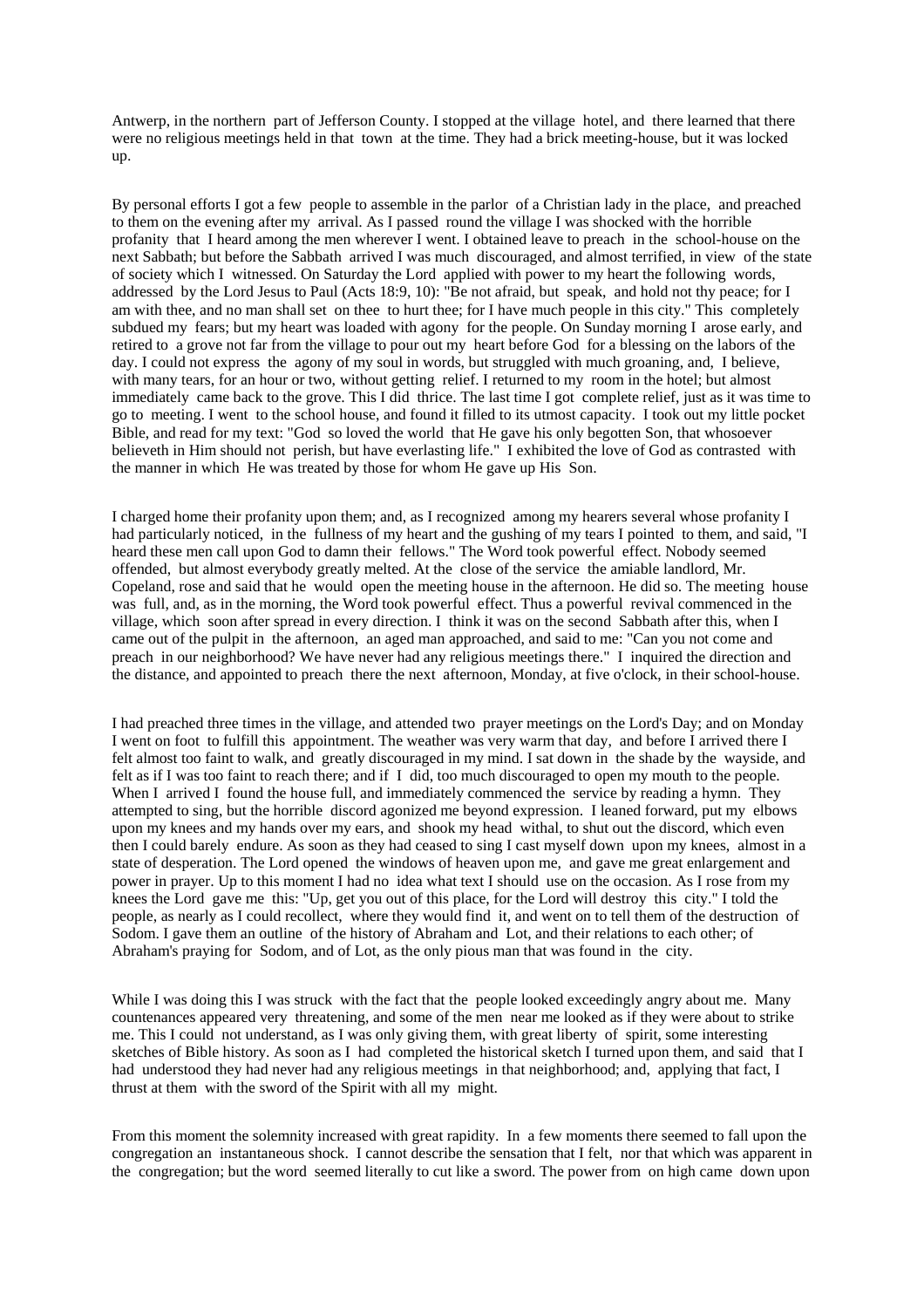Antwerp, in the northern part of Jefferson County. I stopped at the village hotel, and there learned that there were no religious meetings held in that town at the time. They had a brick meeting-house, but it was locked up.

By personal efforts I got a few people to assemble in the parlor of a Christian lady in the place, and preached to them on the evening after my arrival. As I passed round the village I was shocked with the horrible profanity that I heard among the men wherever I went. I obtained leave to preach in the school-house on the next Sabbath; but before the Sabbath arrived I was much discouraged, and almost terrified, in view of the state of society which I witnessed. On Saturday the Lord applied with power to my heart the following words, addressed by the Lord Jesus to Paul (Acts 18:9, 10): "Be not afraid, but speak, and hold not thy peace; for I am with thee, and no man shall set on thee to hurt thee; for I have much people in this city." This completely subdued my fears; but my heart was loaded with agony for the people. On Sunday morning I arose early, and retired to a grove not far from the village to pour out my heart before God for a blessing on the labors of the day. I could not express the agony of my soul in words, but struggled with much groaning, and, I believe, with many tears, for an hour or two, without getting relief. I returned to my room in the hotel; but almost immediately came back to the grove. This I did thrice. The last time I got complete relief, just as it was time to go to meeting. I went to the school house, and found it filled to its utmost capacity. I took out my little pocket Bible, and read for my text: "God so loved the world that He gave his only begotten Son, that whosoever believeth in Him should not perish, but have everlasting life." I exhibited the love of God as contrasted with the manner in which He was treated by those for whom He gave up His Son.

I charged home their profanity upon them; and, as I recognized among my hearers several whose profanity I had particularly noticed, in the fullness of my heart and the gushing of my tears I pointed to them, and said, "I heard these men call upon God to damn their fellows." The Word took powerful effect. Nobody seemed offended, but almost everybody greatly melted. At the close of the service the amiable landlord, Mr. Copeland, rose and said that he would open the meeting house in the afternoon. He did so. The meeting house was full, and, as in the morning, the Word took powerful effect. Thus a powerful revival commenced in the village, which soon after spread in every direction. I think it was on the second Sabbath after this, when I came out of the pulpit in the afternoon, an aged man approached, and said to me: "Can you not come and preach in our neighborhood? We have never had any religious meetings there." I inquired the direction and the distance, and appointed to preach there the next afternoon, Monday, at five o'clock, in their school-house.

I had preached three times in the village, and attended two prayer meetings on the Lord's Day; and on Monday I went on foot to fulfill this appointment. The weather was very warm that day, and before I arrived there I felt almost too faint to walk, and greatly discouraged in my mind. I sat down in the shade by the wayside, and felt as if I was too faint to reach there; and if I did, too much discouraged to open my mouth to the people. When I arrived I found the house full, and immediately commenced the service by reading a hymn. They attempted to sing, but the horrible discord agonized me beyond expression. I leaned forward, put my elbows upon my knees and my hands over my ears, and shook my head withal, to shut out the discord, which even then I could barely endure. As soon as they had ceased to sing I cast myself down upon my knees, almost in a state of desperation. The Lord opened the windows of heaven upon me, and gave me great enlargement and power in prayer. Up to this moment I had no idea what text I should use on the occasion. As I rose from my knees the Lord gave me this: "Up, get you out of this place, for the Lord will destroy this city." I told the people, as nearly as I could recollect, where they would find it, and went on to tell them of the destruction of Sodom. I gave them an outline of the history of Abraham and Lot, and their relations to each other; of Abraham's praying for Sodom, and of Lot, as the only pious man that was found in the city.

While I was doing this I was struck with the fact that the people looked exceedingly angry about me. Many countenances appeared very threatening, and some of the men near me looked as if they were about to strike me. This I could not understand, as I was only giving them, with great liberty of spirit, some interesting sketches of Bible history. As soon as I had completed the historical sketch I turned upon them, and said that I had understood they had never had any religious meetings in that neighborhood; and, applying that fact, I thrust at them with the sword of the Spirit with all my might.

From this moment the solemnity increased with great rapidity. In a few moments there seemed to fall upon the congregation an instantaneous shock. I cannot describe the sensation that I felt, nor that which was apparent in the congregation; but the word seemed literally to cut like a sword. The power from on high came down upon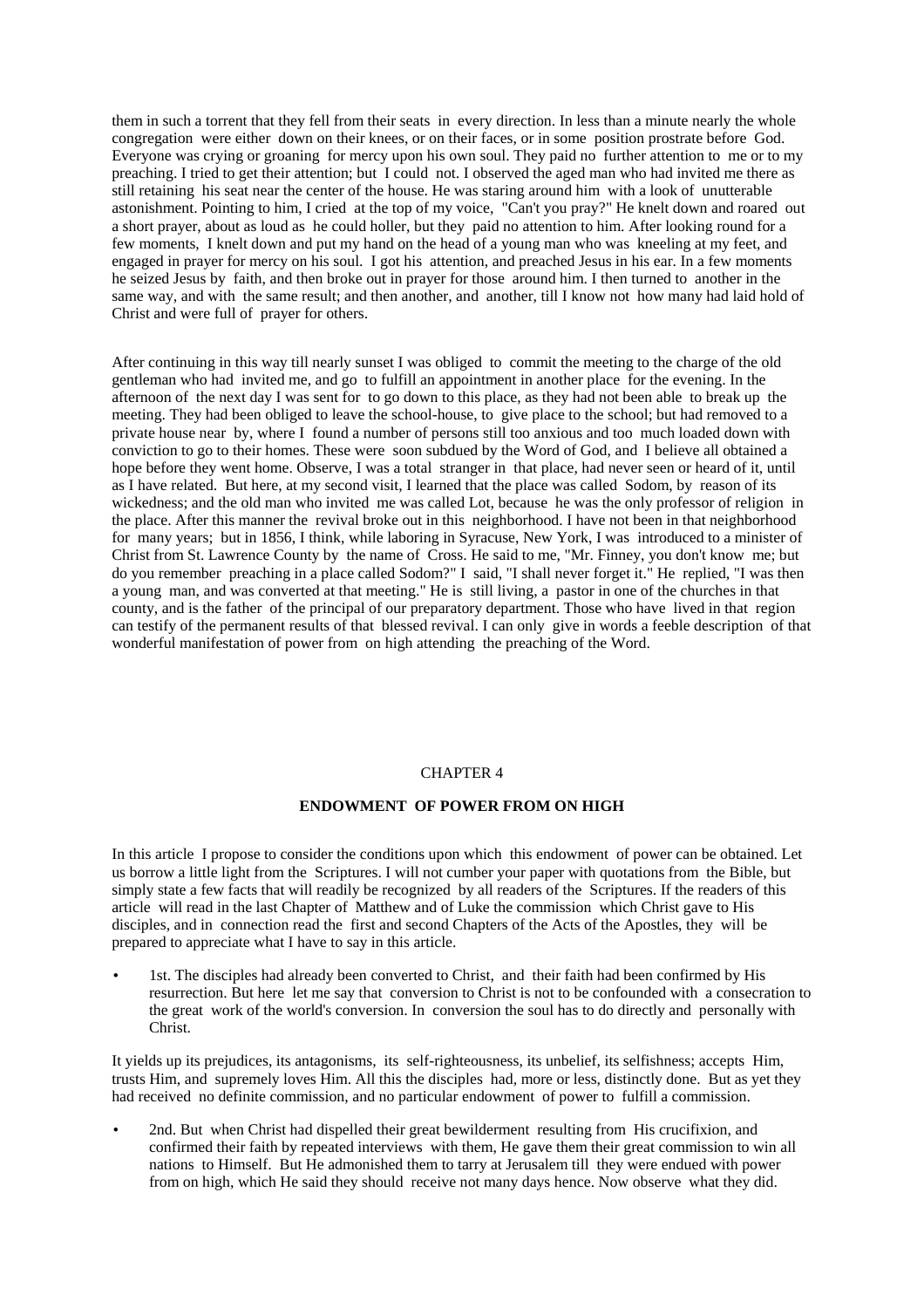them in such a torrent that they fell from their seats in every direction. In less than a minute nearly the whole congregation were either down on their knees, or on their faces, or in some position prostrate before God. Everyone was crying or groaning for mercy upon his own soul. They paid no further attention to me or to my preaching. I tried to get their attention; but I could not. I observed the aged man who had invited me there as still retaining his seat near the center of the house. He was staring around him with a look of unutterable astonishment. Pointing to him, I cried at the top of my voice, "Can't you pray?" He knelt down and roared out a short prayer, about as loud as he could holler, but they paid no attention to him. After looking round for a few moments, I knelt down and put my hand on the head of a young man who was kneeling at my feet, and engaged in prayer for mercy on his soul. I got his attention, and preached Jesus in his ear. In a few moments he seized Jesus by faith, and then broke out in prayer for those around him. I then turned to another in the same way, and with the same result; and then another, and another, till I know not how many had laid hold of Christ and were full of prayer for others.

After continuing in this way till nearly sunset I was obliged to commit the meeting to the charge of the old gentleman who had invited me, and go to fulfill an appointment in another place for the evening. In the afternoon of the next day I was sent for to go down to this place, as they had not been able to break up the meeting. They had been obliged to leave the school-house, to give place to the school; but had removed to a private house near by, where I found a number of persons still too anxious and too much loaded down with conviction to go to their homes. These were soon subdued by the Word of God, and I believe all obtained a hope before they went home. Observe, I was a total stranger in that place, had never seen or heard of it, until as I have related. But here, at my second visit, I learned that the place was called Sodom, by reason of its wickedness; and the old man who invited me was called Lot, because he was the only professor of religion in the place. After this manner the revival broke out in this neighborhood. I have not been in that neighborhood for many years; but in 1856, I think, while laboring in Syracuse, New York, I was introduced to a minister of Christ from St. Lawrence County by the name of Cross. He said to me, "Mr. Finney, you don't know me; but do you remember preaching in a place called Sodom?" I said, "I shall never forget it." He replied, "I was then a young man, and was converted at that meeting." He is still living, a pastor in one of the churches in that county, and is the father of the principal of our preparatory department. Those who have lived in that region can testify of the permanent results of that blessed revival. I can only give in words a feeble description of that wonderful manifestation of power from on high attending the preaching of the Word.

CHAPTER 4

## ENDOWMENT OF POWER FROM ON HIGH

In this article I propose to consider the conditions upon which this endowment of power can be obtained. Let us borrow a little light from the Scriptures. I will not cumber your paper with quotations from the Bible, but simply state a few facts that will readily be recognized by all readers of the Scriptures. If the readers of this article will read in the last Chapter of Matthew and of Luke the commission which Christ gave to His disciples, and in connection read the first and second Chapters of the Acts of the Apostles, they will be prepared to appreciate what I have to say in this article.

- 1st. The disciples had already been converted to Christ, and their faith had been confirmed by His resurrection. But here let me say that conversion to Christ is not to be confounded with a consecration to the great work of the world's conversion. In conversion the soul has to do directly and personally with Christ.

It yields up its prejudices, its antagonisms, its self-righteousness, its unbelief, its selfishness; accepts Him, trusts Him, and supremely loves Him. All this the disciples had, more or less, distinctly done. But as yet they had received no definite commission, and no particular endowment of power to fulfill a commission.

- 2nd. But when Christ had dispelled their great bewilderment resulting from His crucifixion, and confirmed their faith by repeated interviews with them, He gave them their great commission to win all nations to Himself. But He admonished them to tarry at Jerusalem till they were endued with power from on high, which He said they should receive not many days hence. Now observe what they did.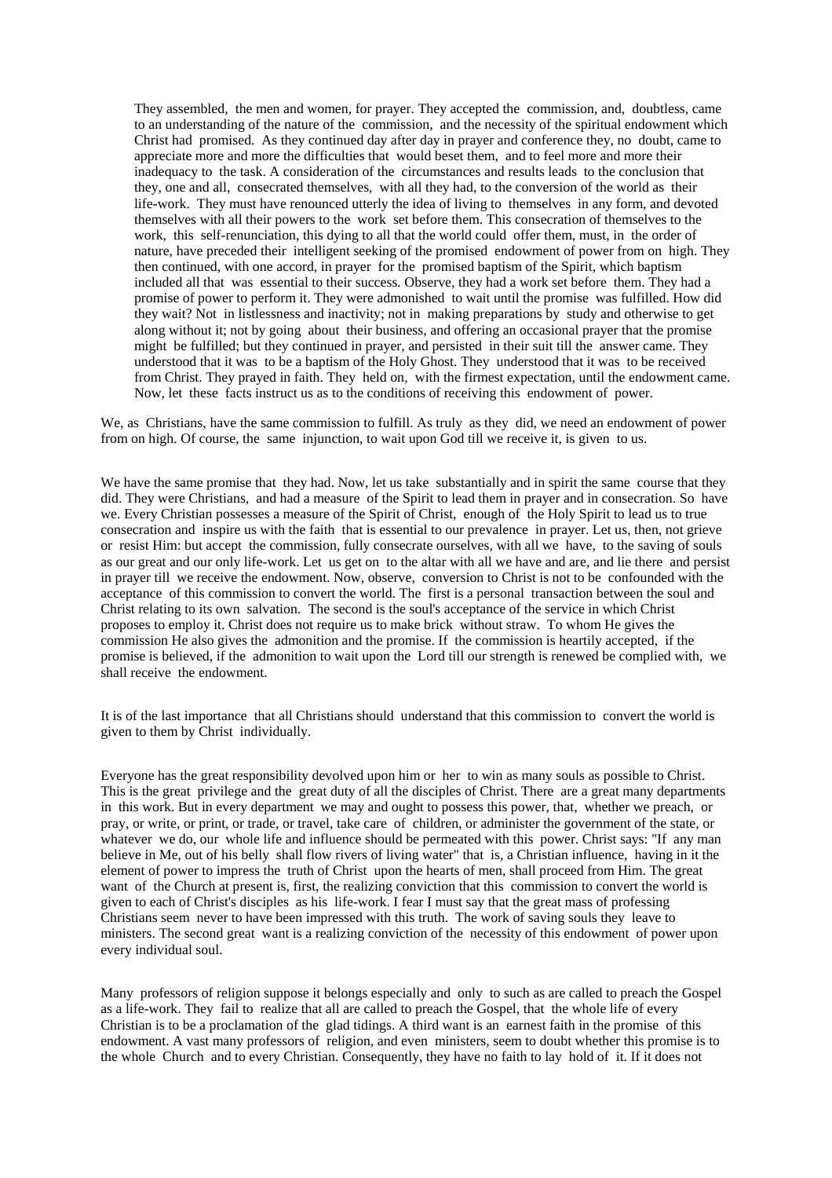They assembled, the men and women, for prayer. They accepted the commission, and, doubtless, came to an understanding of the nature of the commission, and the necessity of the spiritual endowment which Christ had promised. As they continued day after day in prayer and conference they, no doubt, came to appreciate more and more the difficulties that would beset them, and to feel more and more their inadequacy to the task. A consideration of the circumstances and results leads to the conclusion that they, one and all, consecrated themselves, with all they had, to the conversion of the world as their life-work. They must have renounced utterly the idea of living to themselves in any form, and devoted themselves with all their powers to the work set before them. This consecration of themselves to the work, this self-renunciation, this dying to all that the world could offer them, must, in the order of nature, have preceded their intelligent seeking of the promised endowment of power from on high. They then continued, with one accord, in prayer for the promised baptism of the Spirit, which baptism included all that was essential to their success. Observe, they had a work set before them. They had a promise of power to perform it. They were admonished to wait until the promise was fulfilled. How did they wait? Not in listlessness and inactivity; not in making preparations by study and otherwise to get along without it; not by going about their business, and offering an occasional prayer that the promise might be fulfilled; but they continued in prayer, and persisted in their suit till the answer came. They understood that it was to be a baptism of the Holy Ghost. They understood that it was to be received from Christ. They prayed in faith. They held on, with the firmest expectation, until the endowment came. Now, let these facts instruct us as to the conditions of receiving this endowment of power.

We, as Christians, have the same commission to fulfill. As truly as they did, we need an endowment of power from on high. Of course, the same injunction, to wait upon God till we receive it, is given to us.

We have the same promise that they had. Now, let us take substantially and in spirit the same course that they did. They were Christians, and had a measure of the Spirit to lead them in prayer and in consecration. So have we. Every Christian possesses a measure of the Spirit of Christ, enough of the Holy Spirit to lead us to true consecration and inspire us with the faith that is essential to our prevalence in prayer. Let us, then, not grieve or resist Him: but accept the commission, fully consecrate ourselves, with all we have, to the saving of souls as our great and our only life-work. Let us get on to the altar with all we have and are, and lie there and persist in prayer till we receive the endowment. Now, observe, conversion to Christ is not to be confounded with the acceptance of this commission to convert the world. The first is a personal transaction between the soul and Christ relating to its own salvation. The second is the soul's acceptance of the service in which Christ proposes to employ it. Christ does not require us to make brick without straw. To whom He gives the commission He also gives the admonition and the promise. If the commission is heartily accepted, if the promise is believed, if the admonition to wait upon the Lord till our strength is renewed be complied with, we shall receive the endowment.

It is of the last importance that all Christians should understand that this commission to convert the world is given to them by Christ individually.

Everyone has the great responsibility devolved upon him or her to win as many souls as possible to Christ. This is the great privilege and the great duty of all the disciples of Christ. There are a great many departments in this work. But in every department we may and ought to possess this power, that, whether we preach, or pray, or write, or print, or trade, or travel, take care of children, or administer the government of the state, or whatever we do, our whole life and influence should be permeated with this power. Christ says: "If any man believe in Me, out of his belly shall flow rivers of living water" that is, a Christian influence, having in it the element of power to impress the truth of Christ upon the hearts of men, shall proceed from Him. The great want of the Church at present is, first, the realizing conviction that this commission to convert the world is given to each of Christ's disciples as his life-work. I fear I must say that the great mass of professing Christians seem never to have been impressed with this truth. The work of saving souls they leave to ministers. The second great want is a realizing conviction of the necessity of this endowment of power upon every individual soul.

Many professors of religion suppose it belongs especially and only to such as are called to preach the Gospel as a life-work. They fail to realize that all are called to preach the Gospel, that the whole life of every Christian is to be a proclamation of the glad tidings. A third want is an earnest faith in the promise of this endowment. A vast many professors of religion, and even ministers, seem to doubt whether this promise is to the whole Church and to every Christian. Consequently, they have no faith to lay hold of it. If it does not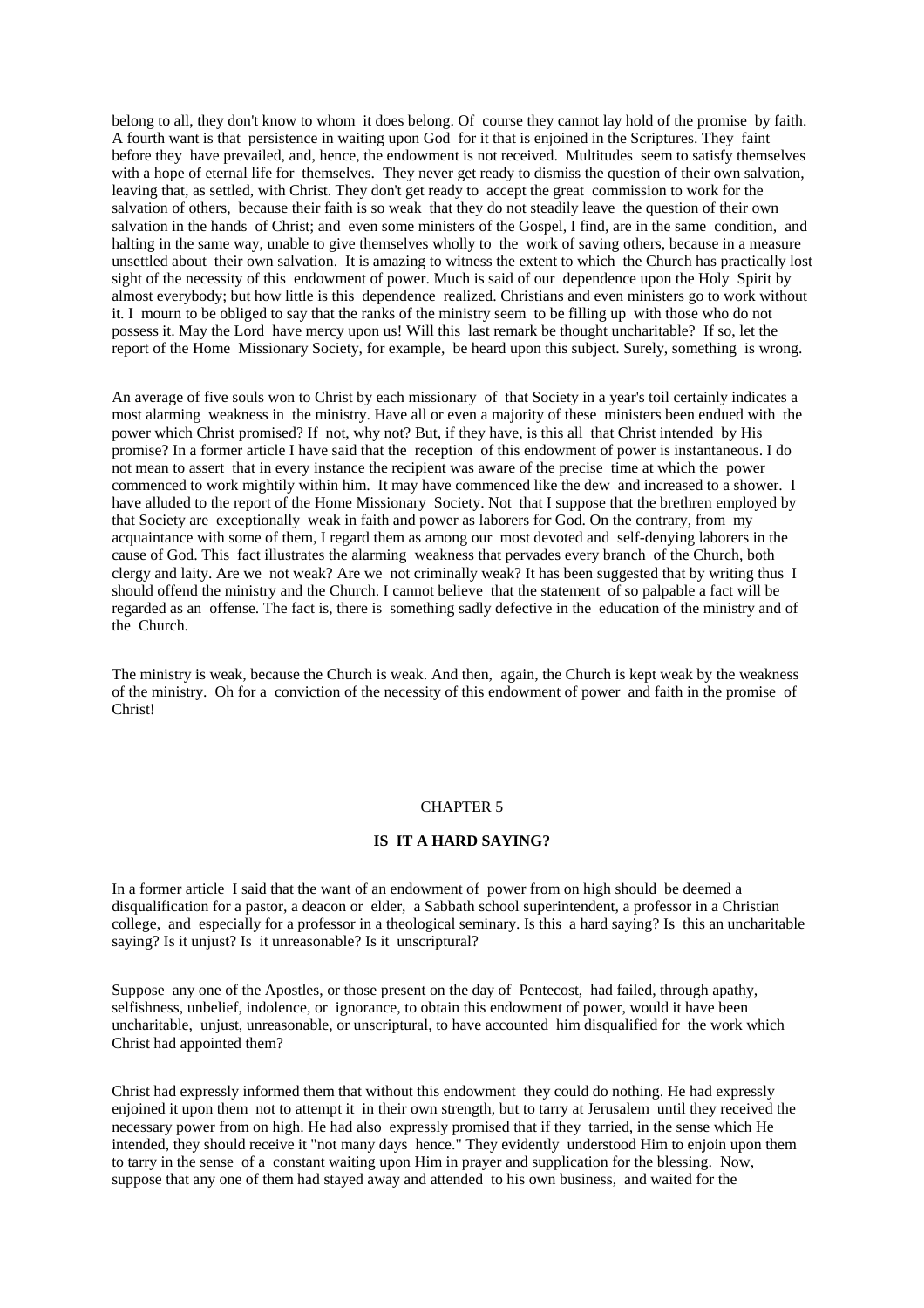belong to all, they don't know to whom it does belong. Of course they cannot lay hold of the promise by faith. A fourth want is that persistence in waiting upon God for it that is enjoined in the Scriptures. They faint before they have prevailed, and, hence, the endowment is not received. Multitudes seem to satisfy themselves with a hope of eternal life for themselves. They never get ready to dismiss the question of their own salvation, leaving that, as settled, with Christ. They don't get ready to accept the great commission to work for the salvation of others, because their faith is so weak that they do not steadily leave the question of their own salvation in the hands of Christ; and even some ministers of the Gospel, I find, are in the same condition, and halting in the same way, unable to give themselves wholly to the work of saving others, because in a measure unsettled about their own salvation. It is amazing to witness the extent to which the Church has practically lost sight of the necessity of this endowment of power. Much is said of our dependence upon the Holy Spirit by almost everybody; but how little is this dependence realized. Christians and even ministers go to work without it. I mourn to be obliged to say that the ranks of the ministry seem to be filling up with those who do not possess it. May the Lord have mercy upon us! Will this last remark be thought uncharitable? If so, let the report of the Home Missionary Society, for example, be heard upon this subject. Surely, something is wrong.

An average of five souls won to Christ by each missionary of that Society in a year's toil certainly indicates a most alarming weakness in the ministry. Have all or even a majority of these ministers been endued with the power which Christ promised? If not, why not? But, if they have, is this all that Christ intended by His promise? In a former article I have said that the reception of this endowment of power is instantaneous. I do not mean to assert that in every instance the recipient was aware of the precise time at which the power commenced to work mightily within him. It may have commenced like the dew and increased to a shower. I have alluded to the report of the Home Missionary Society. Not that I suppose that the brethren employed by that Society are exceptionally weak in faith and power as laborers for God. On the contrary, from my acquaintance with some of them, I regard them as among our most devoted and self-denying laborers in the cause of God. This fact illustrates the alarming weakness that pervades every branch of the Church, both clergy and laity. Are we not weak? Are we not criminally weak? It has been suggested that by writing thus I should offend the ministry and the Church. I cannot believe that the statement of so palpable a fact will be regarded as an offense. The fact is, there is something sadly defective in the education of the ministry and of the Church.

The ministry is weak, because the Church is weak. And then, again, the Church is kept weak by the weakness of the ministry. Oh for a conviction of the necessity of this endowment of power and faith in the promise of Christ!

## CHAPTER 5

### IS IT A HARD SAYING?

In a former article I said that the want of an endowment of power from on high should be deemed a disqualification for a pastor, a deacon or elder, a Sabbath school superintendent, a professor in a Christian college, and especially for a professor in a theological seminary. Is this a hard saying? Is this an uncharitable saying? Is it unjust? Is it unreasonable? Is it unscriptural?

Suppose any one of the Apostles, or those present on the day of Pentecost, had failed, through apathy, selfishness, unbelief, indolence, or ignorance, to obtain this endowment of power, would it have been uncharitable, unjust, unreasonable, or unscriptural, to have accounted him disqualified for the work which Christ had appointed them?

Christ had expressly informed them that without this endowment they could do nothing. He had expressly enjoined it upon them not to attempt it in their own strength, but to tarry at Jerusalem until they received the necessary power from on high. He had also expressly promised that if they tarried, in the sense which He intended, they should receive it "not many days hence." They evidently understood Him to enjoin upon them to tarry in the sense of a constant waiting upon Him in prayer and supplication for the blessing. Now, suppose that any one of them had stayed away and attended to his own business, and waited for the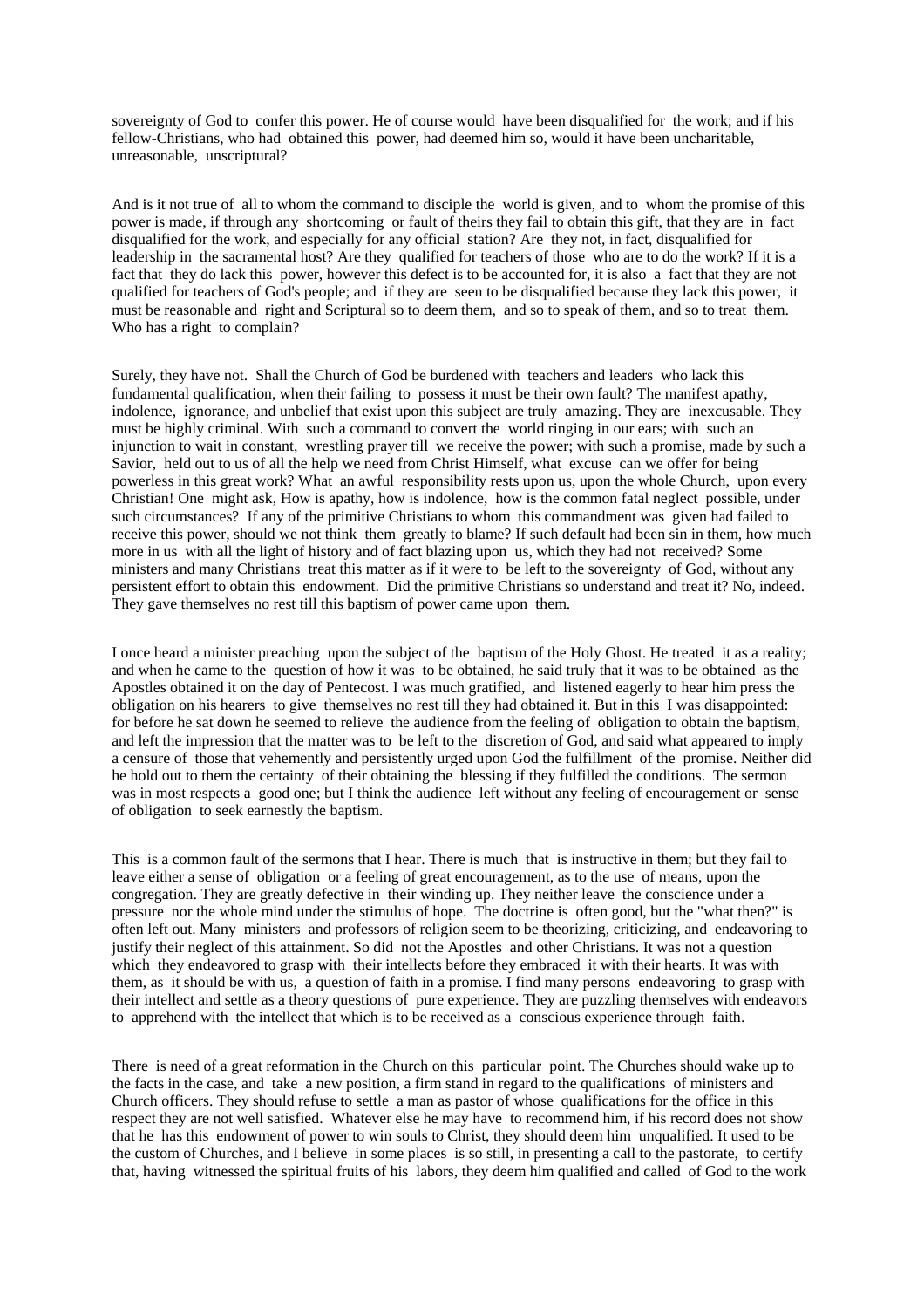sovereignty of God to confer this power. He of course would have been disqualified for the work; and if his fellow-Christians, who had obtained this power, had deemed him so, would it have been uncharitable, unreasonable, unscriptural?

And is it not true of all to whom the command to disciple the world is given, and to whom the promise of this power is made, if through any shortcoming or fault of theirs they fail to obtain this gift, that they are in fact disqualified for the work, and especially for any official station? Are they not, in fact, disqualified for leadership in the sacramental host? Are they qualified for teachers of those who are to do the work? If it is a fact that they do lack this power, however this defect is to be accounted for, it is also a fact that they are not qualified for teachers of God's people; and if they are seen to be disqualified because they lack this power, it must be reasonable and right and Scriptural so to deem them, and so to speak of them, and so to treat them. Who has a right to complain?

Surely, they have not. Shall the Church of God be burdened with teachers and leaders who lack this fundamental qualification, when their failing to possess it must be their own fault? The manifest apathy, indolence, ignorance, and unbelief that exist upon this subject are truly amazing. They are inexcusable. They must be highly criminal. With such a command to convert the world ringing in our ears; with such an injunction to wait in constant, wrestling prayer till we receive the power; with such a promise, made by such a Savior, held out to us of all the help we need from Christ Himself, what excuse can we offer for being powerless in this great work? What an awful responsibility rests upon us, upon the whole Church, upon every Christian! One might ask, How is apathy, how is indolence, how is the common fatal neglect possible, under such circumstances? If any of the primitive Christians to whom this commandment was given had failed to receive this power, should we not think them greatly to blame? If such default had been sin in them, how much more in us with all the light of history and of fact blazing upon us, which they had not received? Some ministers and many Christians treat this matter as if it were to be left to the sovereignty of God, without any persistent effort to obtain this endowment. Did the primitive Christians so understand and treat it? No, indeed. They gave themselves no rest till this baptism of power came upon them.

I once heard a minister preaching upon the subject of the baptism of the Holy Ghost. He treated it as a reality; and when he came to the question of how it was to be obtained, he said truly that it was to be obtained as the Apostles obtained it on the day of Pentecost. I was much gratified, and listened eagerly to hear him press the obligation on his hearers to give themselves no rest till they had obtained it. But in this I was disappointed: for before he sat down he seemed to relieve the audience from the feeling of obligation to obtain the baptism, and left the impression that the matter was to be left to the discretion of God, and said what appeared to imply a censure of those that vehemently and persistently urged upon God the fulfillment of the promise. Neither did he hold out to them the certainty of their obtaining the blessing if they fulfilled the conditions. The sermon was in most respects a good one; but I think the audience left without any feeling of encouragement or sense of obligation to seek earnestly the baptism.

This is a common fault of the sermons that I hear. There is much that is instructive in them; but they fail to leave either a sense of obligation or a feeling of great encouragement, as to the use of means, upon the congregation. They are greatly defective in their winding up. They neither leave the conscience under a pressure nor the whole mind under the stimulus of hope. The doctrine is often good, but the "what then?" is often left out. Many ministers and professors of religion seem to be theorizing, criticizing, and endeavoring to justify their neglect of this attainment. So did not the Apostles and other Christians. It was not a question which they endeavored to grasp with their intellects before they embraced it with their hearts. It was with them, as it should be with us, a question of faith in a promise. I find many persons endeavoring to grasp with their intellect and settle as a theory questions of pure experience. They are puzzling themselves with endeavors to apprehend with the intellect that which is to be received as a conscious experience through faith.

There is need of a great reformation in the Church on this particular point. The Churches should wake up to the facts in the case, and take a new position, a firm stand in regard to the qualifications of ministers and Church officers. They should refuse to settle a man as pastor of whose qualifications for the office in this respect they are not well satisfied. Whatever else he may have to recommend him, if his record does not show that he has this endowment of power to win souls to Christ, they should deem him unqualified. It used to be the custom of Churches, and I believe in some places is so still, in presenting a call to the pastorate, to certify that, having witnessed the spiritual fruits of his labors, they deem him qualified and called of God to the work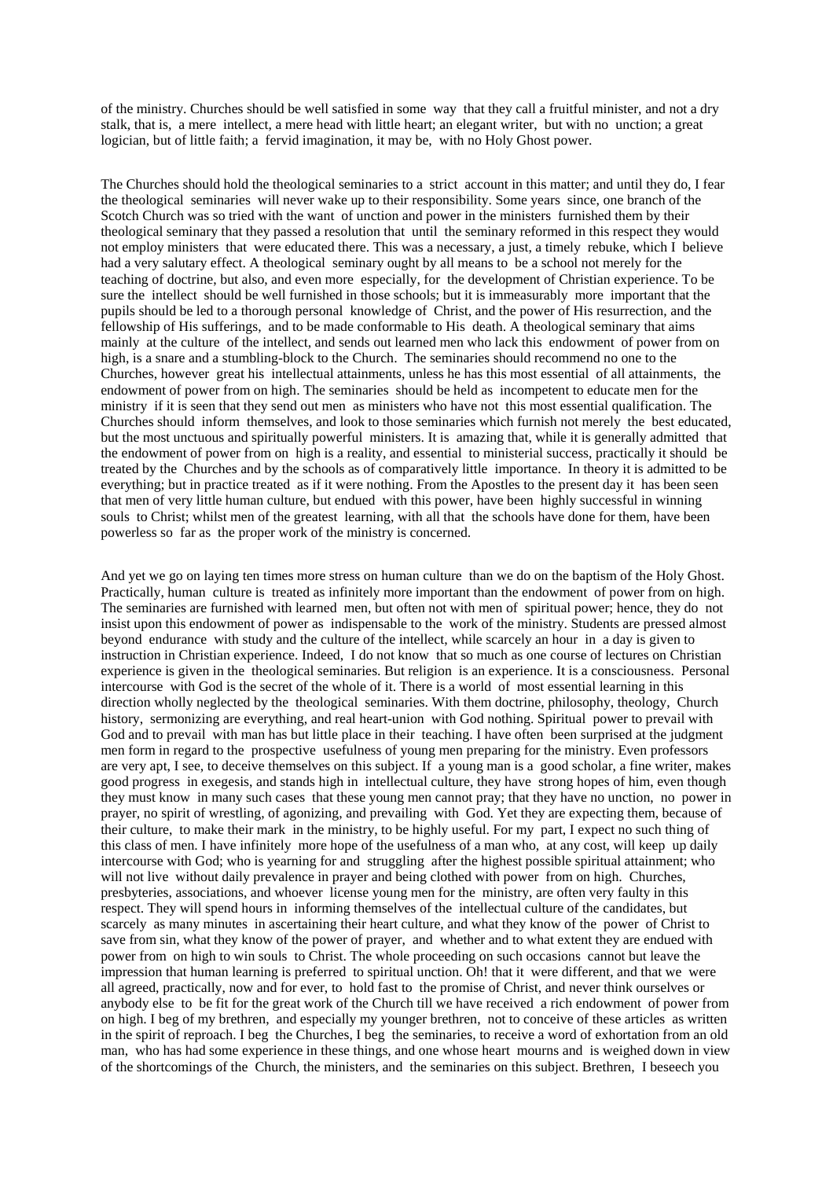of the ministry. Churches should be well satisfied in some way that they call a fruitful minister, and not a dry stalk, that is, a mere intellect, a mere head with little heart; an elegant writer, but with no unction; a great logician, but of little faith; a fervid imagination, it may be, with no Holy Ghost power.

The Churches should hold the theological seminaries to a strict account in this matter; and until they do, I fear the theological seminaries will never wake up to their responsibility. Some years since, one branch of the Scotch Church was so tried with the want of unction and power in the ministers furnished them by their theological seminary that they passed a resolution that until the seminary reformed in this respect they would not employ ministers that were educated there. This was a necessary, a just, a timely rebuke, which I believe had a very salutary effect. A theological seminary ought by all means to be a school not merely for the teaching of doctrine, but also, and even more especially, for the development of Christian experience. To be sure the intellect should be well furnished in those schools; but it is immeasurably more important that the pupils should be led to a thorough personal knowledge of Christ, and the power of His resurrection, and the fellowship of His sufferings, and to be made conformable to His death. A theological seminary that aims mainly at the culture of the intellect, and sends out learned men who lack this endowment of power from on high, is a snare and a stumbling-block to the Church. The seminaries should recommend no one to the Churches, however great his intellectual attainments, unless he has this most essential of all attainments, the endowment of power from on high. The seminaries should be held as incompetent to educate men for the ministry if it is seen that they send out men as ministers who have not this most essential qualification. The Churches should inform themselves, and look to those seminaries which furnish not merely the best educated, but the most unctuous and spiritually powerful ministers. It is amazing that, while it is generally admitted that the endowment of power from on high is a reality, and essential to ministerial success, practically it should be treated by the Churches and by the schools as of comparatively little importance. In theory it is admitted to be everything; but in practice treated as if it were nothing. From the Apostles to the present day it has been seen that men of very little human culture, but endued with this power, have been highly successful in winning souls to Christ; whilst men of the greatest learning, with all that the schools have done for them, have been powerless so far as the proper work of the ministry is concerned.

And yet we go on laying ten times more stress on human culture than we do on the baptism of the Holy Ghost. Practically, human culture is treated as infinitely more important than the endowment of power from on high. The seminaries are furnished with learned men, but often not with men of spiritual power; hence, they do not insist upon this endowment of power as indispensable to the work of the ministry. Students are pressed almost beyond endurance with study and the culture of the intellect, while scarcely an hour in a day is given to instruction in Christian experience. Indeed, I do not know that so much as one course of lectures on Christian experience is given in the theological seminaries. But religion is an experience. It is a consciousness. Personal intercourse with God is the secret of the whole of it. There is a world of most essential learning in this direction wholly neglected by the theological seminaries. With them doctrine, philosophy, theology, Church history, sermonizing are everything, and real heart-union with God nothing. Spiritual power to prevail with God and to prevail with man has but little place in their teaching. I have often been surprised at the judgment men form in regard to the prospective usefulness of young men preparing for the ministry. Even professors are very apt, I see, to deceive themselves on this subject. If a young man is a good scholar, a fine writer, makes good progress in exegesis, and stands high in intellectual culture, they have strong hopes of him, even though they must know in many such cases that these young men cannot pray; that they have no unction, no power in prayer, no spirit of wrestling, of agonizing, and prevailing with God. Yet they are expecting them, because of their culture, to make their mark in the ministry, to be highly useful. For my part, I expect no such thing of this class of men. I have infinitely more hope of the usefulness of a man who, at any cost, will keep up daily intercourse with God; who is yearning for and struggling after the highest possible spiritual attainment; who will not live without daily prevalence in prayer and being clothed with power from on high. Churches, presbyteries, associations, and whoever license young men for the ministry, are often very faulty in this respect. They will spend hours in informing themselves of the intellectual culture of the candidates, but scarcely as many minutes in ascertaining their heart culture, and what they know of the power of Christ to save from sin, what they know of the power of prayer, and whether and to what extent they are endued with power from on high to win souls to Christ. The whole proceeding on such occasions cannot but leave the impression that human learning is preferred to spiritual unction. Oh! that it were different, and that we were all agreed, practically, now and for ever, to hold fast to the promise of Christ, and never think ourselves or anybody else to be fit for the great work of the Church till we have received a rich endowment of power from on high. I beg of my brethren, and especially my younger brethren, not to conceive of these articles as written in the spirit of reproach. I beg the Churches, I beg the seminaries, to receive a word of exhortation from an old man, who has had some experience in these things, and one whose heart mourns and is weighed down in view of the shortcomings of the Church, the ministers, and the seminaries on this subject. Brethren, I beseech you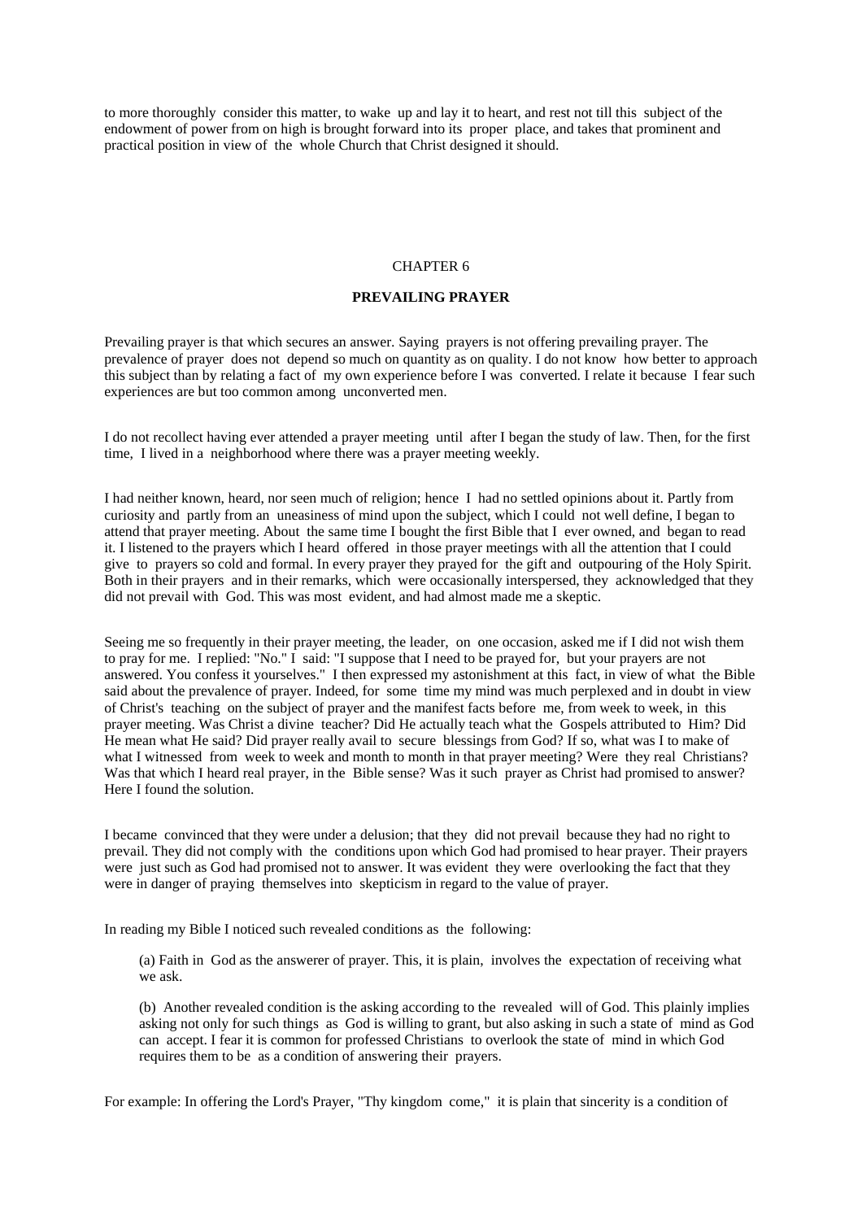to more thoroughly consider this matter, to wake up and lay it to heart, and rest not till this subject of the endowment of power from on high is brought forward into its proper place, and takes that prominent and practical position in view of the whole Church that Christ designed it should.

## CHAPTER 6

### PREVAILING PRAYER

Prevailing prayer is that which secures an answer. Saying prayers is not offering prevailing prayer. The prevalence of prayer does not depend so much on quantity as on quality. I do not know how better to approach this subject than by relating a fact of my own experience before I was converted. I relate it because I fear such experiences are but too common among unconverted men.

I do not recollect having ever attended a prayer meeting until after I began the study of law. Then, for the first time, I lived in a neighborhood where there was a prayer meeting weekly.

I had neither known, heard, nor seen much of religion; hence I had no settled opinions about it. Partly from curiosity and partly from an uneasiness of mind upon the subject, which I could not well define, I began to attend that prayer meeting. About the same time I bought the first Bible that I ever owned, and began to read it. I listened to the prayers which I heard offered in those prayer meetings with all the attention that I could give to prayers so cold and formal. In every prayer they prayed for the gift and outpouring of the Holy Spirit. Both in their prayers and in their remarks, which were occasionally interspersed, they acknowledged that they did not prevail with God. This was most evident, and had almost made me a skeptic.

Seeing me so frequently in their prayer meeting, the leader, on one occasion, asked me if I did not wish them to pray for me. I replied: "No." I said: "I suppose that I need to be prayed for, but your prayers are not answered. You confess it yourselves." I then expressed my astonishment at this fact, in view of what the Bible said about the prevalence of prayer. Indeed, for some time my mind was much perplexed and in doubt in view of Christ's teaching on the subject of prayer and the manifest facts before me, from week to week, in this prayer meeting. Was Christ a divine teacher? Did He actually teach what the Gospels attributed to Him? Did He mean what He said? Did prayer really avail to secure blessings from God? If so, what was I to make of what I witnessed from week to week and month to month in that prayer meeting? Were they real Christians? Was that which I heard real prayer, in the Bible sense? Was it such prayer as Christ had promised to answer? Here I found the solution.

I became convinced that they were under a delusion; that they did not prevail because they had no right to prevail. They did not comply with the conditions upon which God had promised to hear prayer. Their prayers were just such as God had promised not to answer. It was evident they were overlooking the fact that they were in danger of praying themselves into skepticism in regard to the value of prayer.

In reading my Bible I noticed such revealed conditions as the following:

> (a) Faith in God as the answerer of prayer. This, it is plain, involves the expectation of receiving what we ask.
>
> (b) Another revealed condition is the asking according to the revealed will of God. This plainly implies asking not only for such things as God is willing to grant, but also asking in such a state of mind as God can accept. I fear it is common for professed Christians to overlook the state of mind in which God requires them to be as a condition of answering their prayers.

For example: In offering the Lord's Prayer, "Thy kingdom come," it is plain that sincerity is a condition of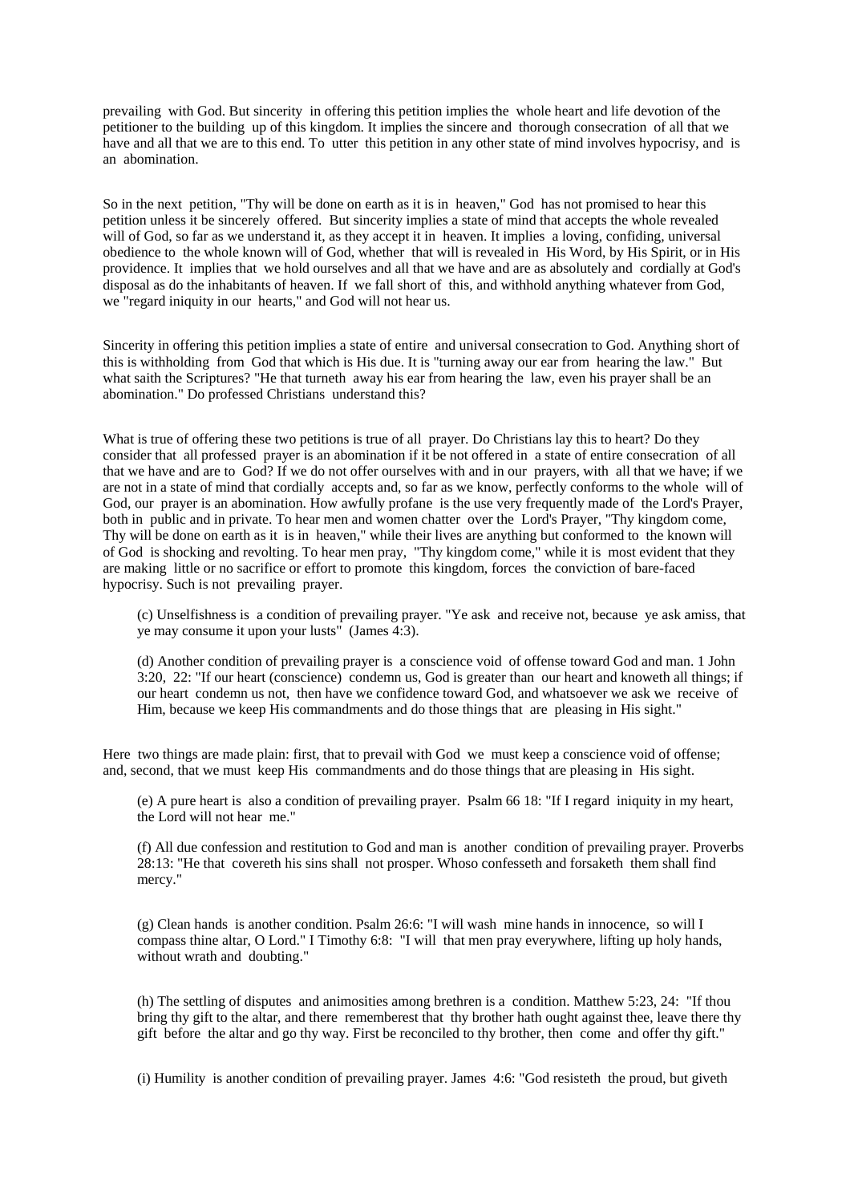prevailing with God. But sincerity in offering this petition implies the whole heart and life devotion of the petitioner to the building up of this kingdom. It implies the sincere and thorough consecration of all that we have and all that we are to this end. To utter this petition in any other state of mind involves hypocrisy, and is an abomination.

So in the next petition, "Thy will be done on earth as it is in heaven," God has not promised to hear this petition unless it be sincerely offered. But sincerity implies a state of mind that accepts the whole revealed will of God, so far as we understand it, as they accept it in heaven. It implies a loving, confiding, universal obedience to the whole known will of God, whether that will is revealed in His Word, by His Spirit, or in His providence. It implies that we hold ourselves and all that we have and are as absolutely and cordially at God's disposal as do the inhabitants of heaven. If we fall short of this, and withhold anything whatever from God, we "regard iniquity in our hearts," and God will not hear us.

Sincerity in offering this petition implies a state of entire and universal consecration to God. Anything short of this is withholding from God that which is His due. It is "turning away our ear from hearing the law." But what saith the Scriptures? "He that turneth away his ear from hearing the law, even his prayer shall be an abomination." Do professed Christians understand this?

What is true of offering these two petitions is true of all prayer. Do Christians lay this to heart? Do they consider that all professed prayer is an abomination if it be not offered in a state of entire consecration of all that we have and are to God? If we do not offer ourselves with and in our prayers, with all that we have; if we are not in a state of mind that cordially accepts and, so far as we know, perfectly conforms to the whole will of God, our prayer is an abomination. How awfully profane is the use very frequently made of the Lord's Prayer, both in public and in private. To hear men and women chatter over the Lord's Prayer, "Thy kingdom come, Thy will be done on earth as it is in heaven," while their lives are anything but conformed to the known will of God is shocking and revolting. To hear men pray, "Thy kingdom come," while it is most evident that they are making little or no sacrifice or effort to promote this kingdom, forces the conviction of bare-faced hypocrisy. Such is not prevailing prayer.

(c) Unselfishness is a condition of prevailing prayer. "Ye ask and receive not, because ye ask amiss, that ye may consume it upon your lusts" (James 4:3).

(d) Another condition of prevailing prayer is a conscience void of offense toward God and man. 1 John 3:20, 22: "If our heart (conscience) condemn us, God is greater than our heart and knoweth all things; if our heart condemn us not, then have we confidence toward God, and whatsoever we ask we receive of Him, because we keep His commandments and do those things that are pleasing in His sight."

Here two things are made plain: first, that to prevail with God we must keep a conscience void of offense; and, second, that we must keep His commandments and do those things that are pleasing in His sight.

(e) A pure heart is also a condition of prevailing prayer. Psalm 66 18: "If I regard iniquity in my heart, the Lord will not hear me."

(f) All due confession and restitution to God and man is another condition of prevailing prayer. Proverbs 28:13: "He that covereth his sins shall not prosper. Whoso confesseth and forsaketh them shall find mercy."

(g) Clean hands is another condition. Psalm 26:6: "I will wash mine hands in innocence, so will I compass thine altar, O Lord." I Timothy 6:8: "I will that men pray everywhere, lifting up holy hands, without wrath and doubting."

(h) The settling of disputes and animosities among brethren is a condition. Matthew 5:23, 24: "If thou bring thy gift to the altar, and there rememberest that thy brother hath ought against thee, leave there thy gift before the altar and go thy way. First be reconciled to thy brother, then come and offer thy gift."

(i) Humility is another condition of prevailing prayer. James 4:6: "God resisteth the proud, but giveth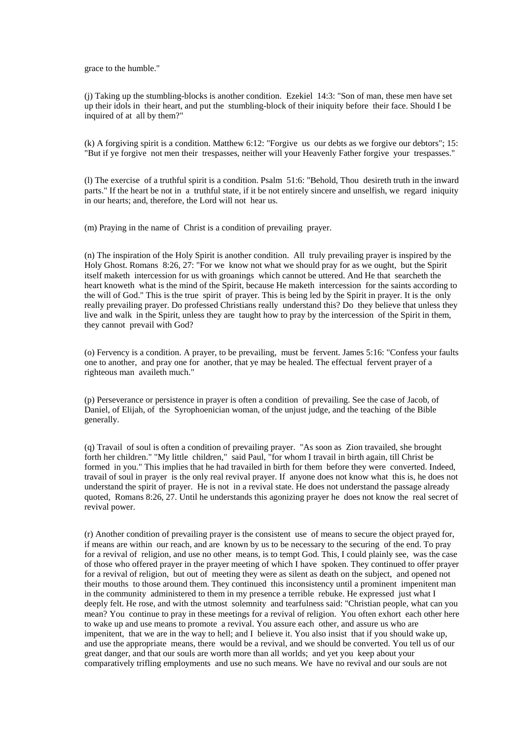grace to the humble."

(j) Taking up the stumbling-blocks is another condition. Ezekiel 14:3: "Son of man, these men have set up their idols in their heart, and put the stumbling-block of their iniquity before their face. Should I be inquired of at all by them?"

(k) A forgiving spirit is a condition. Matthew 6:12: "Forgive us our debts as we forgive our debtors"; 15: "But if ye forgive not men their trespasses, neither will your Heavenly Father forgive your trespasses."

(l) The exercise of a truthful spirit is a condition. Psalm 51:6: "Behold, Thou desireth truth in the inward parts." If the heart be not in a truthful state, if it be not entirely sincere and unselfish, we regard iniquity in our hearts; and, therefore, the Lord will not hear us.

(m) Praying in the name of Christ is a condition of prevailing prayer.

(n) The inspiration of the Holy Spirit is another condition. All truly prevailing prayer is inspired by the Holy Ghost. Romans 8:26, 27: "For we know not what we should pray for as we ought, but the Spirit itself maketh intercession for us with groanings which cannot be uttered. And He that searcheth the heart knoweth what is the mind of the Spirit, because He maketh intercession for the saints according to the will of God." This is the true spirit of prayer. This is being led by the Spirit in prayer. It is the only really prevailing prayer. Do professed Christians really understand this? Do they believe that unless they live and walk in the Spirit, unless they are taught how to pray by the intercession of the Spirit in them, they cannot prevail with God?

(o) Fervency is a condition. A prayer, to be prevailing, must be fervent. James 5:16: "Confess your faults one to another, and pray one for another, that ye may be healed. The effectual fervent prayer of a righteous man availeth much."

(p) Perseverance or persistence in prayer is often a condition of prevailing. See the case of Jacob, of Daniel, of Elijah, of the Syrophoenician woman, of the unjust judge, and the teaching of the Bible generally.

(q) Travail of soul is often a condition of prevailing prayer. "As soon as Zion travailed, she brought forth her children." "My little children," said Paul, "for whom I travail in birth again, till Christ be formed in you." This implies that he had travailed in birth for them before they were converted. Indeed, travail of soul in prayer is the only real revival prayer. If anyone does not know what this is, he does not understand the spirit of prayer. He is not in a revival state. He does not understand the passage already quoted, Romans 8:26, 27. Until he understands this agonizing prayer he does not know the real secret of revival power.

(r) Another condition of prevailing prayer is the consistent use of means to secure the object prayed for, if means are within our reach, and are known by us to be necessary to the securing of the end. To pray for a revival of religion, and use no other means, is to tempt God. This, I could plainly see, was the case of those who offered prayer in the prayer meeting of which I have spoken. They continued to offer prayer for a revival of religion, but out of meeting they were as silent as death on the subject, and opened not their mouths to those around them. They continued this inconsistency until a prominent impenitent man in the community administered to them in my presence a terrible rebuke. He expressed just what I deeply felt. He rose, and with the utmost solemnity and tearfulness said: "Christian people, what can you mean? You continue to pray in these meetings for a revival of religion. You often exhort each other here to wake up and use means to promote a revival. You assure each other, and assure us who are impenitent, that we are in the way to hell; and I believe it. You also insist that if you should wake up, and use the appropriate means, there would be a revival, and we should be converted. You tell us of our great danger, and that our souls are worth more than all worlds; and yet you keep about your comparatively trifling employments and use no such means. We have no revival and our souls are not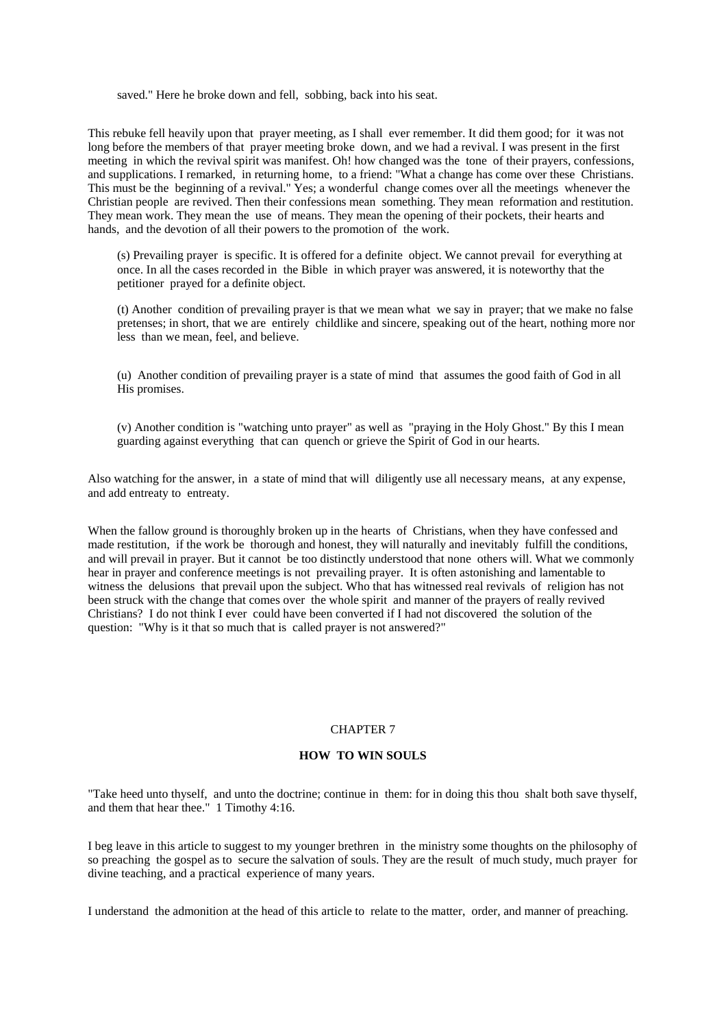saved." Here he broke down and fell, sobbing, back into his seat.

This rebuke fell heavily upon that prayer meeting, as I shall ever remember. It did them good; for it was not long before the members of that prayer meeting broke down, and we had a revival. I was present in the first meeting in which the revival spirit was manifest. Oh! how changed was the tone of their prayers, confessions, and supplications. I remarked, in returning home, to a friend: "What a change has come over these Christians. This must be the beginning of a revival." Yes; a wonderful change comes over all the meetings whenever the Christian people are revived. Then their confessions mean something. They mean reformation and restitution. They mean work. They mean the use of means. They mean the opening of their pockets, their hearts and hands, and the devotion of all their powers to the promotion of the work.

(s) Prevailing prayer is specific. It is offered for a definite object. We cannot prevail for everything at once. In all the cases recorded in the Bible in which prayer was answered, it is noteworthy that the petitioner prayed for a definite object.

(t) Another condition of prevailing prayer is that we mean what we say in prayer; that we make no false pretenses; in short, that we are entirely childlike and sincere, speaking out of the heart, nothing more nor less than we mean, feel, and believe.

(u) Another condition of prevailing prayer is a state of mind that assumes the good faith of God in all His promises.

(v) Another condition is "watching unto prayer" as well as "praying in the Holy Ghost." By this I mean guarding against everything that can quench or grieve the Spirit of God in our hearts.

Also watching for the answer, in a state of mind that will diligently use all necessary means, at any expense, and add entreaty to entreaty.

When the fallow ground is thoroughly broken up in the hearts of Christians, when they have confessed and made restitution, if the work be thorough and honest, they will naturally and inevitably fulfill the conditions, and will prevail in prayer. But it cannot be too distinctly understood that none others will. What we commonly hear in prayer and conference meetings is not prevailing prayer. It is often astonishing and lamentable to witness the delusions that prevail upon the subject. Who that has witnessed real revivals of religion has not been struck with the change that comes over the whole spirit and manner of the prayers of really revived Christians? I do not think I ever could have been converted if I had not discovered the solution of the question: "Why is it that so much that is called prayer is not answered?"

## CHAPTER 7

## HOW TO WIN SOULS

"Take heed unto thyself, and unto the doctrine; continue in them: for in doing this thou shalt both save thyself, and them that hear thee." 1 Timothy 4:16.

I beg leave in this article to suggest to my younger brethren in the ministry some thoughts on the philosophy of so preaching the gospel as to secure the salvation of souls. They are the result of much study, much prayer for divine teaching, and a practical experience of many years.

I understand the admonition at the head of this article to relate to the matter, order, and manner of preaching.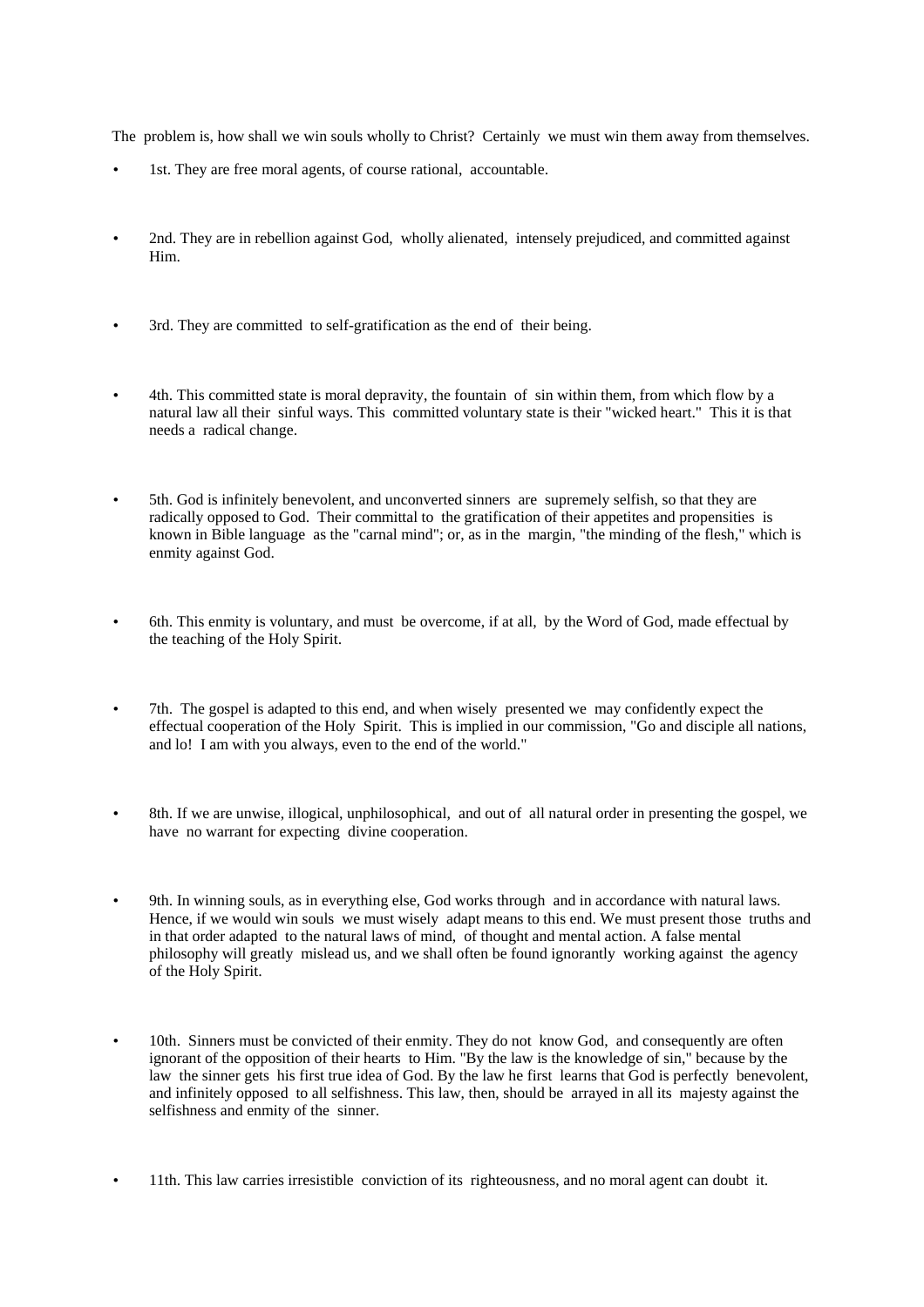The problem is, how shall we win souls wholly to Christ? Certainly we must win them away from themselves.

- 1st. They are free moral agents, of course rational, accountable.

- 2nd. They are in rebellion against God, wholly alienated, intensely prejudiced, and committed against Him.

- 3rd. They are committed to self-gratification as the end of their being.

- 4th. This committed state is moral depravity, the fountain of sin within them, from which flow by a natural law all their sinful ways. This committed voluntary state is their "wicked heart." This it is that needs a radical change.

- 5th. God is infinitely benevolent, and unconverted sinners are supremely selfish, so that they are radically opposed to God. Their committal to the gratification of their appetites and propensities is known in Bible language as the "carnal mind"; or, as in the margin, "the minding of the flesh," which is enmity against God.

- 6th. This enmity is voluntary, and must be overcome, if at all, by the Word of God, made effectual by the teaching of the Holy Spirit.

- 7th. The gospel is adapted to this end, and when wisely presented we may confidently expect the effectual cooperation of the Holy Spirit. This is implied in our commission, "Go and disciple all nations, and lo! I am with you always, even to the end of the world."

- 8th. If we are unwise, illogical, unphilosophical, and out of all natural order in presenting the gospel, we have no warrant for expecting divine cooperation.

- 9th. In winning souls, as in everything else, God works through and in accordance with natural laws. Hence, if we would win souls we must wisely adapt means to this end. We must present those truths and in that order adapted to the natural laws of mind, of thought and mental action. A false mental philosophy will greatly mislead us, and we shall often be found ignorantly working against the agency of the Holy Spirit.

- 10th. Sinners must be convicted of their enmity. They do not know God, and consequently are often ignorant of the opposition of their hearts to Him. "By the law is the knowledge of sin," because by the law the sinner gets his first true idea of God. By the law he first learns that God is perfectly benevolent, and infinitely opposed to all selfishness. This law, then, should be arrayed in all its majesty against the selfishness and enmity of the sinner.

- 11th. This law carries irresistible conviction of its righteousness, and no moral agent can doubt it.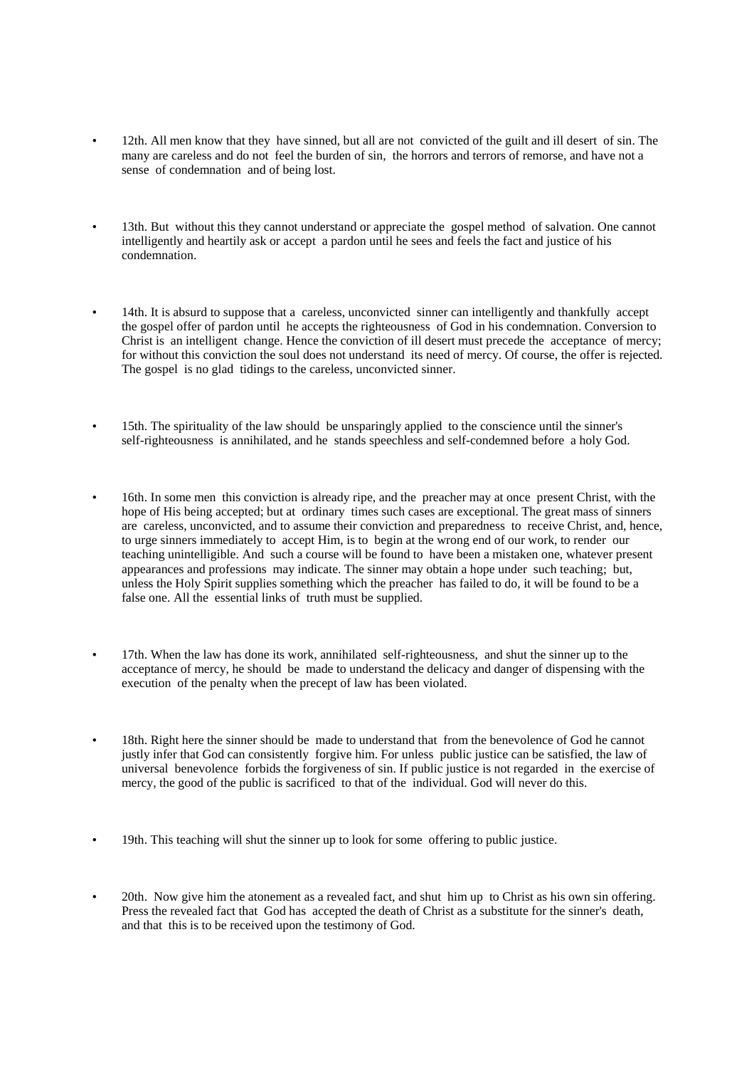- 12th. All men know that they have sinned, but all are not convicted of the guilt and ill desert of sin. The many are careless and do not feel the burden of sin, the horrors and terrors of remorse, and have not a sense of condemnation and of being lost.

- 13th. But without this they cannot understand or appreciate the gospel method of salvation. One cannot intelligently and heartily ask or accept a pardon until he sees and feels the fact and justice of his condemnation.

- 14th. It is absurd to suppose that a careless, unconvicted sinner can intelligently and thankfully accept the gospel offer of pardon until he accepts the righteousness of God in his condemnation. Conversion to Christ is an intelligent change. Hence the conviction of ill desert must precede the acceptance of mercy; for without this conviction the soul does not understand its need of mercy. Of course, the offer is rejected. The gospel is no glad tidings to the careless, unconvicted sinner.

- 15th. The spirituality of the law should be unsparingly applied to the conscience until the sinner's self-righteousness is annihilated, and he stands speechless and self-condemned before a holy God.

- 16th. In some men this conviction is already ripe, and the preacher may at once present Christ, with the hope of His being accepted; but at ordinary times such cases are exceptional. The great mass of sinners are careless, unconvicted, and to assume their conviction and preparedness to receive Christ, and, hence, to urge sinners immediately to accept Him, is to begin at the wrong end of our work, to render our teaching unintelligible. And such a course will be found to have been a mistaken one, whatever present appearances and professions may indicate. The sinner may obtain a hope under such teaching; but, unless the Holy Spirit supplies something which the preacher has failed to do, it will be found to be a false one. All the essential links of truth must be supplied.

- 17th. When the law has done its work, annihilated self-righteousness, and shut the sinner up to the acceptance of mercy, he should be made to understand the delicacy and danger of dispensing with the execution of the penalty when the precept of law has been violated.

- 18th. Right here the sinner should be made to understand that from the benevolence of God he cannot justly infer that God can consistently forgive him. For unless public justice can be satisfied, the law of universal benevolence forbids the forgiveness of sin. If public justice is not regarded in the exercise of mercy, the good of the public is sacrificed to that of the individual. God will never do this.

- 19th. This teaching will shut the sinner up to look for some offering to public justice.

- 20th. Now give him the atonement as a revealed fact, and shut him up to Christ as his own sin offering. Press the revealed fact that God has accepted the death of Christ as a substitute for the sinner's death, and that this is to be received upon the testimony of God.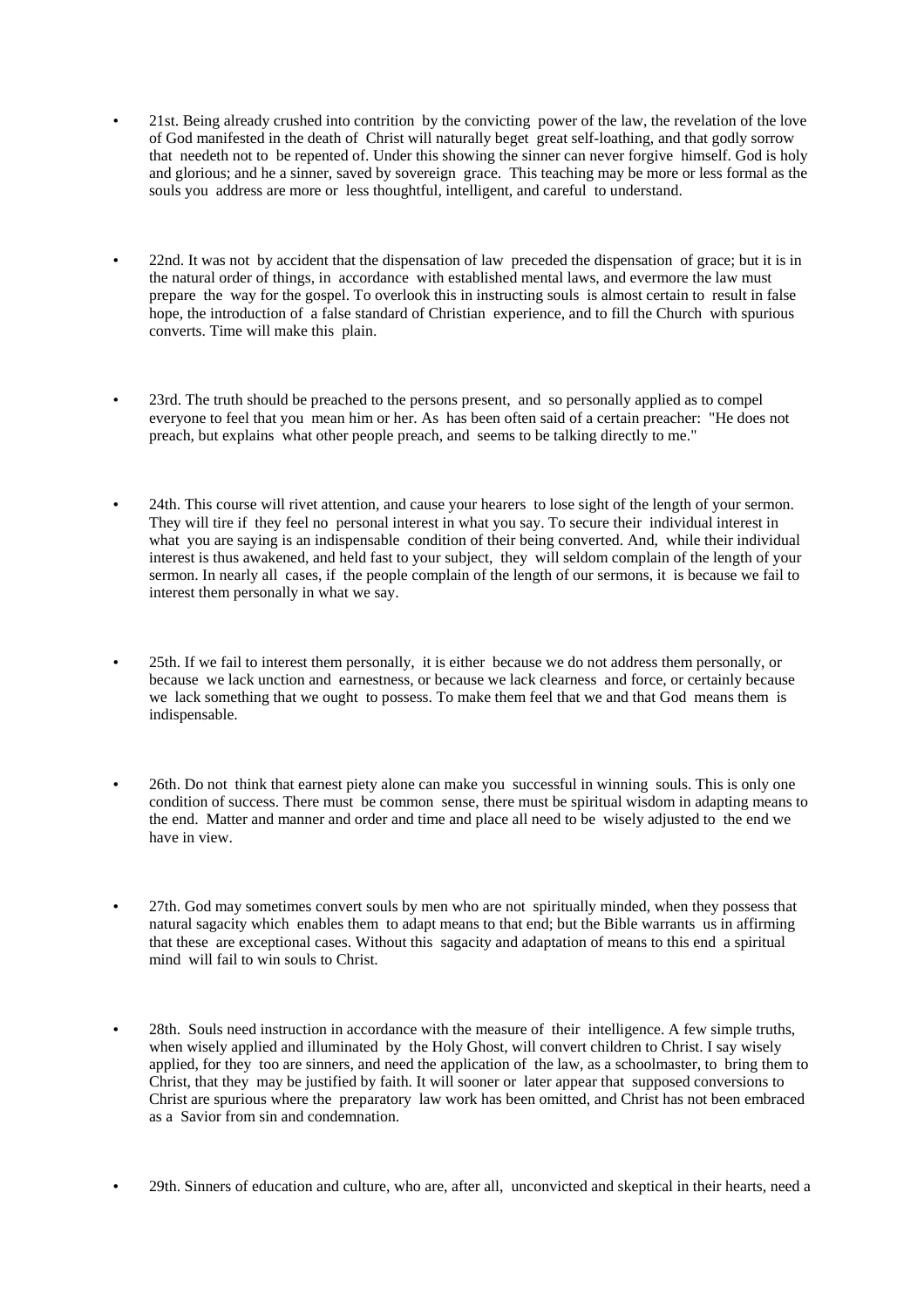- 21st. Being already crushed into contrition by the convicting power of the law, the revelation of the love of God manifested in the death of Christ will naturally beget great self-loathing, and that godly sorrow that needeth not to be repented of. Under this showing the sinner can never forgive himself. God is holy and glorious; and he a sinner, saved by sovereign grace. This teaching may be more or less formal as the souls you address are more or less thoughtful, intelligent, and careful to understand.

- 22nd. It was not by accident that the dispensation of law preceded the dispensation of grace; but it is in the natural order of things, in accordance with established mental laws, and evermore the law must prepare the way for the gospel. To overlook this in instructing souls is almost certain to result in false hope, the introduction of a false standard of Christian experience, and to fill the Church with spurious converts. Time will make this plain.

- 23rd. The truth should be preached to the persons present, and so personally applied as to compel everyone to feel that you mean him or her. As has been often said of a certain preacher: "He does not preach, but explains what other people preach, and seems to be talking directly to me."

- 24th. This course will rivet attention, and cause your hearers to lose sight of the length of your sermon. They will tire if they feel no personal interest in what you say. To secure their individual interest in what you are saying is an indispensable condition of their being converted. And, while their individual interest is thus awakened, and held fast to your subject, they will seldom complain of the length of your sermon. In nearly all cases, if the people complain of the length of our sermons, it is because we fail to interest them personally in what we say.

- 25th. If we fail to interest them personally, it is either because we do not address them personally, or because we lack unction and earnestness, or because we lack clearness and force, or certainly because we lack something that we ought to possess. To make them feel that we and that God means them is indispensable.

- 26th. Do not think that earnest piety alone can make you successful in winning souls. This is only one condition of success. There must be common sense, there must be spiritual wisdom in adapting means to the end. Matter and manner and order and time and place all need to be wisely adjusted to the end we have in view.

- 27th. God may sometimes convert souls by men who are not spiritually minded, when they possess that natural sagacity which enables them to adapt means to that end; but the Bible warrants us in affirming that these are exceptional cases. Without this sagacity and adaptation of means to this end a spiritual mind will fail to win souls to Christ.

- 28th. Souls need instruction in accordance with the measure of their intelligence. A few simple truths, when wisely applied and illuminated by the Holy Ghost, will convert children to Christ. I say wisely applied, for they too are sinners, and need the application of the law, as a schoolmaster, to bring them to Christ, that they may be justified by faith. It will sooner or later appear that supposed conversions to Christ are spurious where the preparatory law work has been omitted, and Christ has not been embraced as a Savior from sin and condemnation.

- 29th. Sinners of education and culture, who are, after all, unconvicted and skeptical in their hearts, need a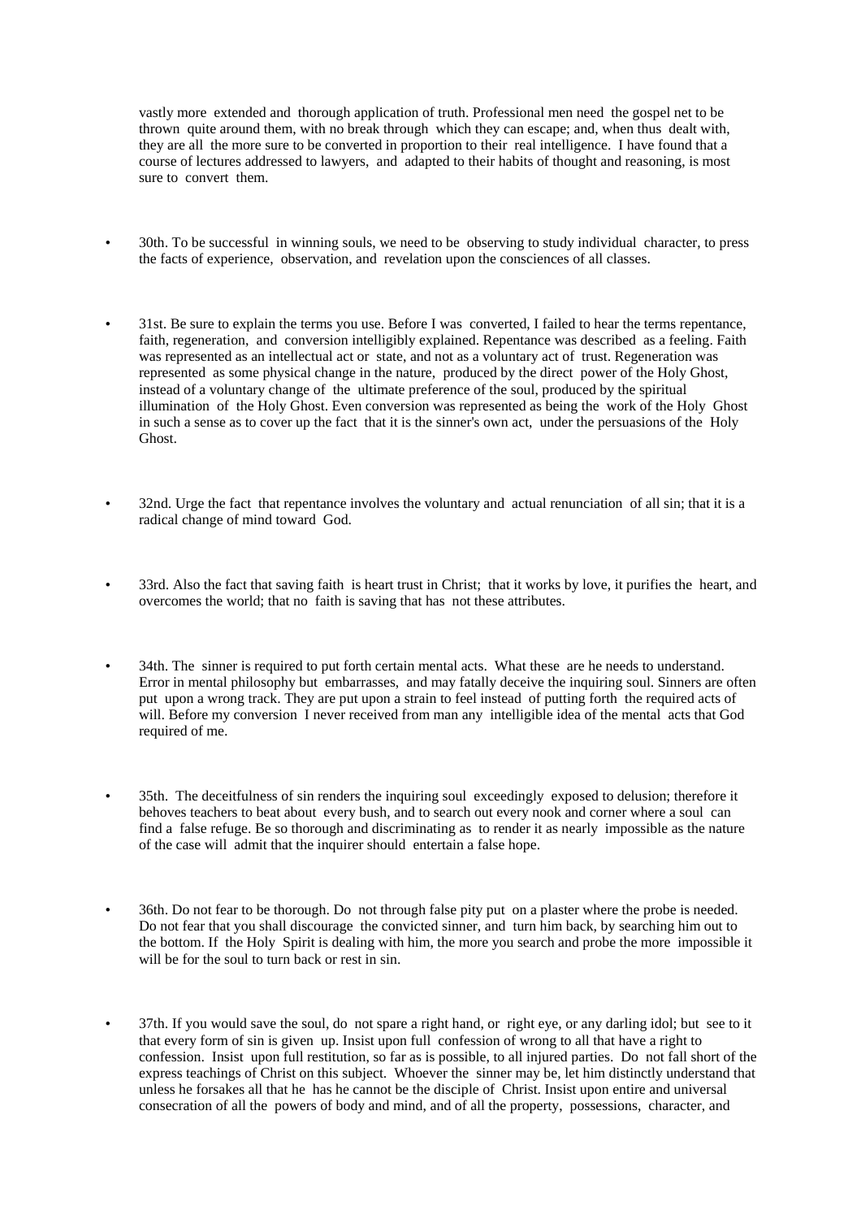vastly more extended and thorough application of truth. Professional men need the gospel net to be thrown quite around them, with no break through which they can escape; and, when thus dealt with, they are all the more sure to be converted in proportion to their real intelligence. I have found that a course of lectures addressed to lawyers, and adapted to their habits of thought and reasoning, is most sure to convert them.

- 30th. To be successful in winning souls, we need to be observing to study individual character, to press the facts of experience, observation, and revelation upon the consciences of all classes.

- 31st. Be sure to explain the terms you use. Before I was converted, I failed to hear the terms repentance, faith, regeneration, and conversion intelligibly explained. Repentance was described as a feeling. Faith was represented as an intellectual act or state, and not as a voluntary act of trust. Regeneration was represented as some physical change in the nature, produced by the direct power of the Holy Ghost, instead of a voluntary change of the ultimate preference of the soul, produced by the spiritual illumination of the Holy Ghost. Even conversion was represented as being the work of the Holy Ghost in such a sense as to cover up the fact that it is the sinner's own act, under the persuasions of the Holy Ghost.

- 32nd. Urge the fact that repentance involves the voluntary and actual renunciation of all sin; that it is a radical change of mind toward God.

- 33rd. Also the fact that saving faith is heart trust in Christ; that it works by love, it purifies the heart, and overcomes the world; that no faith is saving that has not these attributes.

- 34th. The sinner is required to put forth certain mental acts. What these are he needs to understand. Error in mental philosophy but embarrasses, and may fatally deceive the inquiring soul. Sinners are often put upon a wrong track. They are put upon a strain to feel instead of putting forth the required acts of will. Before my conversion I never received from man any intelligible idea of the mental acts that God required of me.

- 35th. The deceitfulness of sin renders the inquiring soul exceedingly exposed to delusion; therefore it behoves teachers to beat about every bush, and to search out every nook and corner where a soul can find a false refuge. Be so thorough and discriminating as to render it as nearly impossible as the nature of the case will admit that the inquirer should entertain a false hope.

- 36th. Do not fear to be thorough. Do not through false pity put on a plaster where the probe is needed. Do not fear that you shall discourage the convicted sinner, and turn him back, by searching him out to the bottom. If the Holy Spirit is dealing with him, the more you search and probe the more impossible it will be for the soul to turn back or rest in sin.

- 37th. If you would save the soul, do not spare a right hand, or right eye, or any darling idol; but see to it that every form of sin is given up. Insist upon full confession of wrong to all that have a right to confession. Insist upon full restitution, so far as is possible, to all injured parties. Do not fall short of the express teachings of Christ on this subject. Whoever the sinner may be, let him distinctly understand that unless he forsakes all that he has he cannot be the disciple of Christ. Insist upon entire and universal consecration of all the powers of body and mind, and of all the property, possessions, character, and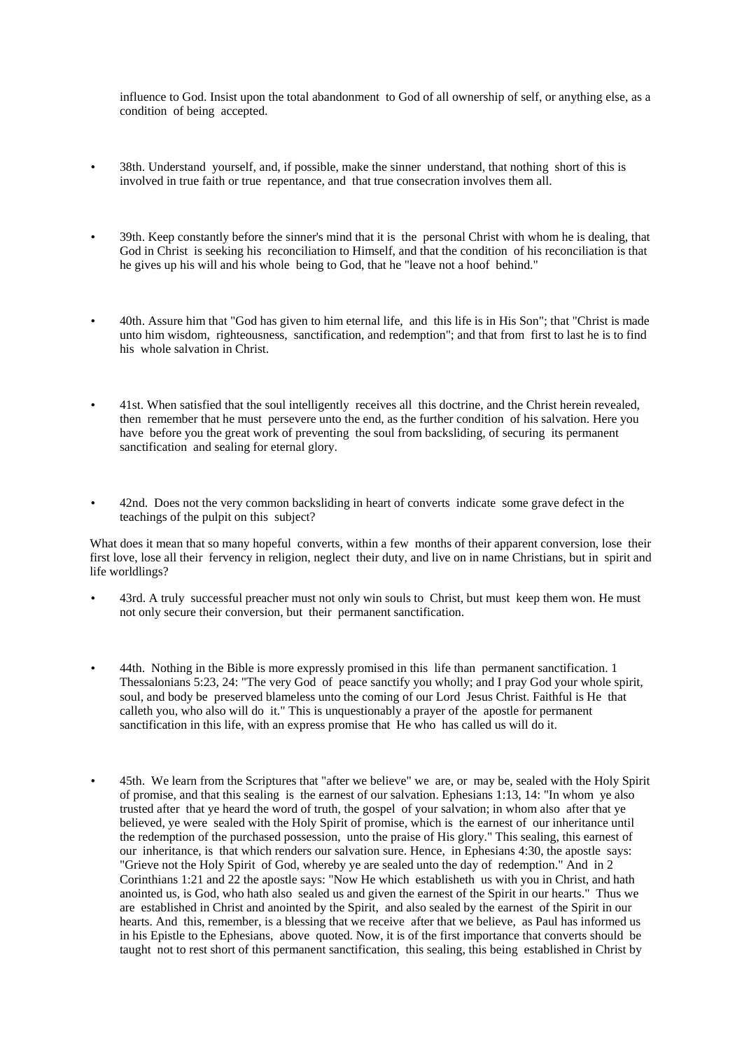influence to God. Insist upon the total abandonment to God of all ownership of self, or anything else, as a condition of being accepted.

- 38th. Understand yourself, and, if possible, make the sinner understand, that nothing short of this is involved in true faith or true repentance, and that true consecration involves them all.

- 39th. Keep constantly before the sinner's mind that it is the personal Christ with whom he is dealing, that God in Christ is seeking his reconciliation to Himself, and that the condition of his reconciliation is that he gives up his will and his whole being to God, that he "leave not a hoof behind."

- 40th. Assure him that "God has given to him eternal life, and this life is in His Son"; that "Christ is made unto him wisdom, righteousness, sanctification, and redemption"; and that from first to last he is to find his whole salvation in Christ.

- 41st. When satisfied that the soul intelligently receives all this doctrine, and the Christ herein revealed, then remember that he must persevere unto the end, as the further condition of his salvation. Here you have before you the great work of preventing the soul from backsliding, of securing its permanent sanctification and sealing for eternal glory.

- 42nd. Does not the very common backsliding in heart of converts indicate some grave defect in the teachings of the pulpit on this subject?

What does it mean that so many hopeful converts, within a few months of their apparent conversion, lose their first love, lose all their fervency in religion, neglect their duty, and live on in name Christians, but in spirit and life worldlings?

- 43rd. A truly successful preacher must not only win souls to Christ, but must keep them won. He must not only secure their conversion, but their permanent sanctification.

- 44th. Nothing in the Bible is more expressly promised in this life than permanent sanctification. 1 Thessalonians 5:23, 24: "The very God of peace sanctify you wholly; and I pray God your whole spirit, soul, and body be preserved blameless unto the coming of our Lord Jesus Christ. Faithful is He that calleth you, who also will do it." This is unquestionably a prayer of the apostle for permanent sanctification in this life, with an express promise that He who has called us will do it.

- 45th. We learn from the Scriptures that "after we believe" we are, or may be, sealed with the Holy Spirit of promise, and that this sealing is the earnest of our salvation. Ephesians 1:13, 14: "In whom ye also trusted after that ye heard the word of truth, the gospel of your salvation; in whom also after that ye believed, ye were sealed with the Holy Spirit of promise, which is the earnest of our inheritance until the redemption of the purchased possession, unto the praise of His glory." This sealing, this earnest of our inheritance, is that which renders our salvation sure. Hence, in Ephesians 4:30, the apostle says: "Grieve not the Holy Spirit of God, whereby ye are sealed unto the day of redemption." And in 2 Corinthians 1:21 and 22 the apostle says: "Now He which establisheth us with you in Christ, and hath anointed us, is God, who hath also sealed us and given the earnest of the Spirit in our hearts." Thus we are established in Christ and anointed by the Spirit, and also sealed by the earnest of the Spirit in our hearts. And this, remember, is a blessing that we receive after that we believe, as Paul has informed us in his Epistle to the Ephesians, above quoted. Now, it is of the first importance that converts should be taught not to rest short of this permanent sanctification, this sealing, this being established in Christ by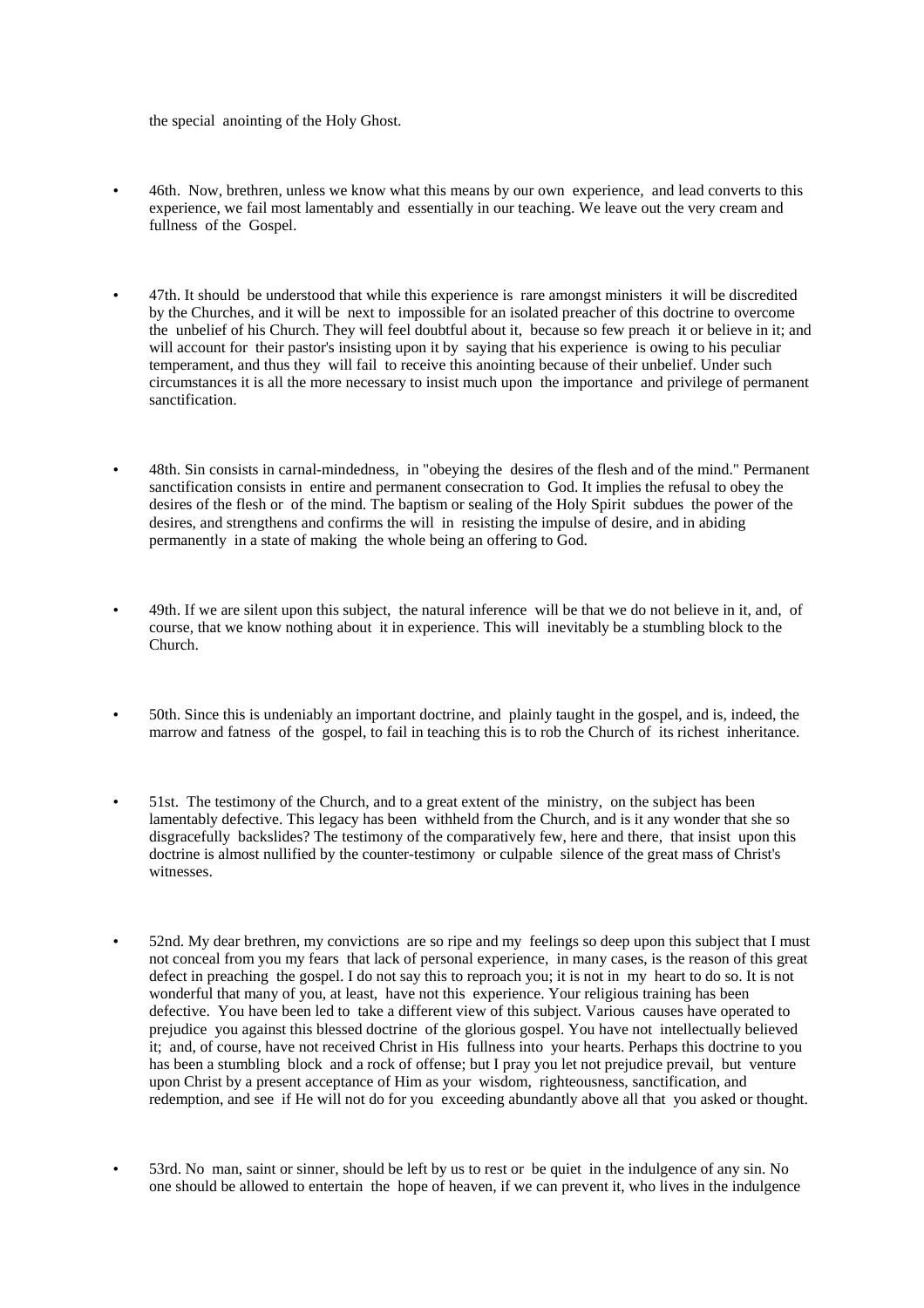the special anointing of the Holy Ghost.

- 46th. Now, brethren, unless we know what this means by our own experience, and lead converts to this experience, we fail most lamentably and essentially in our teaching. We leave out the very cream and fullness of the Gospel.

- 47th. It should be understood that while this experience is rare amongst ministers it will be discredited by the Churches, and it will be next to impossible for an isolated preacher of this doctrine to overcome the unbelief of his Church. They will feel doubtful about it, because so few preach it or believe in it; and will account for their pastor's insisting upon it by saying that his experience is owing to his peculiar temperament, and thus they will fail to receive this anointing because of their unbelief. Under such circumstances it is all the more necessary to insist much upon the importance and privilege of permanent sanctification.

- 48th. Sin consists in carnal-mindedness, in "obeying the desires of the flesh and of the mind." Permanent sanctification consists in entire and permanent consecration to God. It implies the refusal to obey the desires of the flesh or of the mind. The baptism or sealing of the Holy Spirit subdues the power of the desires, and strengthens and confirms the will in resisting the impulse of desire, and in abiding permanently in a state of making the whole being an offering to God.

- 49th. If we are silent upon this subject, the natural inference will be that we do not believe in it, and, of course, that we know nothing about it in experience. This will inevitably be a stumbling block to the Church.

- 50th. Since this is undeniably an important doctrine, and plainly taught in the gospel, and is, indeed, the marrow and fatness of the gospel, to fail in teaching this is to rob the Church of its richest inheritance.

- 51st. The testimony of the Church, and to a great extent of the ministry, on the subject has been lamentably defective. This legacy has been withheld from the Church, and is it any wonder that she so disgracefully backslides? The testimony of the comparatively few, here and there, that insist upon this doctrine is almost nullified by the counter-testimony or culpable silence of the great mass of Christ's witnesses.

- 52nd. My dear brethren, my convictions are so ripe and my feelings so deep upon this subject that I must not conceal from you my fears that lack of personal experience, in many cases, is the reason of this great defect in preaching the gospel. I do not say this to reproach you; it is not in my heart to do so. It is not wonderful that many of you, at least, have not this experience. Your religious training has been defective. You have been led to take a different view of this subject. Various causes have operated to prejudice you against this blessed doctrine of the glorious gospel. You have not intellectually believed it; and, of course, have not received Christ in His fullness into your hearts. Perhaps this doctrine to you has been a stumbling block and a rock of offense; but I pray you let not prejudice prevail, but venture upon Christ by a present acceptance of Him as your wisdom, righteousness, sanctification, and redemption, and see if He will not do for you exceeding abundantly above all that you asked or thought.

- 53rd. No man, saint or sinner, should be left by us to rest or be quiet in the indulgence of any sin. No one should be allowed to entertain the hope of heaven, if we can prevent it, who lives in the indulgence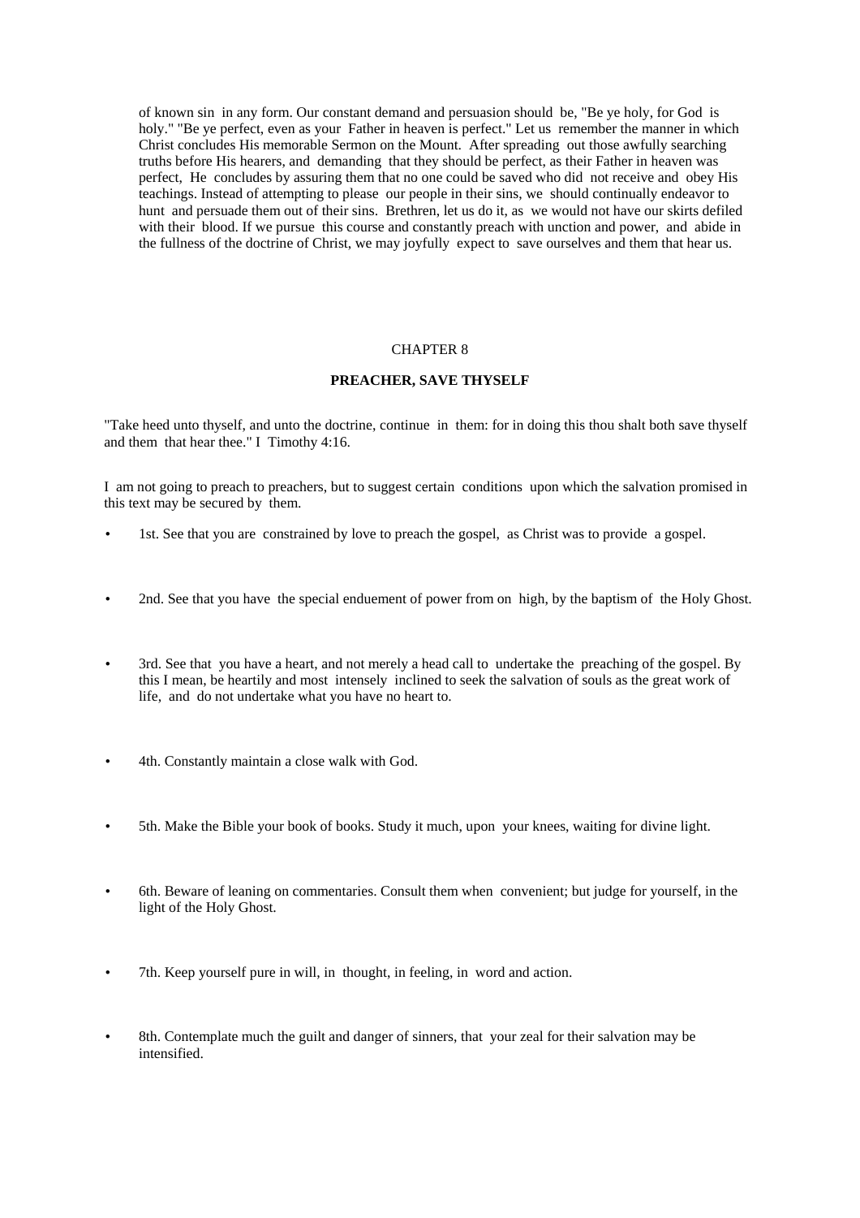of known sin in any form. Our constant demand and persuasion should be, "Be ye holy, for God is holy." "Be ye perfect, even as your Father in heaven is perfect." Let us remember the manner in which Christ concludes His memorable Sermon on the Mount. After spreading out those awfully searching truths before His hearers, and demanding that they should be perfect, as their Father in heaven was perfect, He concludes by assuring them that no one could be saved who did not receive and obey His teachings. Instead of attempting to please our people in their sins, we should continually endeavor to hunt and persuade them out of their sins. Brethren, let us do it, as we would not have our skirts defiled with their blood. If we pursue this course and constantly preach with unction and power, and abide in the fullness of the doctrine of Christ, we may joyfully expect to save ourselves and them that hear us.

## CHAPTER 8

### PREACHER, SAVE THYSELF

"Take heed unto thyself, and unto the doctrine, continue in them: for in doing this thou shalt both save thyself and them that hear thee." I Timothy 4:16.

I am not going to preach to preachers, but to suggest certain conditions upon which the salvation promised in this text may be secured by them.

- 1st. See that you are constrained by love to preach the gospel, as Christ was to provide a gospel.
- 2nd. See that you have the special enduement of power from on high, by the baptism of the Holy Ghost.
- 3rd. See that you have a heart, and not merely a head call to undertake the preaching of the gospel. By this I mean, be heartily and most intensely inclined to seek the salvation of souls as the great work of life, and do not undertake what you have no heart to.
- 4th. Constantly maintain a close walk with God.
- 5th. Make the Bible your book of books. Study it much, upon your knees, waiting for divine light.
- 6th. Beware of leaning on commentaries. Consult them when convenient; but judge for yourself, in the light of the Holy Ghost.
- 7th. Keep yourself pure in will, in thought, in feeling, in word and action.
- 8th. Contemplate much the guilt and danger of sinners, that your zeal for their salvation may be intensified.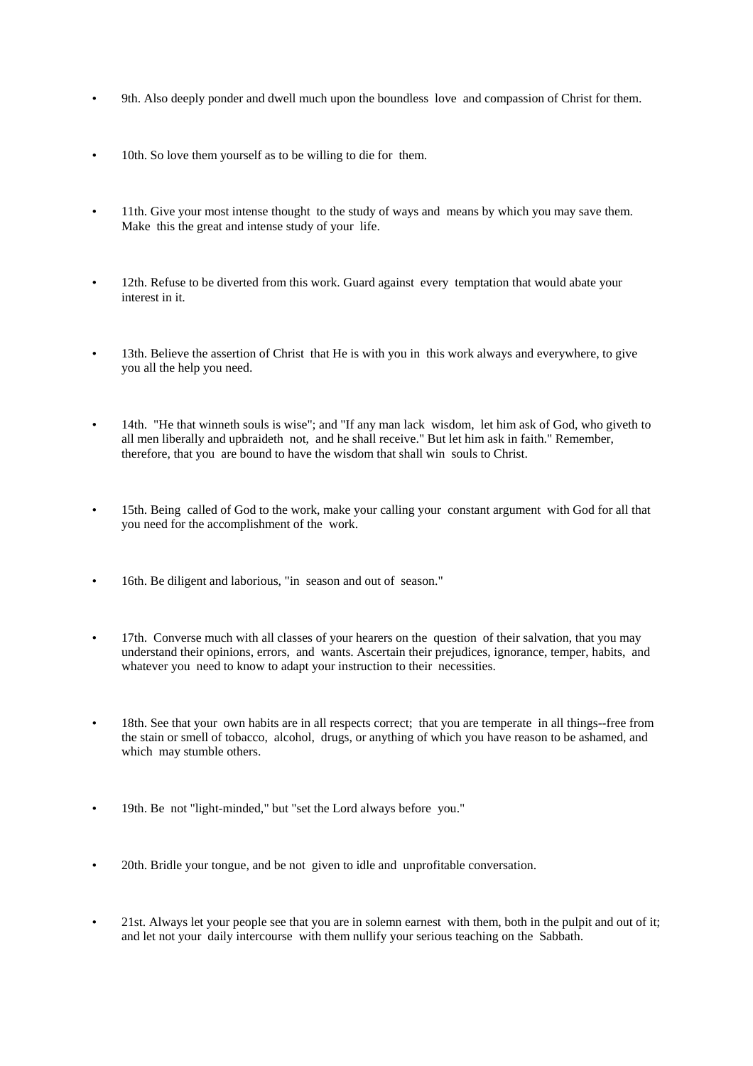- 9th. Also deeply ponder and dwell much upon the boundless love and compassion of Christ for them.
- 10th. So love them yourself as to be willing to die for them.
- 11th. Give your most intense thought to the study of ways and means by which you may save them. Make this the great and intense study of your life.
- 12th. Refuse to be diverted from this work. Guard against every temptation that would abate your interest in it.
- 13th. Believe the assertion of Christ that He is with you in this work always and everywhere, to give you all the help you need.
- 14th. "He that winneth souls is wise"; and "If any man lack wisdom, let him ask of God, who giveth to all men liberally and upbraideth not, and he shall receive." But let him ask in faith." Remember, therefore, that you are bound to have the wisdom that shall win souls to Christ.
- 15th. Being called of God to the work, make your calling your constant argument with God for all that you need for the accomplishment of the work.
- 16th. Be diligent and laborious, "in season and out of season."
- 17th. Converse much with all classes of your hearers on the question of their salvation, that you may understand their opinions, errors, and wants. Ascertain their prejudices, ignorance, temper, habits, and whatever you need to know to adapt your instruction to their necessities.
- 18th. See that your own habits are in all respects correct; that you are temperate in all things--free from the stain or smell of tobacco, alcohol, drugs, or anything of which you have reason to be ashamed, and which may stumble others.
- 19th. Be not "light-minded," but "set the Lord always before you."
- 20th. Bridle your tongue, and be not given to idle and unprofitable conversation.
- 21st. Always let your people see that you are in solemn earnest with them, both in the pulpit and out of it; and let not your daily intercourse with them nullify your serious teaching on the Sabbath.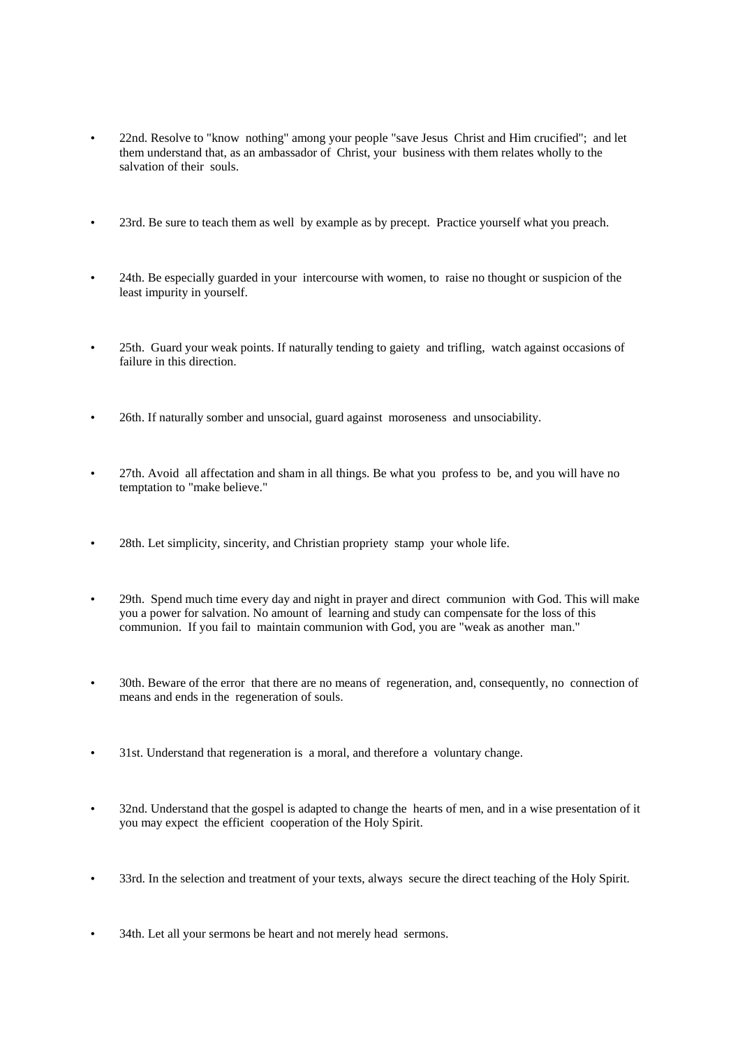- 22nd. Resolve to "know nothing" among your people "save Jesus Christ and Him crucified"; and let them understand that, as an ambassador of Christ, your business with them relates wholly to the salvation of their souls.

- 23rd. Be sure to teach them as well by example as by precept. Practice yourself what you preach.

- 24th. Be especially guarded in your intercourse with women, to raise no thought or suspicion of the least impurity in yourself.

- 25th. Guard your weak points. If naturally tending to gaiety and trifling, watch against occasions of failure in this direction.

- 26th. If naturally somber and unsocial, guard against moroseness and unsociability.

- 27th. Avoid all affectation and sham in all things. Be what you profess to be, and you will have no temptation to "make believe."

- 28th. Let simplicity, sincerity, and Christian propriety stamp your whole life.

- 29th. Spend much time every day and night in prayer and direct communion with God. This will make you a power for salvation. No amount of learning and study can compensate for the loss of this communion. If you fail to maintain communion with God, you are "weak as another man."

- 30th. Beware of the error that there are no means of regeneration, and, consequently, no connection of means and ends in the regeneration of souls.

- 31st. Understand that regeneration is a moral, and therefore a voluntary change.

- 32nd. Understand that the gospel is adapted to change the hearts of men, and in a wise presentation of it you may expect the efficient cooperation of the Holy Spirit.

- 33rd. In the selection and treatment of your texts, always secure the direct teaching of the Holy Spirit.

- 34th. Let all your sermons be heart and not merely head sermons.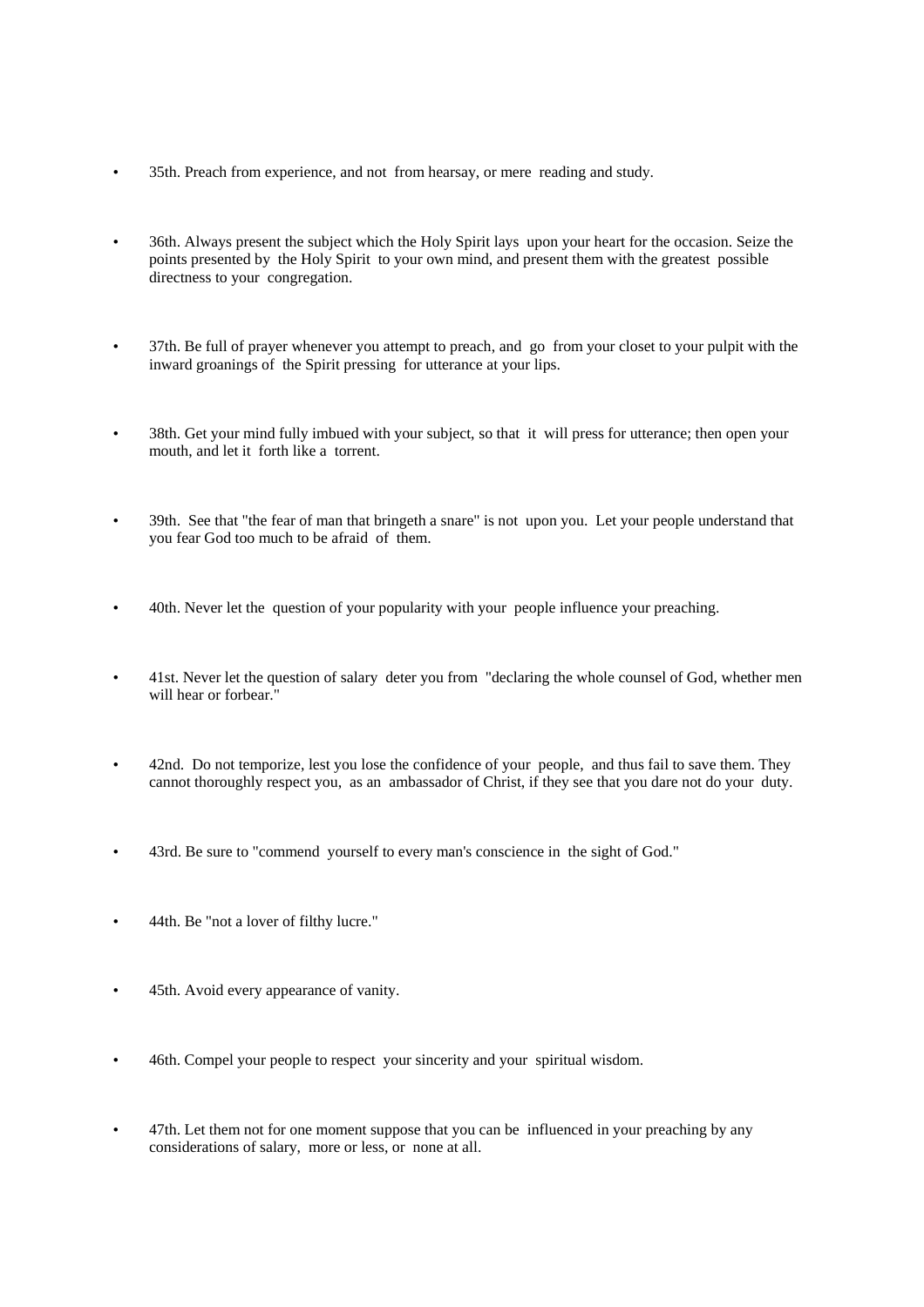- 35th. Preach from experience, and not from hearsay, or mere reading and study.

- 36th. Always present the subject which the Holy Spirit lays upon your heart for the occasion. Seize the points presented by the Holy Spirit to your own mind, and present them with the greatest possible directness to your congregation.

- 37th. Be full of prayer whenever you attempt to preach, and go from your closet to your pulpit with the inward groanings of the Spirit pressing for utterance at your lips.

- 38th. Get your mind fully imbued with your subject, so that it will press for utterance; then open your mouth, and let it forth like a torrent.

- 39th. See that "the fear of man that bringeth a snare" is not upon you. Let your people understand that you fear God too much to be afraid of them.

- 40th. Never let the question of your popularity with your people influence your preaching.

- 41st. Never let the question of salary deter you from "declaring the whole counsel of God, whether men will hear or forbear."

- 42nd. Do not temporize, lest you lose the confidence of your people, and thus fail to save them. They cannot thoroughly respect you, as an ambassador of Christ, if they see that you dare not do your duty.

- 43rd. Be sure to "commend yourself to every man's conscience in the sight of God."

- 44th. Be "not a lover of filthy lucre."

- 45th. Avoid every appearance of vanity.

- 46th. Compel your people to respect your sincerity and your spiritual wisdom.

- 47th. Let them not for one moment suppose that you can be influenced in your preaching by any considerations of salary, more or less, or none at all.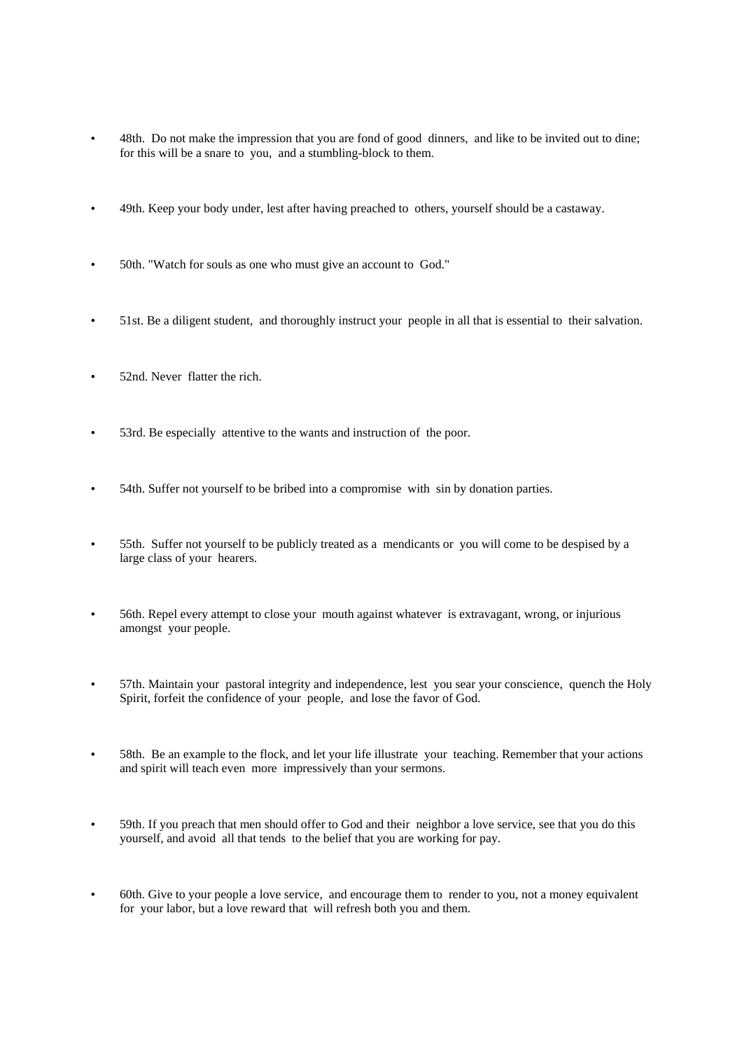- 48th. Do not make the impression that you are fond of good dinners, and like to be invited out to dine; for this will be a snare to you, and a stumbling-block to them.

- 49th. Keep your body under, lest after having preached to others, yourself should be a castaway.

- 50th. "Watch for souls as one who must give an account to God."

- 51st. Be a diligent student, and thoroughly instruct your people in all that is essential to their salvation.

- 52nd. Never flatter the rich.

- 53rd. Be especially attentive to the wants and instruction of the poor.

- 54th. Suffer not yourself to be bribed into a compromise with sin by donation parties.

- 55th. Suffer not yourself to be publicly treated as a mendicants or you will come to be despised by a large class of your hearers.

- 56th. Repel every attempt to close your mouth against whatever is extravagant, wrong, or injurious amongst your people.

- 57th. Maintain your pastoral integrity and independence, lest you sear your conscience, quench the Holy Spirit, forfeit the confidence of your people, and lose the favor of God.

- 58th. Be an example to the flock, and let your life illustrate your teaching. Remember that your actions and spirit will teach even more impressively than your sermons.

- 59th. If you preach that men should offer to God and their neighbor a love service, see that you do this yourself, and avoid all that tends to the belief that you are working for pay.

- 60th. Give to your people a love service, and encourage them to render to you, not a money equivalent for your labor, but a love reward that will refresh both you and them.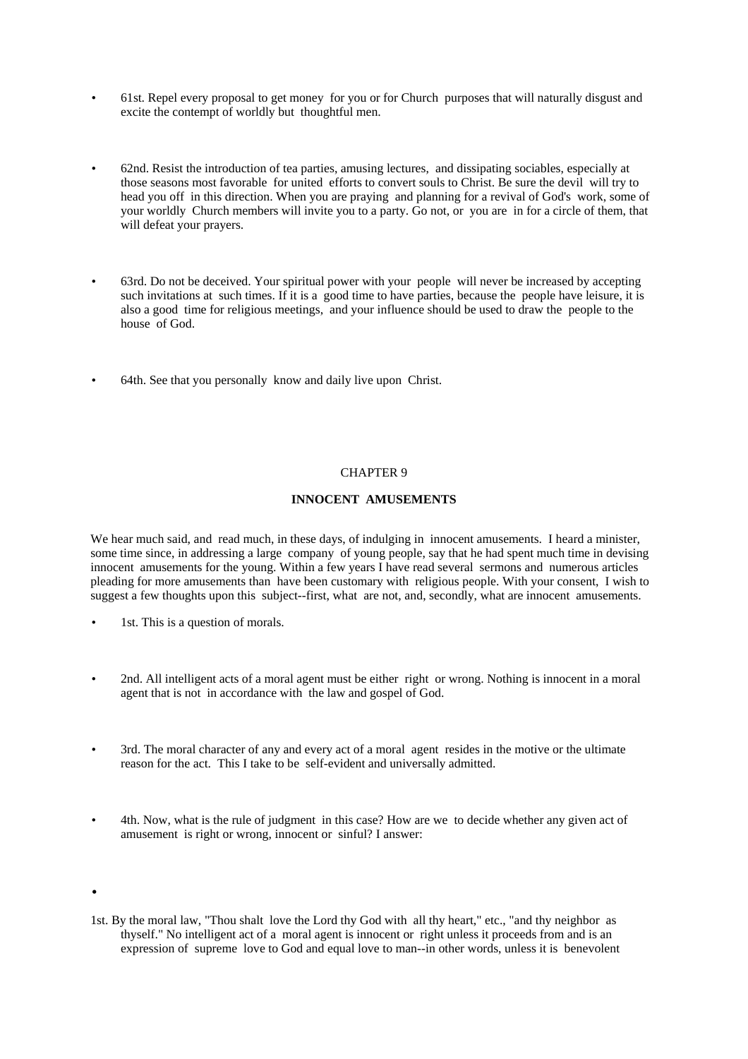- 61st. Repel every proposal to get money for you or for Church purposes that will naturally disgust and excite the contempt of worldly but thoughtful men.

- 62nd. Resist the introduction of tea parties, amusing lectures, and dissipating sociables, especially at those seasons most favorable for united efforts to convert souls to Christ. Be sure the devil will try to head you off in this direction. When you are praying and planning for a revival of God's work, some of your worldly Church members will invite you to a party. Go not, or you are in for a circle of them, that will defeat your prayers.

- 63rd. Do not be deceived. Your spiritual power with your people will never be increased by accepting such invitations at such times. If it is a good time to have parties, because the people have leisure, it is also a good time for religious meetings, and your influence should be used to draw the people to the house of God.

- 64th. See that you personally know and daily live upon Christ.

## CHAPTER 9

### INNOCENT AMUSEMENTS

We hear much said, and read much, in these days, of indulging in innocent amusements. I heard a minister, some time since, in addressing a large company of young people, say that he had spent much time in devising innocent amusements for the young. Within a few years I have read several sermons and numerous articles pleading for more amusements than have been customary with religious people. With your consent, I wish to suggest a few thoughts upon this subject--first, what are not, and, secondly, what are innocent amusements.

- 1st. This is a question of morals.

- 2nd. All intelligent acts of a moral agent must be either right or wrong. Nothing is innocent in a moral agent that is not in accordance with the law and gospel of God.

- 3rd. The moral character of any and every act of a moral agent resides in the motive or the ultimate reason for the act. This I take to be self-evident and universally admitted.

- 4th. Now, what is the rule of judgment in this case? How are we to decide whether any given act of amusement is right or wrong, innocent or sinful? I answer:

1st. By the moral law, "Thou shalt love the Lord thy God with all thy heart," etc., "and thy neighbor as thyself." No intelligent act of a moral agent is innocent or right unless it proceeds from and is an expression of supreme love to God and equal love to man--in other words, unless it is benevolent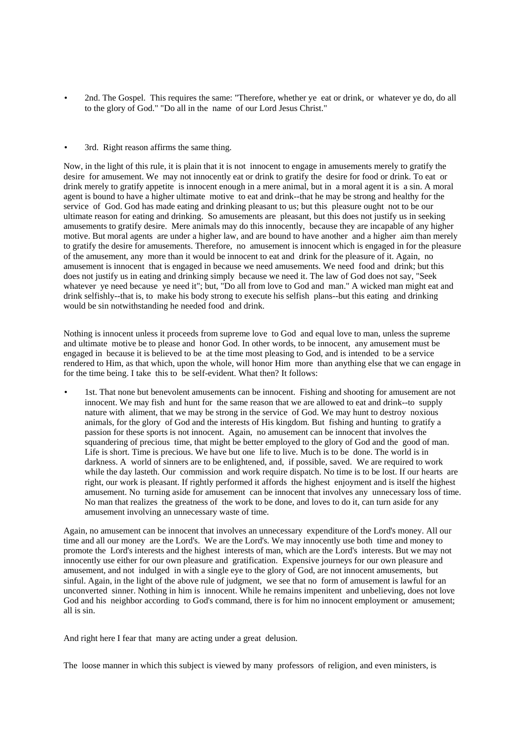- 2nd. The Gospel. This requires the same: "Therefore, whether ye eat or drink, or whatever ye do, do all to the glory of God." "Do all in the name of our Lord Jesus Christ."

- 3rd. Right reason affirms the same thing.

Now, in the light of this rule, it is plain that it is not innocent to engage in amusements merely to gratify the desire for amusement. We may not innocently eat or drink to gratify the desire for food or drink. To eat or drink merely to gratify appetite is innocent enough in a mere animal, but in a moral agent it is a sin. A moral agent is bound to have a higher ultimate motive to eat and drink--that he may be strong and healthy for the service of God. God has made eating and drinking pleasant to us; but this pleasure ought not to be our ultimate reason for eating and drinking. So amusements are pleasant, but this does not justify us in seeking amusements to gratify desire. Mere animals may do this innocently, because they are incapable of any higher motive. But moral agents are under a higher law, and are bound to have another and a higher aim than merely to gratify the desire for amusements. Therefore, no amusement is innocent which is engaged in for the pleasure of the amusement, any more than it would be innocent to eat and drink for the pleasure of it. Again, no amusement is innocent that is engaged in because we need amusements. We need food and drink; but this does not justify us in eating and drinking simply because we need it. The law of God does not say, "Seek whatever ye need because ye need it"; but, "Do all from love to God and man." A wicked man might eat and drink selfishly--that is, to make his body strong to execute his selfish plans--but this eating and drinking would be sin notwithstanding he needed food and drink.

Nothing is innocent unless it proceeds from supreme love to God and equal love to man, unless the supreme and ultimate motive be to please and honor God. In other words, to be innocent, any amusement must be engaged in because it is believed to be at the time most pleasing to God, and is intended to be a service rendered to Him, as that which, upon the whole, will honor Him more than anything else that we can engage in for the time being. I take this to be self-evident. What then? It follows:

- 1st. That none but benevolent amusements can be innocent. Fishing and shooting for amusement are not innocent. We may fish and hunt for the same reason that we are allowed to eat and drink--to supply nature with aliment, that we may be strong in the service of God. We may hunt to destroy noxious animals, for the glory of God and the interests of His kingdom. But fishing and hunting to gratify a passion for these sports is not innocent. Again, no amusement can be innocent that involves the squandering of precious time, that might be better employed to the glory of God and the good of man. Life is short. Time is precious. We have but one life to live. Much is to be done. The world is in darkness. A world of sinners are to be enlightened, and, if possible, saved. We are required to work while the day lasteth. Our commission and work require dispatch. No time is to be lost. If our hearts are right, our work is pleasant. If rightly performed it affords the highest enjoyment and is itself the highest amusement. No turning aside for amusement can be innocent that involves any unnecessary loss of time. No man that realizes the greatness of the work to be done, and loves to do it, can turn aside for any amusement involving an unnecessary waste of time.

Again, no amusement can be innocent that involves an unnecessary expenditure of the Lord's money. All our time and all our money are the Lord's. We are the Lord's. We may innocently use both time and money to promote the Lord's interests and the highest interests of man, which are the Lord's interests. But we may not innocently use either for our own pleasure and gratification. Expensive journeys for our own pleasure and amusement, and not indulged in with a single eye to the glory of God, are not innocent amusements, but sinful. Again, in the light of the above rule of judgment, we see that no form of amusement is lawful for an unconverted sinner. Nothing in him is innocent. While he remains impenitent and unbelieving, does not love God and his neighbor according to God's command, there is for him no innocent employment or amusement; all is sin.

And right here I fear that many are acting under a great delusion.

The loose manner in which this subject is viewed by many professors of religion, and even ministers, is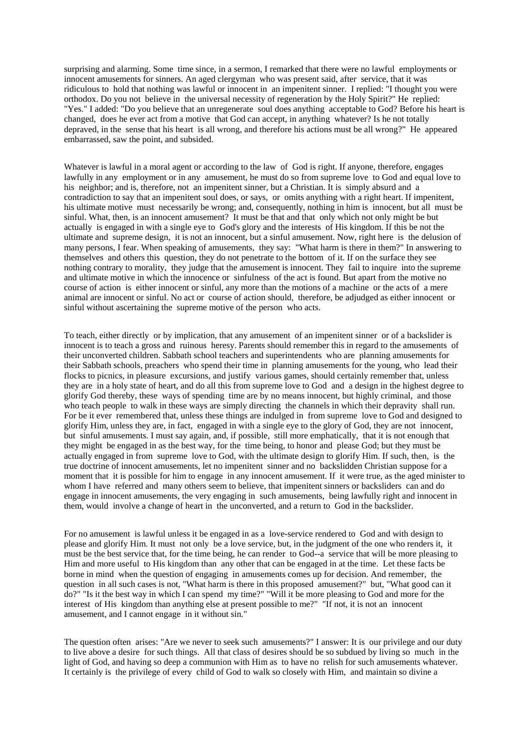surprising and alarming. Some time since, in a sermon, I remarked that there were no lawful employments or innocent amusements for sinners. An aged clergyman who was present said, after service, that it was ridiculous to hold that nothing was lawful or innocent in an impenitent sinner. I replied: "I thought you were orthodox. Do you not believe in the universal necessity of regeneration by the Holy Spirit?" He replied: "Yes." I added: "Do you believe that an unregenerate soul does anything acceptable to God? Before his heart is changed, does he ever act from a motive that God can accept, in anything whatever? Is he not totally depraved, in the sense that his heart is all wrong, and therefore his actions must be all wrong?" He appeared embarrassed, saw the point, and subsided.

Whatever is lawful in a moral agent or according to the law of God is right. If anyone, therefore, engages lawfully in any employment or in any amusement, he must do so from supreme love to God and equal love to his neighbor; and is, therefore, not an impenitent sinner, but a Christian. It is simply absurd and a contradiction to say that an impenitent soul does, or says, or omits anything with a right heart. If impenitent, his ultimate motive must necessarily be wrong; and, consequently, nothing in him is innocent, but all must be sinful. What, then, is an innocent amusement? It must be that and that only which not only might be but actually is engaged in with a single eye to God's glory and the interests of His kingdom. If this be not the ultimate and supreme design, it is not an innocent, but a sinful amusement. Now, right here is the delusion of many persons, I fear. When speaking of amusements, they say: "What harm is there in them?" In answering to themselves and others this question, they do not penetrate to the bottom of it. If on the surface they see nothing contrary to morality, they judge that the amusement is innocent. They fail to inquire into the supreme and ultimate motive in which the innocence or sinfulness of the act is found. But apart from the motive no course of action is either innocent or sinful, any more than the motions of a machine or the acts of a mere animal are innocent or sinful. No act or course of action should, therefore, be adjudged as either innocent or sinful without ascertaining the supreme motive of the person who acts.

To teach, either directly or by implication, that any amusement of an impenitent sinner or of a backslider is innocent is to teach a gross and ruinous heresy. Parents should remember this in regard to the amusements of their unconverted children. Sabbath school teachers and superintendents who are planning amusements for their Sabbath schools, preachers who spend their time in planning amusements for the young, who lead their flocks to picnics, in pleasure excursions, and justify various games, should certainly remember that, unless they are in a holy state of heart, and do all this from supreme love to God and a design in the highest degree to glorify God thereby, these ways of spending time are by no means innocent, but highly criminal, and those who teach people to walk in these ways are simply directing the channels in which their depravity shall run. For be it ever remembered that, unless these things are indulged in from supreme love to God and designed to glorify Him, unless they are, in fact, engaged in with a single eye to the glory of God, they are not innocent, but sinful amusements. I must say again, and, if possible, still more emphatically, that it is not enough that they might be engaged in as the best way, for the time being, to honor and please God; but they must be actually engaged in from supreme love to God, with the ultimate design to glorify Him. If such, then, is the true doctrine of innocent amusements, let no impenitent sinner and no backslidden Christian suppose for a moment that it is possible for him to engage in any innocent amusement. If it were true, as the aged minister to whom I have referred and many others seem to believe, that impenitent sinners or backsliders can and do engage in innocent amusements, the very engaging in such amusements, being lawfully right and innocent in them, would involve a change of heart in the unconverted, and a return to God in the backslider.

For no amusement is lawful unless it be engaged in as a love-service rendered to God and with design to please and glorify Him. It must not only be a love service, but, in the judgment of the one who renders it, it must be the best service that, for the time being, he can render to God--a service that will be more pleasing to Him and more useful to His kingdom than any other that can be engaged in at the time. Let these facts be borne in mind when the question of engaging in amusements comes up for decision. And remember, the question in all such cases is not, "What harm is there in this proposed amusement?" but, "What good can it do?" "Is it the best way in which I can spend my time?" "Will it be more pleasing to God and more for the interest of His kingdom than anything else at present possible to me?" "If not, it is not an innocent amusement, and I cannot engage in it without sin."

The question often arises: "Are we never to seek such amusements?" I answer: It is our privilege and our duty to live above a desire for such things. All that class of desires should be so subdued by living so much in the light of God, and having so deep a communion with Him as to have no relish for such amusements whatever. It certainly is the privilege of every child of God to walk so closely with Him, and maintain so divine a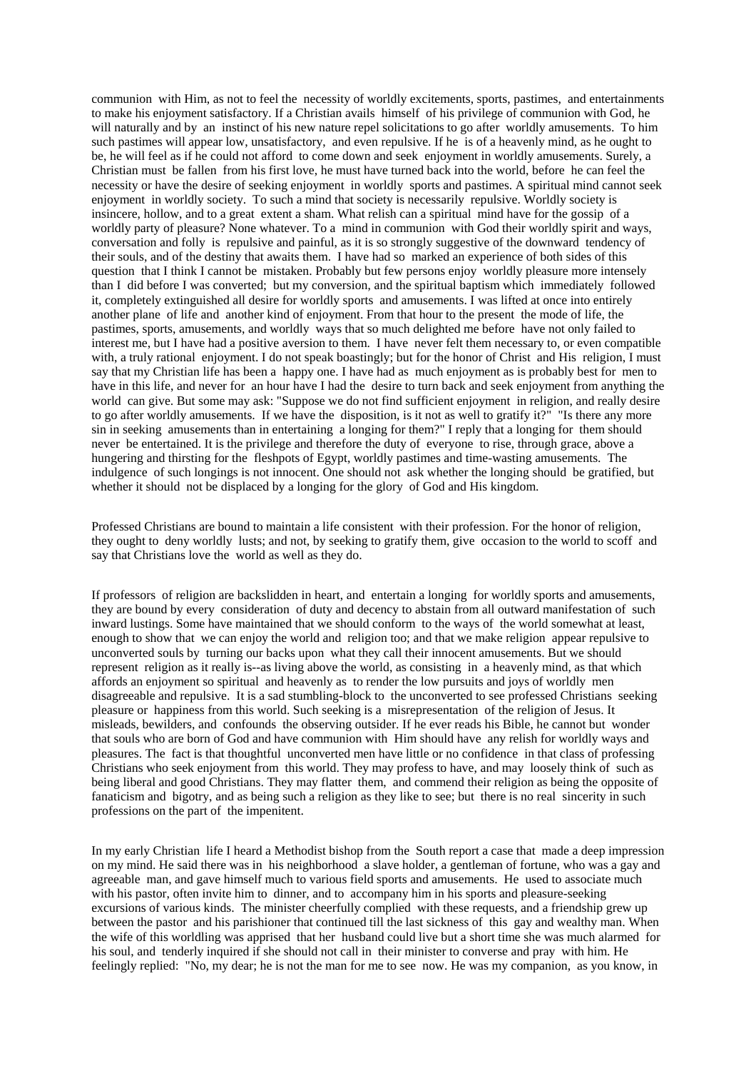communion with Him, as not to feel the necessity of worldly excitements, sports, pastimes, and entertainments to make his enjoyment satisfactory. If a Christian avails himself of his privilege of communion with God, he will naturally and by an instinct of his new nature repel solicitations to go after worldly amusements. To him such pastimes will appear low, unsatisfactory, and even repulsive. If he is of a heavenly mind, as he ought to be, he will feel as if he could not afford to come down and seek enjoyment in worldly amusements. Surely, a Christian must be fallen from his first love, he must have turned back into the world, before he can feel the necessity or have the desire of seeking enjoyment in worldly sports and pastimes. A spiritual mind cannot seek enjoyment in worldly society. To such a mind that society is necessarily repulsive. Worldly society is insincere, hollow, and to a great extent a sham. What relish can a spiritual mind have for the gossip of a worldly party of pleasure? None whatever. To a mind in communion with God their worldly spirit and ways, conversation and folly is repulsive and painful, as it is so strongly suggestive of the downward tendency of their souls, and of the destiny that awaits them. I have had so marked an experience of both sides of this question that I think I cannot be mistaken. Probably but few persons enjoy worldly pleasure more intensely than I did before I was converted; but my conversion, and the spiritual baptism which immediately followed it, completely extinguished all desire for worldly sports and amusements. I was lifted at once into entirely another plane of life and another kind of enjoyment. From that hour to the present the mode of life, the pastimes, sports, amusements, and worldly ways that so much delighted me before have not only failed to interest me, but I have had a positive aversion to them. I have never felt them necessary to, or even compatible with, a truly rational enjoyment. I do not speak boastingly; but for the honor of Christ and His religion, I must say that my Christian life has been a happy one. I have had as much enjoyment as is probably best for men to have in this life, and never for an hour have I had the desire to turn back and seek enjoyment from anything the world can give. But some may ask: "Suppose we do not find sufficient enjoyment in religion, and really desire to go after worldly amusements. If we have the disposition, is it not as well to gratify it?" "Is there any more sin in seeking amusements than in entertaining a longing for them?" I reply that a longing for them should never be entertained. It is the privilege and therefore the duty of everyone to rise, through grace, above a hungering and thirsting for the fleshpots of Egypt, worldly pastimes and time-wasting amusements. The indulgence of such longings is not innocent. One should not ask whether the longing should be gratified, but whether it should not be displaced by a longing for the glory of God and His kingdom.

Professed Christians are bound to maintain a life consistent with their profession. For the honor of religion, they ought to deny worldly lusts; and not, by seeking to gratify them, give occasion to the world to scoff and say that Christians love the world as well as they do.

If professors of religion are backslidden in heart, and entertain a longing for worldly sports and amusements, they are bound by every consideration of duty and decency to abstain from all outward manifestation of such inward lustings. Some have maintained that we should conform to the ways of the world somewhat at least, enough to show that we can enjoy the world and religion too; and that we make religion appear repulsive to unconverted souls by turning our backs upon what they call their innocent amusements. But we should represent religion as it really is--as living above the world, as consisting in a heavenly mind, as that which affords an enjoyment so spiritual and heavenly as to render the low pursuits and joys of worldly men disagreeable and repulsive. It is a sad stumbling-block to the unconverted to see professed Christians seeking pleasure or happiness from this world. Such seeking is a misrepresentation of the religion of Jesus. It misleads, bewilders, and confounds the observing outsider. If he ever reads his Bible, he cannot but wonder that souls who are born of God and have communion with Him should have any relish for worldly ways and pleasures. The fact is that thoughtful unconverted men have little or no confidence in that class of professing Christians who seek enjoyment from this world. They may profess to have, and may loosely think of such as being liberal and good Christians. They may flatter them, and commend their religion as being the opposite of fanaticism and bigotry, and as being such a religion as they like to see; but there is no real sincerity in such professions on the part of the impenitent.

In my early Christian life I heard a Methodist bishop from the South report a case that made a deep impression on my mind. He said there was in his neighborhood a slave holder, a gentleman of fortune, who was a gay and agreeable man, and gave himself much to various field sports and amusements. He used to associate much with his pastor, often invite him to dinner, and to accompany him in his sports and pleasure-seeking excursions of various kinds. The minister cheerfully complied with these requests, and a friendship grew up between the pastor and his parishioner that continued till the last sickness of this gay and wealthy man. When the wife of this worldling was apprised that her husband could live but a short time she was much alarmed for his soul, and tenderly inquired if she should not call in their minister to converse and pray with him. He feelingly replied: "No, my dear; he is not the man for me to see now. He was my companion, as you know, in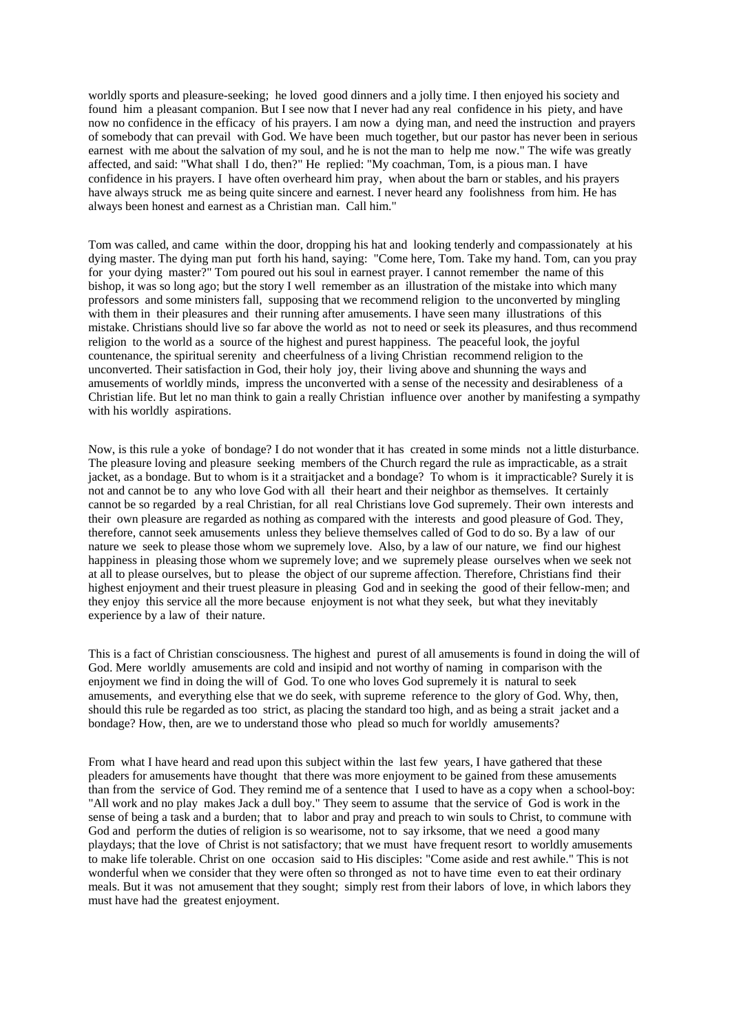worldly sports and pleasure-seeking; he loved good dinners and a jolly time. I then enjoyed his society and found him a pleasant companion. But I see now that I never had any real confidence in his piety, and have now no confidence in the efficacy of his prayers. I am now a dying man, and need the instruction and prayers of somebody that can prevail with God. We have been much together, but our pastor has never been in serious earnest with me about the salvation of my soul, and he is not the man to help me now." The wife was greatly affected, and said: "What shall I do, then?" He replied: "My coachman, Tom, is a pious man. I have confidence in his prayers. I have often overheard him pray, when about the barn or stables, and his prayers have always struck me as being quite sincere and earnest. I never heard any foolishness from him. He has always been honest and earnest as a Christian man. Call him."

Tom was called, and came within the door, dropping his hat and looking tenderly and compassionately at his dying master. The dying man put forth his hand, saying: "Come here, Tom. Take my hand. Tom, can you pray for your dying master?" Tom poured out his soul in earnest prayer. I cannot remember the name of this bishop, it was so long ago; but the story I well remember as an illustration of the mistake into which many professors and some ministers fall, supposing that we recommend religion to the unconverted by mingling with them in their pleasures and their running after amusements. I have seen many illustrations of this mistake. Christians should live so far above the world as not to need or seek its pleasures, and thus recommend religion to the world as a source of the highest and purest happiness. The peaceful look, the joyful countenance, the spiritual serenity and cheerfulness of a living Christian recommend religion to the unconverted. Their satisfaction in God, their holy joy, their living above and shunning the ways and amusements of worldly minds, impress the unconverted with a sense of the necessity and desirableness of a Christian life. But let no man think to gain a really Christian influence over another by manifesting a sympathy with his worldly aspirations.

Now, is this rule a yoke of bondage? I do not wonder that it has created in some minds not a little disturbance. The pleasure loving and pleasure seeking members of the Church regard the rule as impracticable, as a strait jacket, as a bondage. But to whom is it a straitjacket and a bondage? To whom is it impracticable? Surely it is not and cannot be to any who love God with all their heart and their neighbor as themselves. It certainly cannot be so regarded by a real Christian, for all real Christians love God supremely. Their own interests and their own pleasure are regarded as nothing as compared with the interests and good pleasure of God. They, therefore, cannot seek amusements unless they believe themselves called of God to do so. By a law of our nature we seek to please those whom we supremely love. Also, by a law of our nature, we find our highest happiness in pleasing those whom we supremely love; and we supremely please ourselves when we seek not at all to please ourselves, but to please the object of our supreme affection. Therefore, Christians find their highest enjoyment and their truest pleasure in pleasing God and in seeking the good of their fellow-men; and they enjoy this service all the more because enjoyment is not what they seek, but what they inevitably experience by a law of their nature.

This is a fact of Christian consciousness. The highest and purest of all amusements is found in doing the will of God. Mere worldly amusements are cold and insipid and not worthy of naming in comparison with the enjoyment we find in doing the will of God. To one who loves God supremely it is natural to seek amusements, and everything else that we do seek, with supreme reference to the glory of God. Why, then, should this rule be regarded as too strict, as placing the standard too high, and as being a strait jacket and a bondage? How, then, are we to understand those who plead so much for worldly amusements?

From what I have heard and read upon this subject within the last few years, I have gathered that these pleaders for amusements have thought that there was more enjoyment to be gained from these amusements than from the service of God. They remind me of a sentence that I used to have as a copy when a school-boy: "All work and no play makes Jack a dull boy." They seem to assume that the service of God is work in the sense of being a task and a burden; that to labor and pray and preach to win souls to Christ, to commune with God and perform the duties of religion is so wearisome, not to say irksome, that we need a good many playdays; that the love of Christ is not satisfactory; that we must have frequent resort to worldly amusements to make life tolerable. Christ on one occasion said to His disciples: "Come aside and rest awhile." This is not wonderful when we consider that they were often so thronged as not to have time even to eat their ordinary meals. But it was not amusement that they sought; simply rest from their labors of love, in which labors they must have had the greatest enjoyment.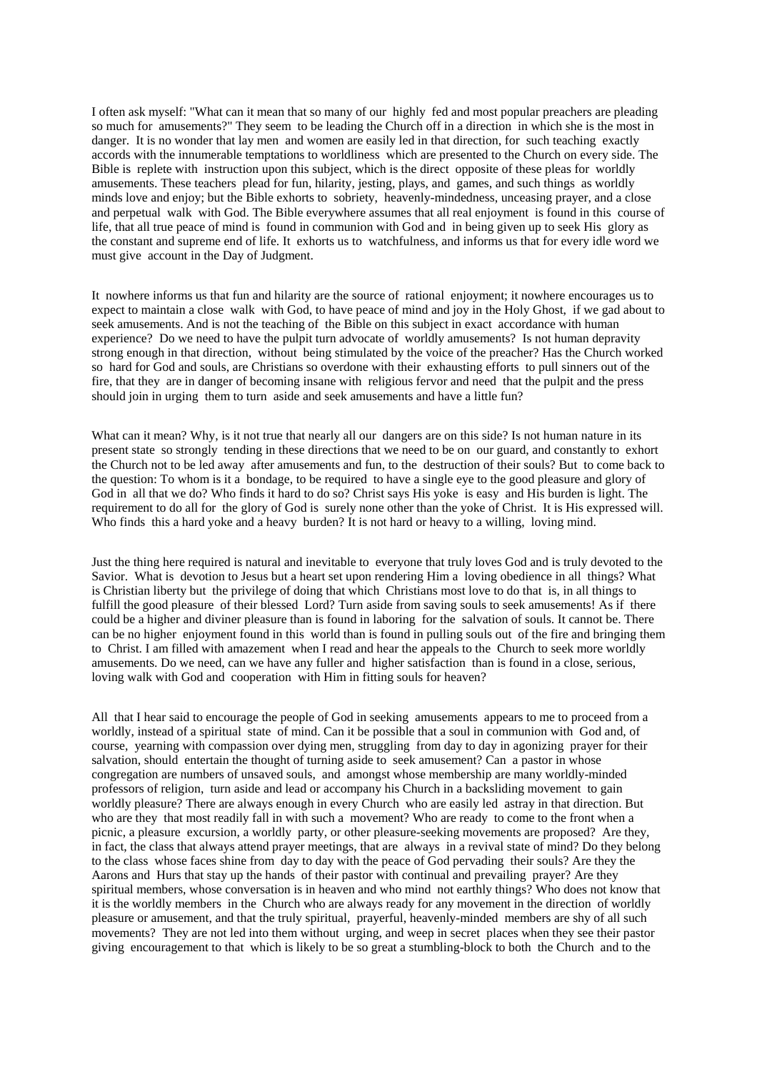I often ask myself: "What can it mean that so many of our highly fed and most popular preachers are pleading so much for amusements?" They seem to be leading the Church off in a direction in which she is the most in danger. It is no wonder that lay men and women are easily led in that direction, for such teaching exactly accords with the innumerable temptations to worldliness which are presented to the Church on every side. The Bible is replete with instruction upon this subject, which is the direct opposite of these pleas for worldly amusements. These teachers plead for fun, hilarity, jesting, plays, and games, and such things as worldly minds love and enjoy; but the Bible exhorts to sobriety, heavenly-mindedness, unceasing prayer, and a close and perpetual walk with God. The Bible everywhere assumes that all real enjoyment is found in this course of life, that all true peace of mind is found in communion with God and in being given up to seek His glory as the constant and supreme end of life. It exhorts us to watchfulness, and informs us that for every idle word we must give account in the Day of Judgment.

It nowhere informs us that fun and hilarity are the source of rational enjoyment; it nowhere encourages us to expect to maintain a close walk with God, to have peace of mind and joy in the Holy Ghost, if we gad about to seek amusements. And is not the teaching of the Bible on this subject in exact accordance with human experience? Do we need to have the pulpit turn advocate of worldly amusements? Is not human depravity strong enough in that direction, without being stimulated by the voice of the preacher? Has the Church worked so hard for God and souls, are Christians so overdone with their exhausting efforts to pull sinners out of the fire, that they are in danger of becoming insane with religious fervor and need that the pulpit and the press should join in urging them to turn aside and seek amusements and have a little fun?

What can it mean? Why, is it not true that nearly all our dangers are on this side? Is not human nature in its present state so strongly tending in these directions that we need to be on our guard, and constantly to exhort the Church not to be led away after amusements and fun, to the destruction of their souls? But to come back to the question: To whom is it a bondage, to be required to have a single eye to the good pleasure and glory of God in all that we do? Who finds it hard to do so? Christ says His yoke is easy and His burden is light. The requirement to do all for the glory of God is surely none other than the yoke of Christ. It is His expressed will. Who finds this a hard yoke and a heavy burden? It is not hard or heavy to a willing, loving mind.

Just the thing here required is natural and inevitable to everyone that truly loves God and is truly devoted to the Savior. What is devotion to Jesus but a heart set upon rendering Him a loving obedience in all things? What is Christian liberty but the privilege of doing that which Christians most love to do that is, in all things to fulfill the good pleasure of their blessed Lord? Turn aside from saving souls to seek amusements! As if there could be a higher and diviner pleasure than is found in laboring for the salvation of souls. It cannot be. There can be no higher enjoyment found in this world than is found in pulling souls out of the fire and bringing them to Christ. I am filled with amazement when I read and hear the appeals to the Church to seek more worldly amusements. Do we need, can we have any fuller and higher satisfaction than is found in a close, serious, loving walk with God and cooperation with Him in fitting souls for heaven?

All that I hear said to encourage the people of God in seeking amusements appears to me to proceed from a worldly, instead of a spiritual state of mind. Can it be possible that a soul in communion with God and, of course, yearning with compassion over dying men, struggling from day to day in agonizing prayer for their salvation, should entertain the thought of turning aside to seek amusement? Can a pastor in whose congregation are numbers of unsaved souls, and amongst whose membership are many worldly-minded professors of religion, turn aside and lead or accompany his Church in a backsliding movement to gain worldly pleasure? There are always enough in every Church who are easily led astray in that direction. But who are they that most readily fall in with such a movement? Who are ready to come to the front when a picnic, a pleasure excursion, a worldly party, or other pleasure-seeking movements are proposed? Are they, in fact, the class that always attend prayer meetings, that are always in a revival state of mind? Do they belong to the class whose faces shine from day to day with the peace of God pervading their souls? Are they the Aarons and Hurs that stay up the hands of their pastor with continual and prevailing prayer? Are they spiritual members, whose conversation is in heaven and who mind not earthly things? Who does not know that it is the worldly members in the Church who are always ready for any movement in the direction of worldly pleasure or amusement, and that the truly spiritual, prayerful, heavenly-minded members are shy of all such movements? They are not led into them without urging, and weep in secret places when they see their pastor giving encouragement to that which is likely to be so great a stumbling-block to both the Church and to the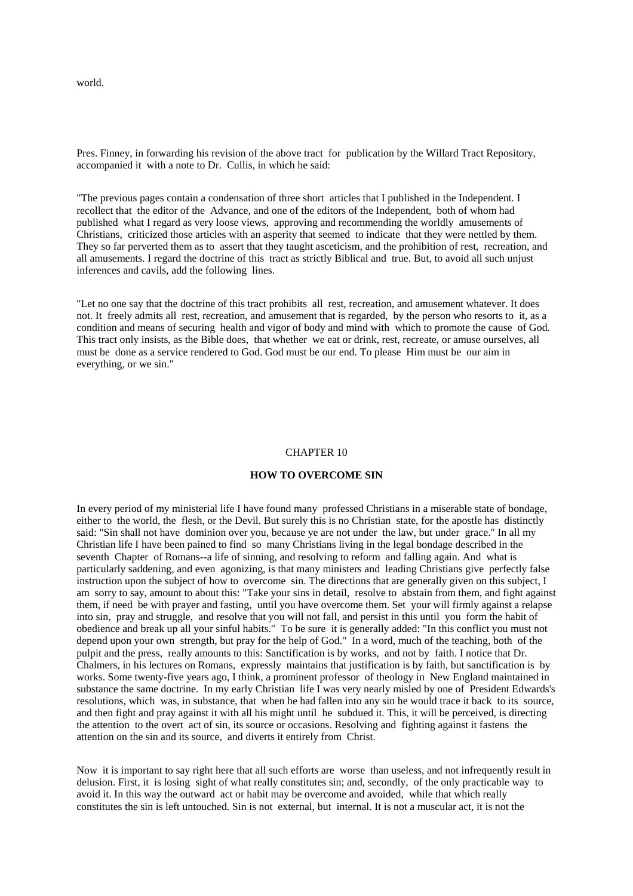world.

Pres. Finney, in forwarding his revision of the above tract for publication by the Willard Tract Repository, accompanied it with a note to Dr. Cullis, in which he said:

"The previous pages contain a condensation of three short articles that I published in the Independent. I recollect that the editor of the Advance, and one of the editors of the Independent, both of whom had published what I regard as very loose views, approving and recommending the worldly amusements of Christians, criticized those articles with an asperity that seemed to indicate that they were nettled by them. They so far perverted them as to assert that they taught asceticism, and the prohibition of rest, recreation, and all amusements. I regard the doctrine of this tract as strictly Biblical and true. But, to avoid all such unjust inferences and cavils, add the following lines.

"Let no one say that the doctrine of this tract prohibits all rest, recreation, and amusement whatever. It does not. It freely admits all rest, recreation, and amusement that is regarded, by the person who resorts to it, as a condition and means of securing health and vigor of body and mind with which to promote the cause of God. This tract only insists, as the Bible does, that whether we eat or drink, rest, recreate, or amuse ourselves, all must be done as a service rendered to God. God must be our end. To please Him must be our aim in everything, or we sin."

## CHAPTER 10

### HOW TO OVERCOME SIN

In every period of my ministerial life I have found many professed Christians in a miserable state of bondage, either to the world, the flesh, or the Devil. But surely this is no Christian state, for the apostle has distinctly said: "Sin shall not have dominion over you, because ye are not under the law, but under grace." In all my Christian life I have been pained to find so many Christians living in the legal bondage described in the seventh Chapter of Romans--a life of sinning, and resolving to reform and falling again. And what is particularly saddening, and even agonizing, is that many ministers and leading Christians give perfectly false instruction upon the subject of how to overcome sin. The directions that are generally given on this subject, I am sorry to say, amount to about this: "Take your sins in detail, resolve to abstain from them, and fight against them, if need be with prayer and fasting, until you have overcome them. Set your will firmly against a relapse into sin, pray and struggle, and resolve that you will not fall, and persist in this until you form the habit of obedience and break up all your sinful habits." To be sure it is generally added: "In this conflict you must not depend upon your own strength, but pray for the help of God." In a word, much of the teaching, both of the pulpit and the press, really amounts to this: Sanctification is by works, and not by faith. I notice that Dr. Chalmers, in his lectures on Romans, expressly maintains that justification is by faith, but sanctification is by works. Some twenty-five years ago, I think, a prominent professor of theology in New England maintained in substance the same doctrine. In my early Christian life I was very nearly misled by one of President Edwards's resolutions, which was, in substance, that when he had fallen into any sin he would trace it back to its source, and then fight and pray against it with all his might until he subdued it. This, it will be perceived, is directing the attention to the overt act of sin, its source or occasions. Resolving and fighting against it fastens the attention on the sin and its source, and diverts it entirely from Christ.

Now it is important to say right here that all such efforts are worse than useless, and not infrequently result in delusion. First, it is losing sight of what really constitutes sin; and, secondly, of the only practicable way to avoid it. In this way the outward act or habit may be overcome and avoided, while that which really constitutes the sin is left untouched. Sin is not external, but internal. It is not a muscular act, it is not the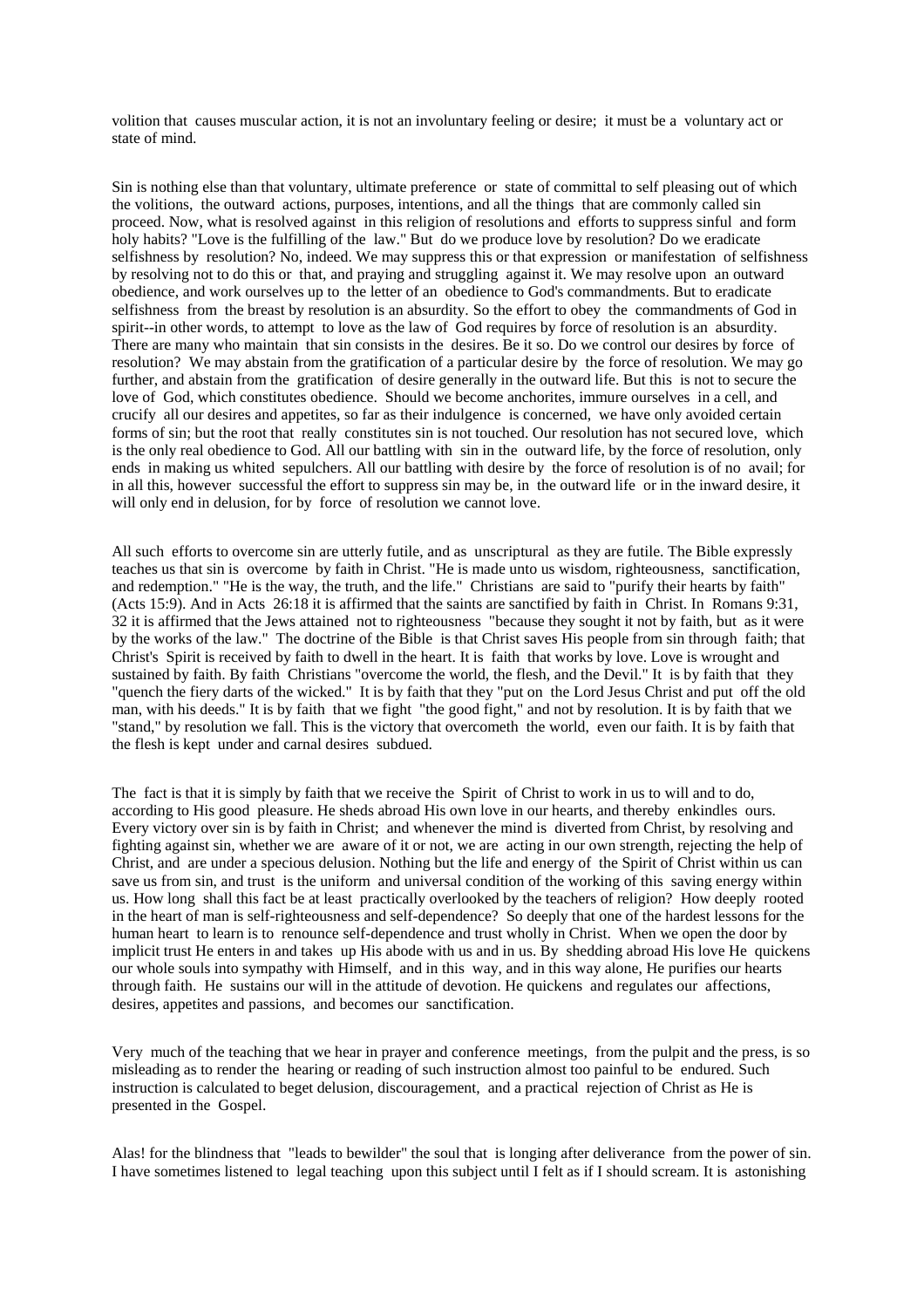volition that causes muscular action, it is not an involuntary feeling or desire; it must be a voluntary act or state of mind.

Sin is nothing else than that voluntary, ultimate preference or state of committal to self pleasing out of which the volitions, the outward actions, purposes, intentions, and all the things that are commonly called sin proceed. Now, what is resolved against in this religion of resolutions and efforts to suppress sinful and form holy habits? "Love is the fulfilling of the law." But do we produce love by resolution? Do we eradicate selfishness by resolution? No, indeed. We may suppress this or that expression or manifestation of selfishness by resolving not to do this or that, and praying and struggling against it. We may resolve upon an outward obedience, and work ourselves up to the letter of an obedience to God's commandments. But to eradicate selfishness from the breast by resolution is an absurdity. So the effort to obey the commandments of God in spirit--in other words, to attempt to love as the law of God requires by force of resolution is an absurdity. There are many who maintain that sin consists in the desires. Be it so. Do we control our desires by force of resolution? We may abstain from the gratification of a particular desire by the force of resolution. We may go further, and abstain from the gratification of desire generally in the outward life. But this is not to secure the love of God, which constitutes obedience. Should we become anchorites, immure ourselves in a cell, and crucify all our desires and appetites, so far as their indulgence is concerned, we have only avoided certain forms of sin; but the root that really constitutes sin is not touched. Our resolution has not secured love, which is the only real obedience to God. All our battling with sin in the outward life, by the force of resolution, only ends in making us whited sepulchers. All our battling with desire by the force of resolution is of no avail; for in all this, however successful the effort to suppress sin may be, in the outward life or in the inward desire, it will only end in delusion, for by force of resolution we cannot love.

All such efforts to overcome sin are utterly futile, and as unscriptural as they are futile. The Bible expressly teaches us that sin is overcome by faith in Christ. "He is made unto us wisdom, righteousness, sanctification, and redemption." "He is the way, the truth, and the life." Christians are said to "purify their hearts by faith" (Acts 15:9). And in Acts 26:18 it is affirmed that the saints are sanctified by faith in Christ. In Romans 9:31, 32 it is affirmed that the Jews attained not to righteousness "because they sought it not by faith, but as it were by the works of the law." The doctrine of the Bible is that Christ saves His people from sin through faith; that Christ's Spirit is received by faith to dwell in the heart. It is faith that works by love. Love is wrought and sustained by faith. By faith Christians "overcome the world, the flesh, and the Devil." It is by faith that they "quench the fiery darts of the wicked." It is by faith that they "put on the Lord Jesus Christ and put off the old man, with his deeds." It is by faith that we fight "the good fight," and not by resolution. It is by faith that we "stand," by resolution we fall. This is the victory that overcometh the world, even our faith. It is by faith that the flesh is kept under and carnal desires subdued.

The fact is that it is simply by faith that we receive the Spirit of Christ to work in us to will and to do, according to His good pleasure. He sheds abroad His own love in our hearts, and thereby enkindles ours. Every victory over sin is by faith in Christ; and whenever the mind is diverted from Christ, by resolving and fighting against sin, whether we are aware of it or not, we are acting in our own strength, rejecting the help of Christ, and are under a specious delusion. Nothing but the life and energy of the Spirit of Christ within us can save us from sin, and trust is the uniform and universal condition of the working of this saving energy within us. How long shall this fact be at least practically overlooked by the teachers of religion? How deeply rooted in the heart of man is self-righteousness and self-dependence? So deeply that one of the hardest lessons for the human heart to learn is to renounce self-dependence and trust wholly in Christ. When we open the door by implicit trust He enters in and takes up His abode with us and in us. By shedding abroad His love He quickens our whole souls into sympathy with Himself, and in this way, and in this way alone, He purifies our hearts through faith. He sustains our will in the attitude of devotion. He quickens and regulates our affections, desires, appetites and passions, and becomes our sanctification.

Very much of the teaching that we hear in prayer and conference meetings, from the pulpit and the press, is so misleading as to render the hearing or reading of such instruction almost too painful to be endured. Such instruction is calculated to beget delusion, discouragement, and a practical rejection of Christ as He is presented in the Gospel.

Alas! for the blindness that "leads to bewilder" the soul that is longing after deliverance from the power of sin. I have sometimes listened to legal teaching upon this subject until I felt as if I should scream. It is astonishing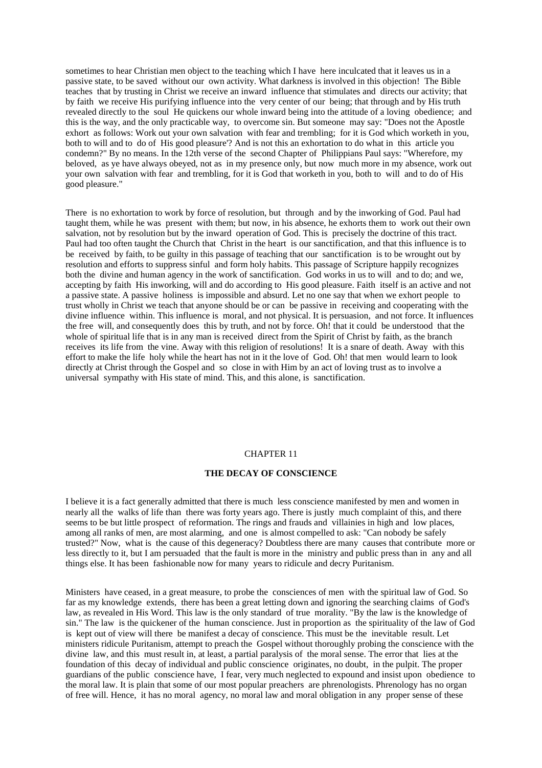sometimes to hear Christian men object to the teaching which I have here inculcated that it leaves us in a passive state, to be saved without our own activity. What darkness is involved in this objection! The Bible teaches that by trusting in Christ we receive an inward influence that stimulates and directs our activity; that by faith we receive His purifying influence into the very center of our being; that through and by His truth revealed directly to the soul He quickens our whole inward being into the attitude of a loving obedience; and this is the way, and the only practicable way, to overcome sin. But someone may say: "Does not the Apostle exhort as follows: Work out your own salvation with fear and trembling; for it is God which worketh in you, both to will and to do of His good pleasure'? And is not this an exhortation to do what in this article you condemn?" By no means. In the 12th verse of the second Chapter of Philippians Paul says: "Wherefore, my beloved, as ye have always obeyed, not as in my presence only, but now much more in my absence, work out your own salvation with fear and trembling, for it is God that worketh in you, both to will and to do of His good pleasure."

There is no exhortation to work by force of resolution, but through and by the inworking of God. Paul had taught them, while he was present with them; but now, in his absence, he exhorts them to work out their own salvation, not by resolution but by the inward operation of God. This is precisely the doctrine of this tract. Paul had too often taught the Church that Christ in the heart is our sanctification, and that this influence is to be received by faith, to be guilty in this passage of teaching that our sanctification is to be wrought out by resolution and efforts to suppress sinful and form holy habits. This passage of Scripture happily recognizes both the divine and human agency in the work of sanctification. God works in us to will and to do; and we, accepting by faith His inworking, will and do according to His good pleasure. Faith itself is an active and not a passive state. A passive holiness is impossible and absurd. Let no one say that when we exhort people to trust wholly in Christ we teach that anyone should be or can be passive in receiving and cooperating with the divine influence within. This influence is moral, and not physical. It is persuasion, and not force. It influences the free will, and consequently does this by truth, and not by force. Oh! that it could be understood that the whole of spiritual life that is in any man is received direct from the Spirit of Christ by faith, as the branch receives its life from the vine. Away with this religion of resolutions! It is a snare of death. Away with this effort to make the life holy while the heart has not in it the love of God. Oh! that men would learn to look directly at Christ through the Gospel and so close in with Him by an act of loving trust as to involve a universal sympathy with His state of mind. This, and this alone, is sanctification.

## CHAPTER 11

### THE DECAY OF CONSCIENCE

I believe it is a fact generally admitted that there is much less conscience manifested by men and women in nearly all the walks of life than there was forty years ago. There is justly much complaint of this, and there seems to be but little prospect of reformation. The rings and frauds and villainies in high and low places, among all ranks of men, are most alarming, and one is almost compelled to ask: "Can nobody be safely trusted?" Now, what is the cause of this degeneracy? Doubtless there are many causes that contribute more or less directly to it, but I am persuaded that the fault is more in the ministry and public press than in any and all things else. It has been fashionable now for many years to ridicule and decry Puritanism.

Ministers have ceased, in a great measure, to probe the consciences of men with the spiritual law of God. So far as my knowledge extends, there has been a great letting down and ignoring the searching claims of God's law, as revealed in His Word. This law is the only standard of true morality. "By the law is the knowledge of sin." The law is the quickener of the human conscience. Just in proportion as the spirituality of the law of God is kept out of view will there be manifest a decay of conscience. This must be the inevitable result. Let ministers ridicule Puritanism, attempt to preach the Gospel without thoroughly probing the conscience with the divine law, and this must result in, at least, a partial paralysis of the moral sense. The error that lies at the foundation of this decay of individual and public conscience originates, no doubt, in the pulpit. The proper guardians of the public conscience have, I fear, very much neglected to expound and insist upon obedience to the moral law. It is plain that some of our most popular preachers are phrenologists. Phrenology has no organ of free will. Hence, it has no moral agency, no moral law and moral obligation in any proper sense of these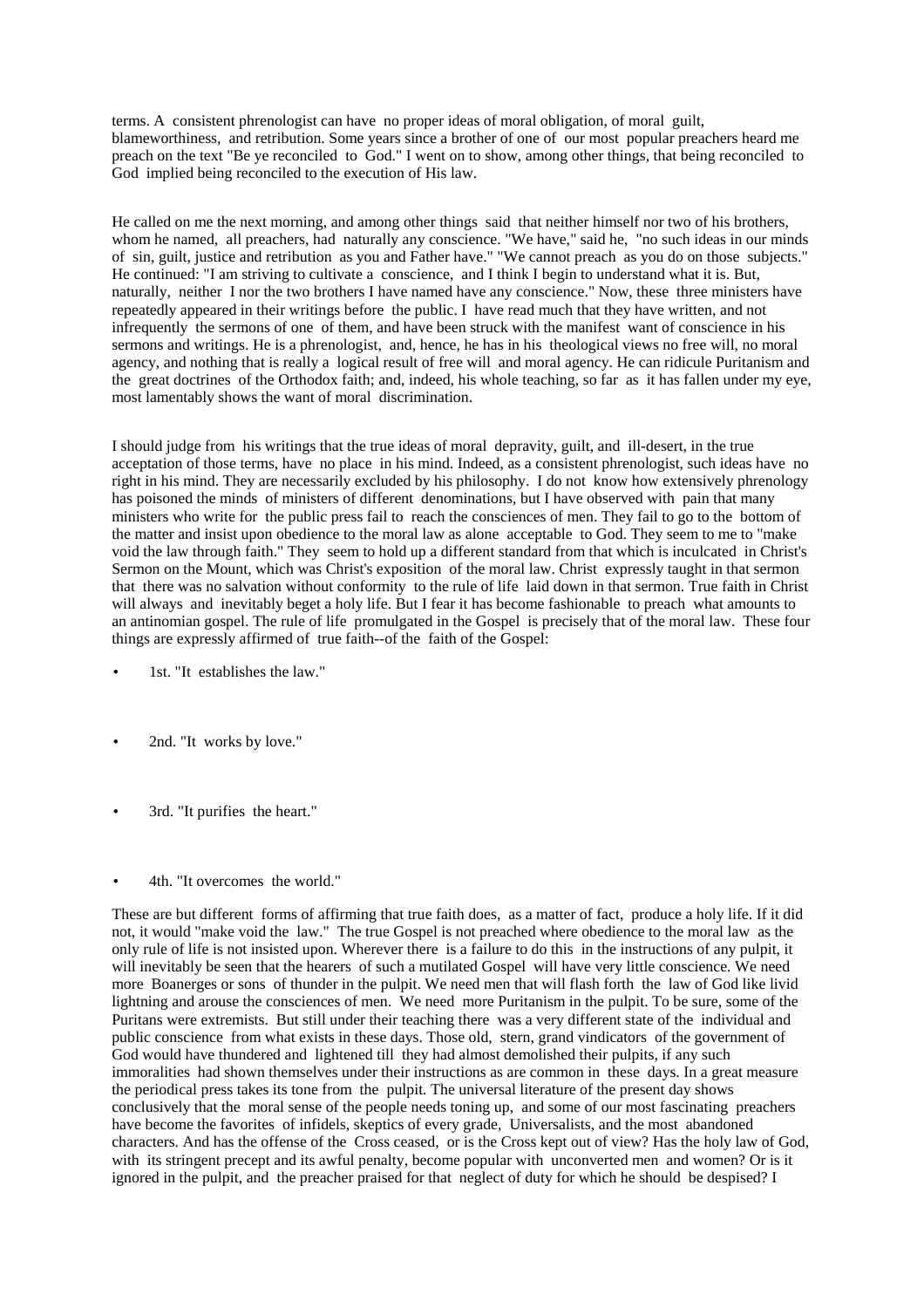terms. A consistent phrenologist can have no proper ideas of moral obligation, of moral guilt, blameworthiness, and retribution. Some years since a brother of one of our most popular preachers heard me preach on the text "Be ye reconciled to God." I went on to show, among other things, that being reconciled to God implied being reconciled to the execution of His law.

He called on me the next morning, and among other things said that neither himself nor two of his brothers, whom he named, all preachers, had naturally any conscience. "We have," said he, "no such ideas in our minds of sin, guilt, justice and retribution as you and Father have." "We cannot preach as you do on those subjects." He continued: "I am striving to cultivate a conscience, and I think I begin to understand what it is. But, naturally, neither I nor the two brothers I have named have any conscience." Now, these three ministers have repeatedly appeared in their writings before the public. I have read much that they have written, and not infrequently the sermons of one of them, and have been struck with the manifest want of conscience in his sermons and writings. He is a phrenologist, and, hence, he has in his theological views no free will, no moral agency, and nothing that is really a logical result of free will and moral agency. He can ridicule Puritanism and the great doctrines of the Orthodox faith; and, indeed, his whole teaching, so far as it has fallen under my eye, most lamentably shows the want of moral discrimination.

I should judge from his writings that the true ideas of moral depravity, guilt, and ill-desert, in the true acceptation of those terms, have no place in his mind. Indeed, as a consistent phrenologist, such ideas have no right in his mind. They are necessarily excluded by his philosophy. I do not know how extensively phrenology has poisoned the minds of ministers of different denominations, but I have observed with pain that many ministers who write for the public press fail to reach the consciences of men. They fail to go to the bottom of the matter and insist upon obedience to the moral law as alone acceptable to God. They seem to me to "make void the law through faith." They seem to hold up a different standard from that which is inculcated in Christ's Sermon on the Mount, which was Christ's exposition of the moral law. Christ expressly taught in that sermon that there was no salvation without conformity to the rule of life laid down in that sermon. True faith in Christ will always and inevitably beget a holy life. But I fear it has become fashionable to preach what amounts to an antinomian gospel. The rule of life promulgated in the Gospel is precisely that of the moral law. These four things are expressly affirmed of true faith--of the faith of the Gospel:

- 1st. "It establishes the law."
- 2nd. "It works by love."
- 3rd. "It purifies the heart."
- 4th. "It overcomes the world."

These are but different forms of affirming that true faith does, as a matter of fact, produce a holy life. If it did not, it would "make void the law." The true Gospel is not preached where obedience to the moral law as the only rule of life is not insisted upon. Wherever there is a failure to do this in the instructions of any pulpit, it will inevitably be seen that the hearers of such a mutilated Gospel will have very little conscience. We need more Boanerges or sons of thunder in the pulpit. We need men that will flash forth the law of God like livid lightning and arouse the consciences of men. We need more Puritanism in the pulpit. To be sure, some of the Puritans were extremists. But still under their teaching there was a very different state of the individual and public conscience from what exists in these days. Those old, stern, grand vindicators of the government of God would have thundered and lightened till they had almost demolished their pulpits, if any such immoralities had shown themselves under their instructions as are common in these days. In a great measure the periodical press takes its tone from the pulpit. The universal literature of the present day shows conclusively that the moral sense of the people needs toning up, and some of our most fascinating preachers have become the favorites of infidels, skeptics of every grade, Universalists, and the most abandoned characters. And has the offense of the Cross ceased, or is the Cross kept out of view? Has the holy law of God, with its stringent precept and its awful penalty, become popular with unconverted men and women? Or is it ignored in the pulpit, and the preacher praised for that neglect of duty for which he should be despised? I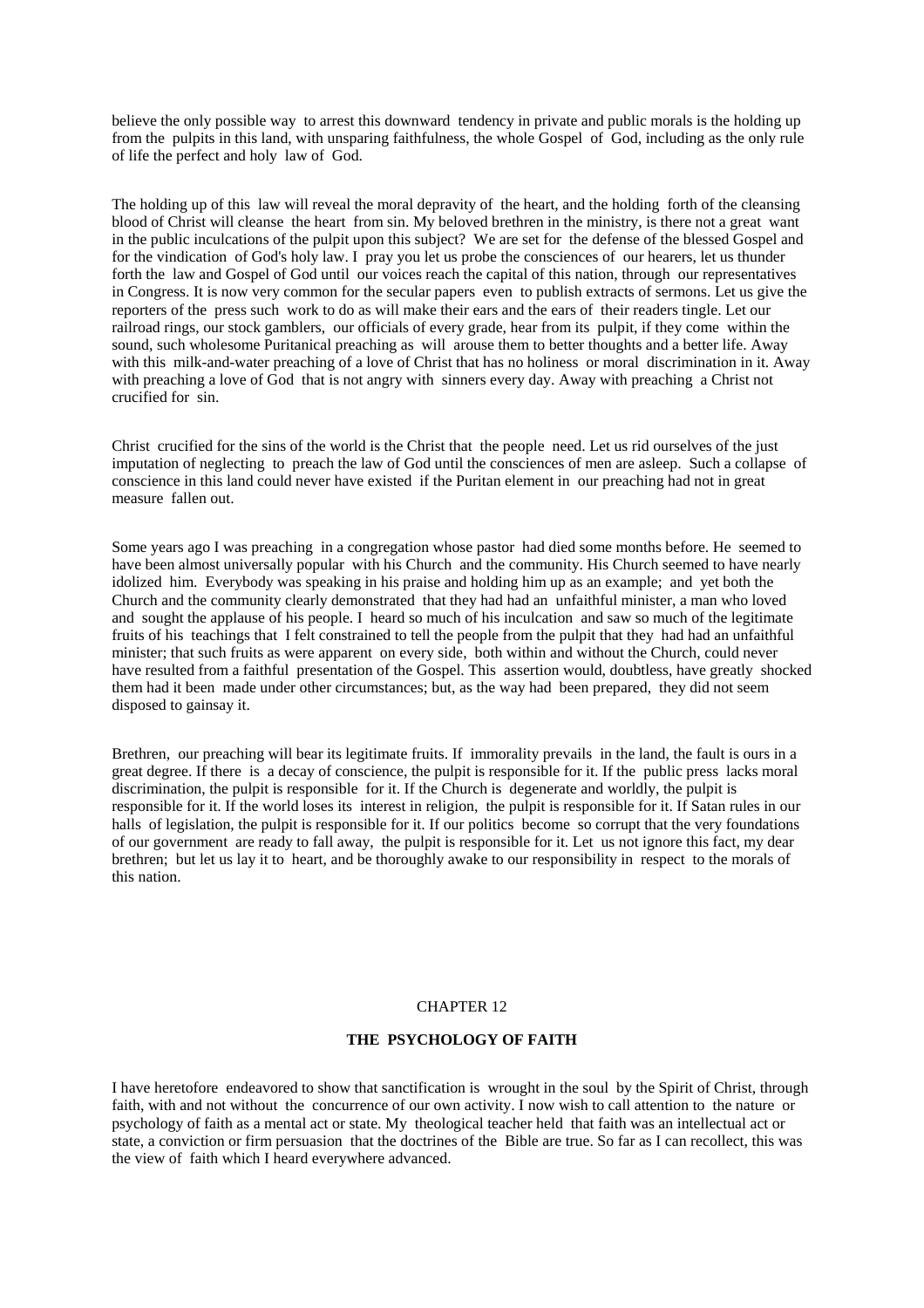believe the only possible way to arrest this downward tendency in private and public morals is the holding up from the pulpits in this land, with unsparing faithfulness, the whole Gospel of God, including as the only rule of life the perfect and holy law of God.

The holding up of this law will reveal the moral depravity of the heart, and the holding forth of the cleansing blood of Christ will cleanse the heart from sin. My beloved brethren in the ministry, is there not a great want in the public inculcations of the pulpit upon this subject? We are set for the defense of the blessed Gospel and for the vindication of God's holy law. I pray you let us probe the consciences of our hearers, let us thunder forth the law and Gospel of God until our voices reach the capital of this nation, through our representatives in Congress. It is now very common for the secular papers even to publish extracts of sermons. Let us give the reporters of the press such work to do as will make their ears and the ears of their readers tingle. Let our railroad rings, our stock gamblers, our officials of every grade, hear from its pulpit, if they come within the sound, such wholesome Puritanical preaching as will arouse them to better thoughts and a better life. Away with this milk-and-water preaching of a love of Christ that has no holiness or moral discrimination in it. Away with preaching a love of God that is not angry with sinners every day. Away with preaching a Christ not crucified for sin.

Christ crucified for the sins of the world is the Christ that the people need. Let us rid ourselves of the just imputation of neglecting to preach the law of God until the consciences of men are asleep. Such a collapse of conscience in this land could never have existed if the Puritan element in our preaching had not in great measure fallen out.

Some years ago I was preaching in a congregation whose pastor had died some months before. He seemed to have been almost universally popular with his Church and the community. His Church seemed to have nearly idolized him. Everybody was speaking in his praise and holding him up as an example; and yet both the Church and the community clearly demonstrated that they had had an unfaithful minister, a man who loved and sought the applause of his people. I heard so much of his inculcation and saw so much of the legitimate fruits of his teachings that I felt constrained to tell the people from the pulpit that they had had an unfaithful minister; that such fruits as were apparent on every side, both within and without the Church, could never have resulted from a faithful presentation of the Gospel. This assertion would, doubtless, have greatly shocked them had it been made under other circumstances; but, as the way had been prepared, they did not seem disposed to gainsay it.

Brethren, our preaching will bear its legitimate fruits. If immorality prevails in the land, the fault is ours in a great degree. If there is a decay of conscience, the pulpit is responsible for it. If the public press lacks moral discrimination, the pulpit is responsible for it. If the Church is degenerate and worldly, the pulpit is responsible for it. If the world loses its interest in religion, the pulpit is responsible for it. If Satan rules in our halls of legislation, the pulpit is responsible for it. If our politics become so corrupt that the very foundations of our government are ready to fall away, the pulpit is responsible for it. Let us not ignore this fact, my dear brethren; but let us lay it to heart, and be thoroughly awake to our responsibility in respect to the morals of this nation.

## CHAPTER 12

### THE PSYCHOLOGY OF FAITH

I have heretofore endeavored to show that sanctification is wrought in the soul by the Spirit of Christ, through faith, with and not without the concurrence of our own activity. I now wish to call attention to the nature or psychology of faith as a mental act or state. My theological teacher held that faith was an intellectual act or state, a conviction or firm persuasion that the doctrines of the Bible are true. So far as I can recollect, this was the view of faith which I heard everywhere advanced.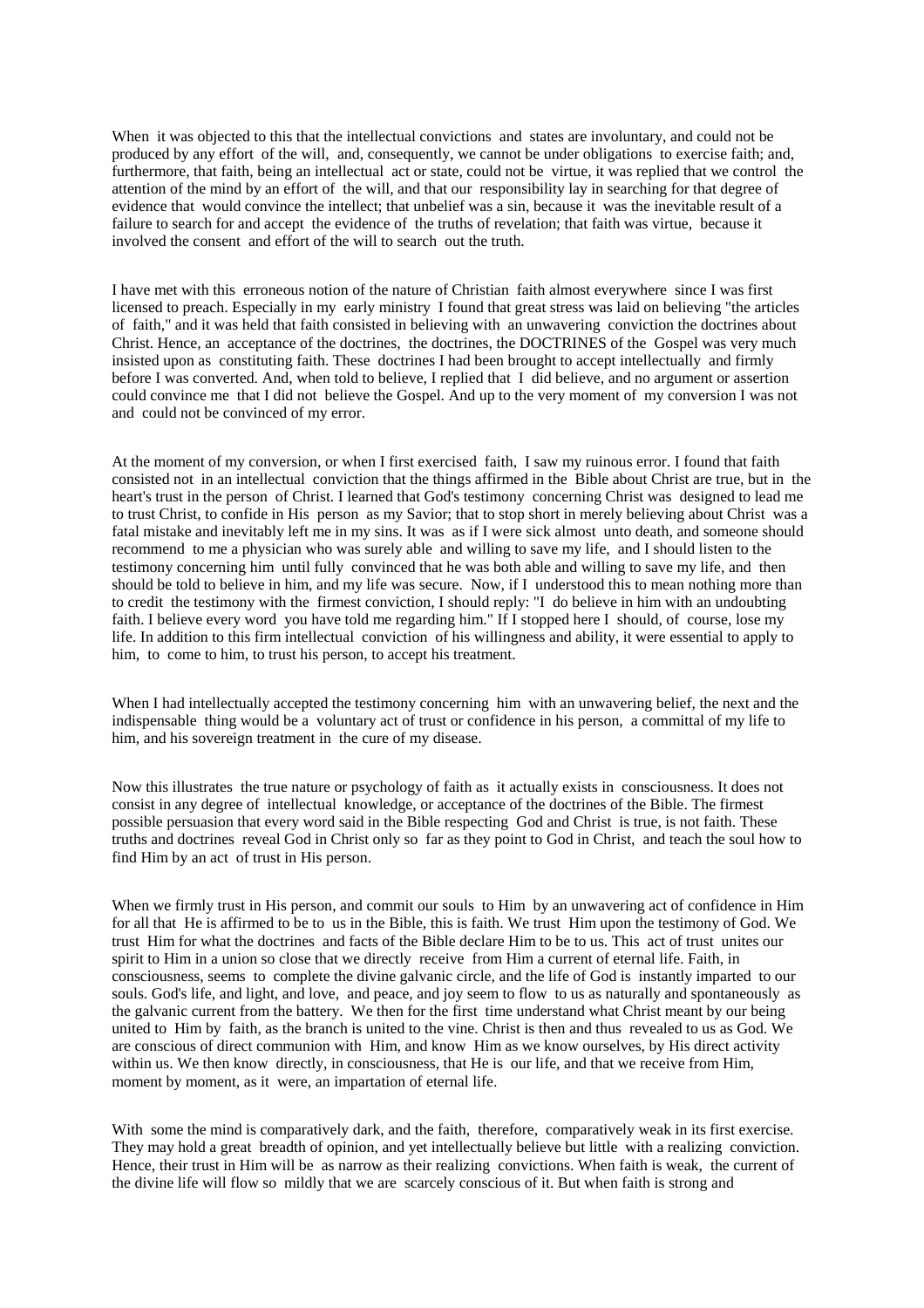When it was objected to this that the intellectual convictions and states are involuntary, and could not be produced by any effort of the will, and, consequently, we cannot be under obligations to exercise faith; and, furthermore, that faith, being an intellectual act or state, could not be virtue, it was replied that we control the attention of the mind by an effort of the will, and that our responsibility lay in searching for that degree of evidence that would convince the intellect; that unbelief was a sin, because it was the inevitable result of a failure to search for and accept the evidence of the truths of revelation; that faith was virtue, because it involved the consent and effort of the will to search out the truth.

I have met with this erroneous notion of the nature of Christian faith almost everywhere since I was first licensed to preach. Especially in my early ministry I found that great stress was laid on believing "the articles of faith," and it was held that faith consisted in believing with an unwavering conviction the doctrines about Christ. Hence, an acceptance of the doctrines, the doctrines, the DOCTRINES of the Gospel was very much insisted upon as constituting faith. These doctrines I had been brought to accept intellectually and firmly before I was converted. And, when told to believe, I replied that I did believe, and no argument or assertion could convince me that I did not believe the Gospel. And up to the very moment of my conversion I was not and could not be convinced of my error.

At the moment of my conversion, or when I first exercised faith, I saw my ruinous error. I found that faith consisted not in an intellectual conviction that the things affirmed in the Bible about Christ are true, but in the heart's trust in the person of Christ. I learned that God's testimony concerning Christ was designed to lead me to trust Christ, to confide in His person as my Savior; that to stop short in merely believing about Christ was a fatal mistake and inevitably left me in my sins. It was as if I were sick almost unto death, and someone should recommend to me a physician who was surely able and willing to save my life, and I should listen to the testimony concerning him until fully convinced that he was both able and willing to save my life, and then should be told to believe in him, and my life was secure. Now, if I understood this to mean nothing more than to credit the testimony with the firmest conviction, I should reply: "I do believe in him with an undoubting faith. I believe every word you have told me regarding him." If I stopped here I should, of course, lose my life. In addition to this firm intellectual conviction of his willingness and ability, it were essential to apply to him, to come to him, to trust his person, to accept his treatment.

When I had intellectually accepted the testimony concerning him with an unwavering belief, the next and the indispensable thing would be a voluntary act of trust or confidence in his person, a committal of my life to him, and his sovereign treatment in the cure of my disease.

Now this illustrates the true nature or psychology of faith as it actually exists in consciousness. It does not consist in any degree of intellectual knowledge, or acceptance of the doctrines of the Bible. The firmest possible persuasion that every word said in the Bible respecting God and Christ is true, is not faith. These truths and doctrines reveal God in Christ only so far as they point to God in Christ, and teach the soul how to find Him by an act of trust in His person.

When we firmly trust in His person, and commit our souls to Him by an unwavering act of confidence in Him for all that He is affirmed to be to us in the Bible, this is faith. We trust Him upon the testimony of God. We trust Him for what the doctrines and facts of the Bible declare Him to be to us. This act of trust unites our spirit to Him in a union so close that we directly receive from Him a current of eternal life. Faith, in consciousness, seems to complete the divine galvanic circle, and the life of God is instantly imparted to our souls. God's life, and light, and love, and peace, and joy seem to flow to us as naturally and spontaneously as the galvanic current from the battery. We then for the first time understand what Christ meant by our being united to Him by faith, as the branch is united to the vine. Christ is then and thus revealed to us as God. We are conscious of direct communion with Him, and know Him as we know ourselves, by His direct activity within us. We then know directly, in consciousness, that He is our life, and that we receive from Him, moment by moment, as it were, an impartation of eternal life.

With some the mind is comparatively dark, and the faith, therefore, comparatively weak in its first exercise. They may hold a great breadth of opinion, and yet intellectually believe but little with a realizing conviction. Hence, their trust in Him will be as narrow as their realizing convictions. When faith is weak, the current of the divine life will flow so mildly that we are scarcely conscious of it. But when faith is strong and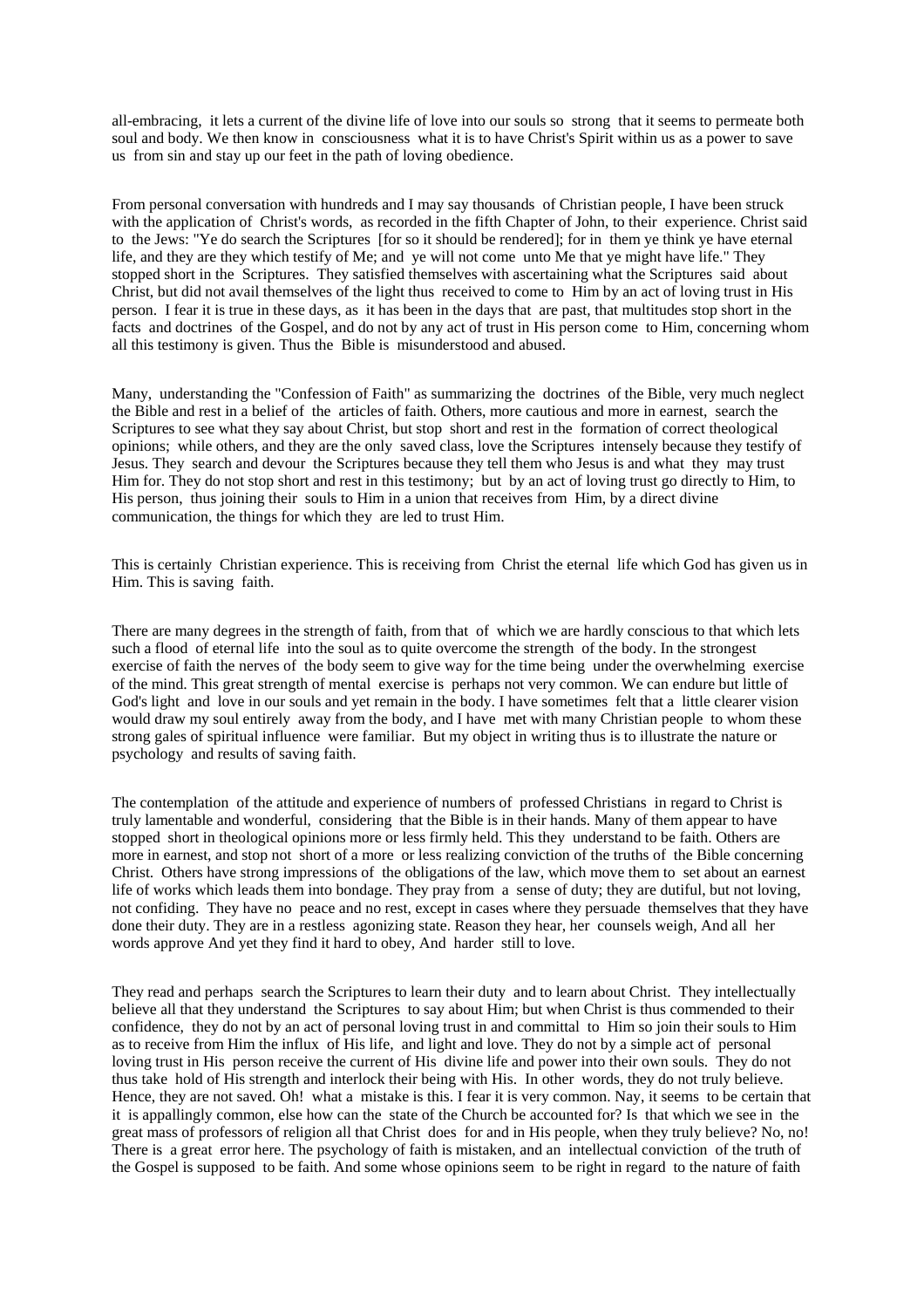all-embracing, it lets a current of the divine life of love into our souls so strong that it seems to permeate both soul and body. We then know in consciousness what it is to have Christ's Spirit within us as a power to save us from sin and stay up our feet in the path of loving obedience.

From personal conversation with hundreds and I may say thousands of Christian people, I have been struck with the application of Christ's words, as recorded in the fifth Chapter of John, to their experience. Christ said to the Jews: "Ye do search the Scriptures [for so it should be rendered]; for in them ye think ye have eternal life, and they are they which testify of Me; and ye will not come unto Me that ye might have life." They stopped short in the Scriptures. They satisfied themselves with ascertaining what the Scriptures said about Christ, but did not avail themselves of the light thus received to come to Him by an act of loving trust in His person. I fear it is true in these days, as it has been in the days that are past, that multitudes stop short in the facts and doctrines of the Gospel, and do not by any act of trust in His person come to Him, concerning whom all this testimony is given. Thus the Bible is misunderstood and abused.

Many, understanding the "Confession of Faith" as summarizing the doctrines of the Bible, very much neglect the Bible and rest in a belief of the articles of faith. Others, more cautious and more in earnest, search the Scriptures to see what they say about Christ, but stop short and rest in the formation of correct theological opinions; while others, and they are the only saved class, love the Scriptures intensely because they testify of Jesus. They search and devour the Scriptures because they tell them who Jesus is and what they may trust Him for. They do not stop short and rest in this testimony; but by an act of loving trust go directly to Him, to His person, thus joining their souls to Him in a union that receives from Him, by a direct divine communication, the things for which they are led to trust Him.

This is certainly Christian experience. This is receiving from Christ the eternal life which God has given us in Him. This is saving faith.

There are many degrees in the strength of faith, from that of which we are hardly conscious to that which lets such a flood of eternal life into the soul as to quite overcome the strength of the body. In the strongest exercise of faith the nerves of the body seem to give way for the time being under the overwhelming exercise of the mind. This great strength of mental exercise is perhaps not very common. We can endure but little of God's light and love in our souls and yet remain in the body. I have sometimes felt that a little clearer vision would draw my soul entirely away from the body, and I have met with many Christian people to whom these strong gales of spiritual influence were familiar. But my object in writing thus is to illustrate the nature or psychology and results of saving faith.

The contemplation of the attitude and experience of numbers of professed Christians in regard to Christ is truly lamentable and wonderful, considering that the Bible is in their hands. Many of them appear to have stopped short in theological opinions more or less firmly held. This they understand to be faith. Others are more in earnest, and stop not short of a more or less realizing conviction of the truths of the Bible concerning Christ. Others have strong impressions of the obligations of the law, which move them to set about an earnest life of works which leads them into bondage. They pray from a sense of duty; they are dutiful, but not loving, not confiding. They have no peace and no rest, except in cases where they persuade themselves that they have done their duty. They are in a restless agonizing state. Reason they hear, her counsels weigh, And all her words approve And yet they find it hard to obey, And harder still to love.

They read and perhaps search the Scriptures to learn their duty and to learn about Christ. They intellectually believe all that they understand the Scriptures to say about Him; but when Christ is thus commended to their confidence, they do not by an act of personal loving trust in and committal to Him so join their souls to Him as to receive from Him the influx of His life, and light and love. They do not by a simple act of personal loving trust in His person receive the current of His divine life and power into their own souls. They do not thus take hold of His strength and interlock their being with His. In other words, they do not truly believe. Hence, they are not saved. Oh! what a mistake is this. I fear it is very common. Nay, it seems to be certain that it is appallingly common, else how can the state of the Church be accounted for? Is that which we see in the great mass of professors of religion all that Christ does for and in His people, when they truly believe? No, no! There is a great error here. The psychology of faith is mistaken, and an intellectual conviction of the truth of the Gospel is supposed to be faith. And some whose opinions seem to be right in regard to the nature of faith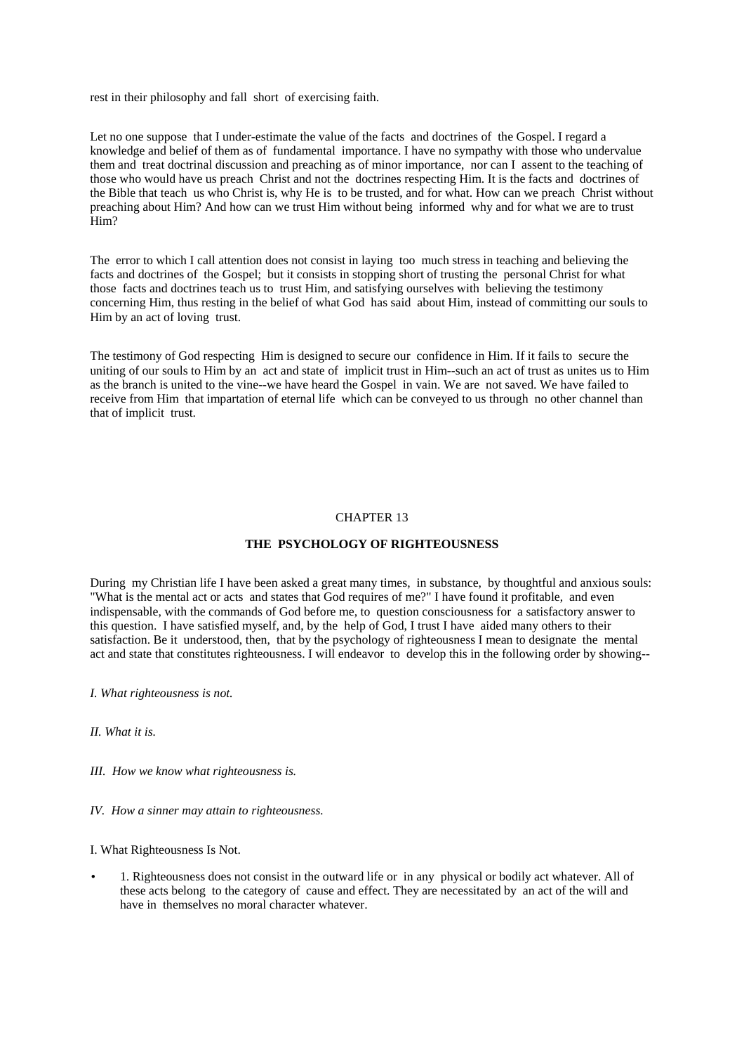rest in their philosophy and fall short of exercising faith.

Let no one suppose that I under-estimate the value of the facts and doctrines of the Gospel. I regard a knowledge and belief of them as of fundamental importance. I have no sympathy with those who undervalue them and treat doctrinal discussion and preaching as of minor importance, nor can I assent to the teaching of those who would have us preach Christ and not the doctrines respecting Him. It is the facts and doctrines of the Bible that teach us who Christ is, why He is to be trusted, and for what. How can we preach Christ without preaching about Him? And how can we trust Him without being informed why and for what we are to trust Him?

The error to which I call attention does not consist in laying too much stress in teaching and believing the facts and doctrines of the Gospel; but it consists in stopping short of trusting the personal Christ for what those facts and doctrines teach us to trust Him, and satisfying ourselves with believing the testimony concerning Him, thus resting in the belief of what God has said about Him, instead of committing our souls to Him by an act of loving trust.

The testimony of God respecting Him is designed to secure our confidence in Him. If it fails to secure the uniting of our souls to Him by an act and state of implicit trust in Him--such an act of trust as unites us to Him as the branch is united to the vine--we have heard the Gospel in vain. We are not saved. We have failed to receive from Him that impartation of eternal life which can be conveyed to us through no other channel than that of implicit trust.

# CHAPTER 13

## THE PSYCHOLOGY OF RIGHTEOUSNESS

During my Christian life I have been asked a great many times, in substance, by thoughtful and anxious souls: "What is the mental act or acts and states that God requires of me?" I have found it profitable, and even indispensable, with the commands of God before me, to question consciousness for a satisfactory answer to this question. I have satisfied myself, and, by the help of God, I trust I have aided many others to their satisfaction. Be it understood, then, that by the psychology of righteousness I mean to designate the mental act and state that constitutes righteousness. I will endeavor to develop this in the following order by showing--

*I. What righteousness is not.*

*II. What it is.*

*III. How we know what righteousness is.*

*IV. How a sinner may attain to righteousness.*

I. What Righteousness Is Not.

- 1. Righteousness does not consist in the outward life or in any physical or bodily act whatever. All of these acts belong to the category of cause and effect. They are necessitated by an act of the will and have in themselves no moral character whatever.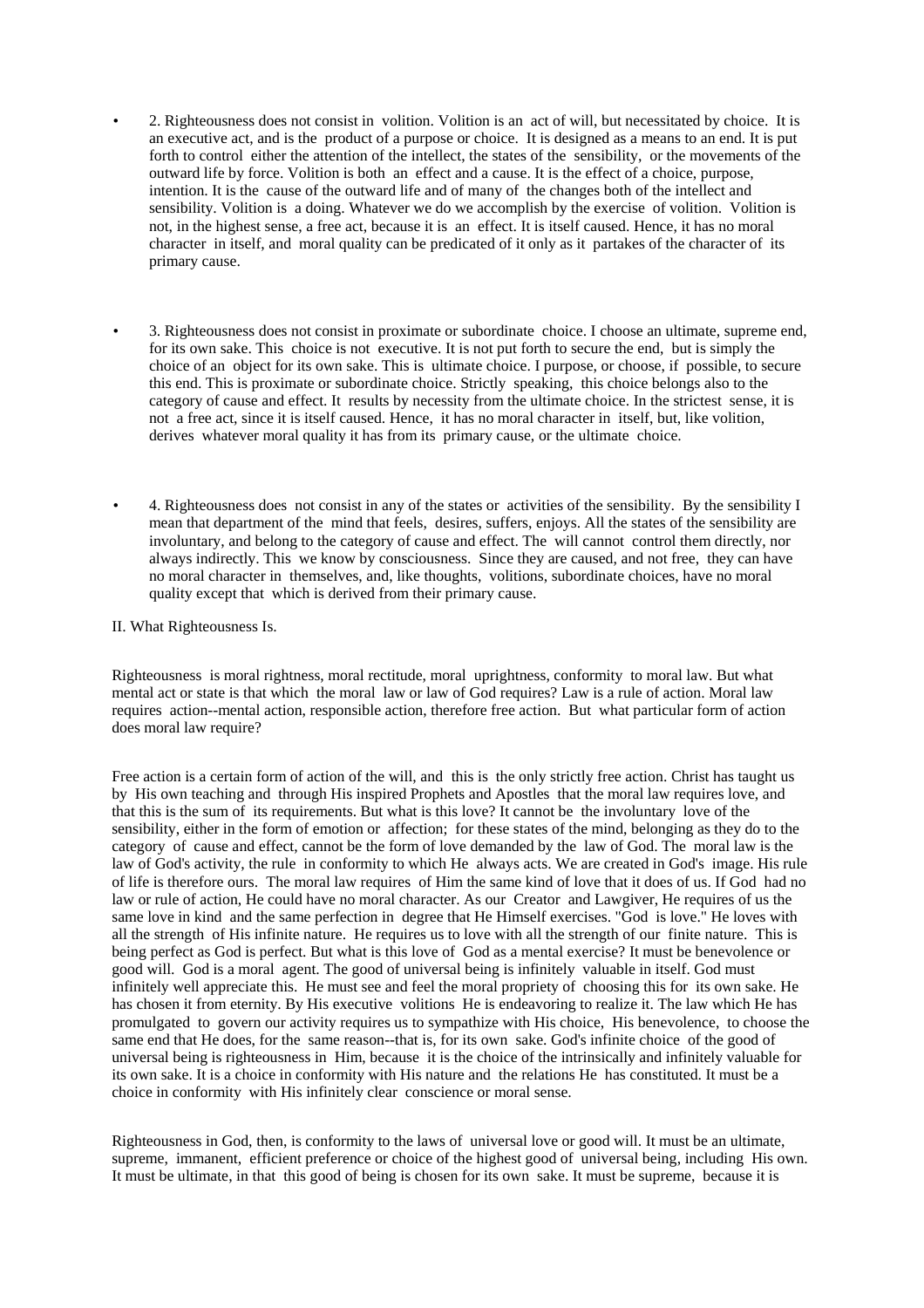- 2. Righteousness does not consist in volition. Volition is an act of will, but necessitated by choice. It is an executive act, and is the product of a purpose or choice. It is designed as a means to an end. It is put forth to control either the attention of the intellect, the states of the sensibility, or the movements of the outward life by force. Volition is both an effect and a cause. It is the effect of a choice, purpose, intention. It is the cause of the outward life and of many of the changes both of the intellect and sensibility. Volition is a doing. Whatever we do we accomplish by the exercise of volition. Volition is not, in the highest sense, a free act, because it is an effect. It is itself caused. Hence, it has no moral character in itself, and moral quality can be predicated of it only as it partakes of the character of its primary cause.

- 3. Righteousness does not consist in proximate or subordinate choice. I choose an ultimate, supreme end, for its own sake. This choice is not executive. It is not put forth to secure the end, but is simply the choice of an object for its own sake. This is ultimate choice. I purpose, or choose, if possible, to secure this end. This is proximate or subordinate choice. Strictly speaking, this choice belongs also to the category of cause and effect. It results by necessity from the ultimate choice. In the strictest sense, it is not a free act, since it is itself caused. Hence, it has no moral character in itself, but, like volition, derives whatever moral quality it has from its primary cause, or the ultimate choice.

- 4. Righteousness does not consist in any of the states or activities of the sensibility. By the sensibility I mean that department of the mind that feels, desires, suffers, enjoys. All the states of the sensibility are involuntary, and belong to the category of cause and effect. The will cannot control them directly, nor always indirectly. This we know by consciousness. Since they are caused, and not free, they can have no moral character in themselves, and, like thoughts, volitions, subordinate choices, have no moral quality except that which is derived from their primary cause.

II. What Righteousness Is.

Righteousness is moral rightness, moral rectitude, moral uprightness, conformity to moral law. But what mental act or state is that which the moral law or law of God requires? Law is a rule of action. Moral law requires action--mental action, responsible action, therefore free action. But what particular form of action does moral law require?

Free action is a certain form of action of the will, and this is the only strictly free action. Christ has taught us by His own teaching and through His inspired Prophets and Apostles that the moral law requires love, and that this is the sum of its requirements. But what is this love? It cannot be the involuntary love of the sensibility, either in the form of emotion or affection; for these states of the mind, belonging as they do to the category of cause and effect, cannot be the form of love demanded by the law of God. The moral law is the law of God's activity, the rule in conformity to which He always acts. We are created in God's image. His rule of life is therefore ours. The moral law requires of Him the same kind of love that it does of us. If God had no law or rule of action, He could have no moral character. As our Creator and Lawgiver, He requires of us the same love in kind and the same perfection in degree that He Himself exercises. "God is love." He loves with all the strength of His infinite nature. He requires us to love with all the strength of our finite nature. This is being perfect as God is perfect. But what is this love of God as a mental exercise? It must be benevolence or good will. God is a moral agent. The good of universal being is infinitely valuable in itself. God must infinitely well appreciate this. He must see and feel the moral propriety of choosing this for its own sake. He has chosen it from eternity. By His executive volitions He is endeavoring to realize it. The law which He has promulgated to govern our activity requires us to sympathize with His choice, His benevolence, to choose the same end that He does, for the same reason--that is, for its own sake. God's infinite choice of the good of universal being is righteousness in Him, because it is the choice of the intrinsically and infinitely valuable for its own sake. It is a choice in conformity with His nature and the relations He has constituted. It must be a choice in conformity with His infinitely clear conscience or moral sense.

Righteousness in God, then, is conformity to the laws of universal love or good will. It must be an ultimate, supreme, immanent, efficient preference or choice of the highest good of universal being, including His own. It must be ultimate, in that this good of being is chosen for its own sake. It must be supreme, because it is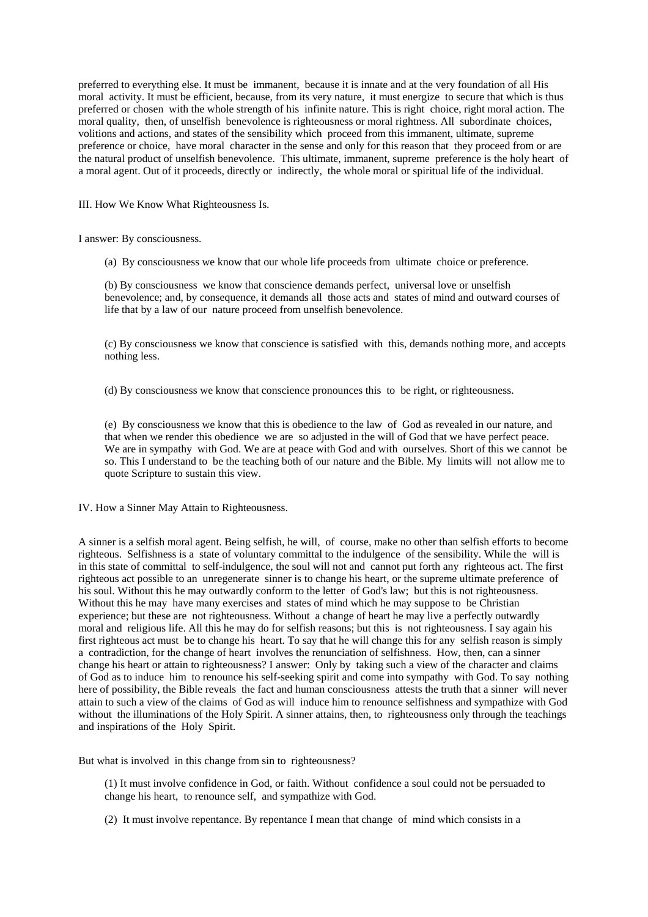preferred to everything else. It must be immanent, because it is innate and at the very foundation of all His moral activity. It must be efficient, because, from its very nature, it must energize to secure that which is thus preferred or chosen with the whole strength of his infinite nature. This is right choice, right moral action. The moral quality, then, of unselfish benevolence is righteousness or moral rightness. All subordinate choices, volitions and actions, and states of the sensibility which proceed from this immanent, ultimate, supreme preference or choice, have moral character in the sense and only for this reason that they proceed from or are the natural product of unselfish benevolence. This ultimate, immanent, supreme preference is the holy heart of a moral agent. Out of it proceeds, directly or indirectly, the whole moral or spiritual life of the individual.

III. How We Know What Righteousness Is.

I answer: By consciousness.

(a) By consciousness we know that our whole life proceeds from ultimate choice or preference.

(b) By consciousness we know that conscience demands perfect, universal love or unselfish benevolence; and, by consequence, it demands all those acts and states of mind and outward courses of life that by a law of our nature proceed from unselfish benevolence.

(c) By consciousness we know that conscience is satisfied with this, demands nothing more, and accepts nothing less.

(d) By consciousness we know that conscience pronounces this to be right, or righteousness.

(e) By consciousness we know that this is obedience to the law of God as revealed in our nature, and that when we render this obedience we are so adjusted in the will of God that we have perfect peace. We are in sympathy with God. We are at peace with God and with ourselves. Short of this we cannot be so. This I understand to be the teaching both of our nature and the Bible. My limits will not allow me to quote Scripture to sustain this view.

IV. How a Sinner May Attain to Righteousness.

A sinner is a selfish moral agent. Being selfish, he will, of course, make no other than selfish efforts to become righteous. Selfishness is a state of voluntary committal to the indulgence of the sensibility. While the will is in this state of committal to self-indulgence, the soul will not and cannot put forth any righteous act. The first righteous act possible to an unregenerate sinner is to change his heart, or the supreme ultimate preference of his soul. Without this he may outwardly conform to the letter of God's law; but this is not righteousness. Without this he may have many exercises and states of mind which he may suppose to be Christian experience; but these are not righteousness. Without a change of heart he may live a perfectly outwardly moral and religious life. All this he may do for selfish reasons; but this is not righteousness. I say again his first righteous act must be to change his heart. To say that he will change this for any selfish reason is simply a contradiction, for the change of heart involves the renunciation of selfishness. How, then, can a sinner change his heart or attain to righteousness? I answer: Only by taking such a view of the character and claims of God as to induce him to renounce his self-seeking spirit and come into sympathy with God. To say nothing here of possibility, the Bible reveals the fact and human consciousness attests the truth that a sinner will never attain to such a view of the claims of God as will induce him to renounce selfishness and sympathize with God without the illuminations of the Holy Spirit. A sinner attains, then, to righteousness only through the teachings and inspirations of the Holy Spirit.

But what is involved in this change from sin to righteousness?

(1) It must involve confidence in God, or faith. Without confidence a soul could not be persuaded to change his heart, to renounce self, and sympathize with God.

(2) It must involve repentance. By repentance I mean that change of mind which consists in a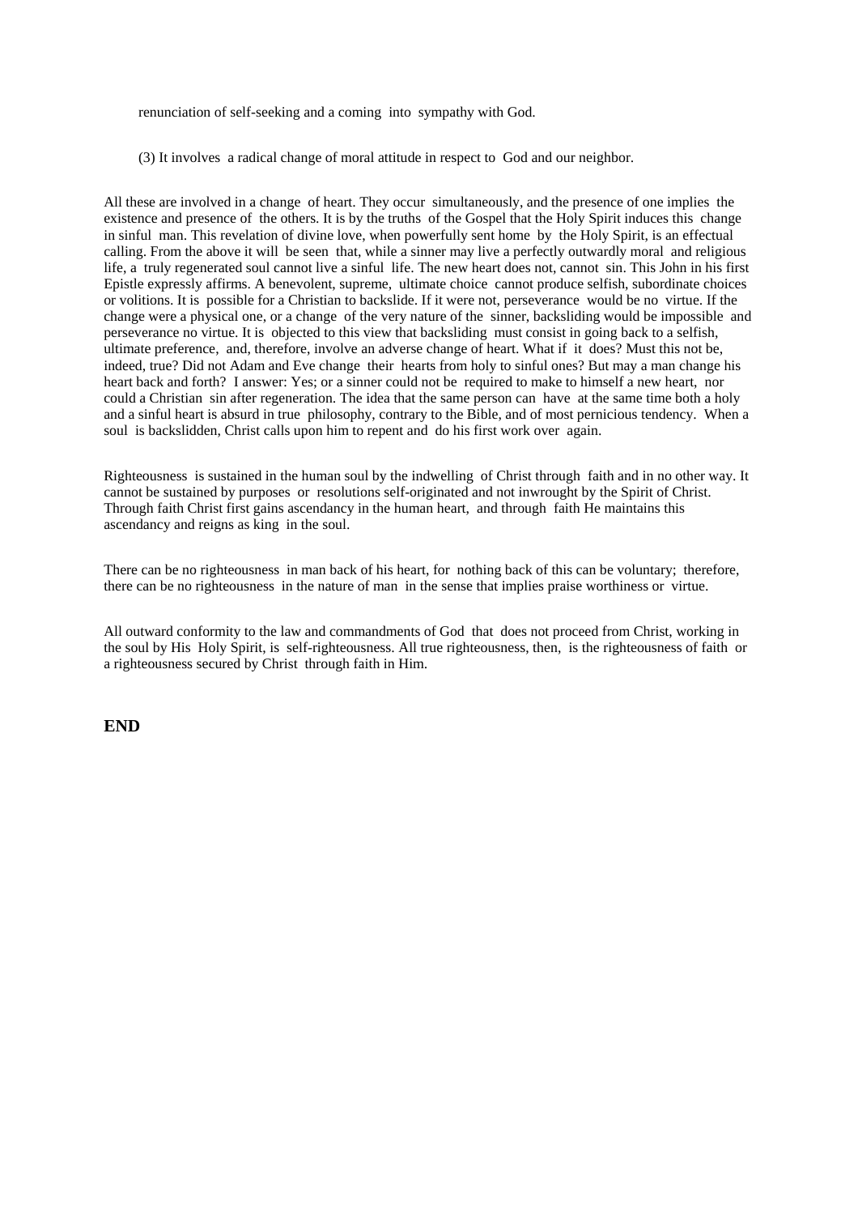renunciation of self-seeking and a coming into sympathy with God.

(3) It involves a radical change of moral attitude in respect to God and our neighbor.

All these are involved in a change of heart. They occur simultaneously, and the presence of one implies the existence and presence of the others. It is by the truths of the Gospel that the Holy Spirit induces this change in sinful man. This revelation of divine love, when powerfully sent home by the Holy Spirit, is an effectual calling. From the above it will be seen that, while a sinner may live a perfectly outwardly moral and religious life, a truly regenerated soul cannot live a sinful life. The new heart does not, cannot sin. This John in his first Epistle expressly affirms. A benevolent, supreme, ultimate choice cannot produce selfish, subordinate choices or volitions. It is possible for a Christian to backslide. If it were not, perseverance would be no virtue. If the change were a physical one, or a change of the very nature of the sinner, backsliding would be impossible and perseverance no virtue. It is objected to this view that backsliding must consist in going back to a selfish, ultimate preference, and, therefore, involve an adverse change of heart. What if it does? Must this not be, indeed, true? Did not Adam and Eve change their hearts from holy to sinful ones? But may a man change his heart back and forth? I answer: Yes; or a sinner could not be required to make to himself a new heart, nor could a Christian sin after regeneration. The idea that the same person can have at the same time both a holy and a sinful heart is absurd in true philosophy, contrary to the Bible, and of most pernicious tendency. When a soul is backslidden, Christ calls upon him to repent and do his first work over again.

Righteousness is sustained in the human soul by the indwelling of Christ through faith and in no other way. It cannot be sustained by purposes or resolutions self-originated and not inwrought by the Spirit of Christ. Through faith Christ first gains ascendancy in the human heart, and through faith He maintains this ascendancy and reigns as king in the soul.

There can be no righteousness in man back of his heart, for nothing back of this can be voluntary; therefore, there can be no righteousness in the nature of man in the sense that implies praise worthiness or virtue.

All outward conformity to the law and commandments of God that does not proceed from Christ, working in the soul by His Holy Spirit, is self-righteousness. All true righteousness, then, is the righteousness of faith or a righteousness secured by Christ through faith in Him.

**END**